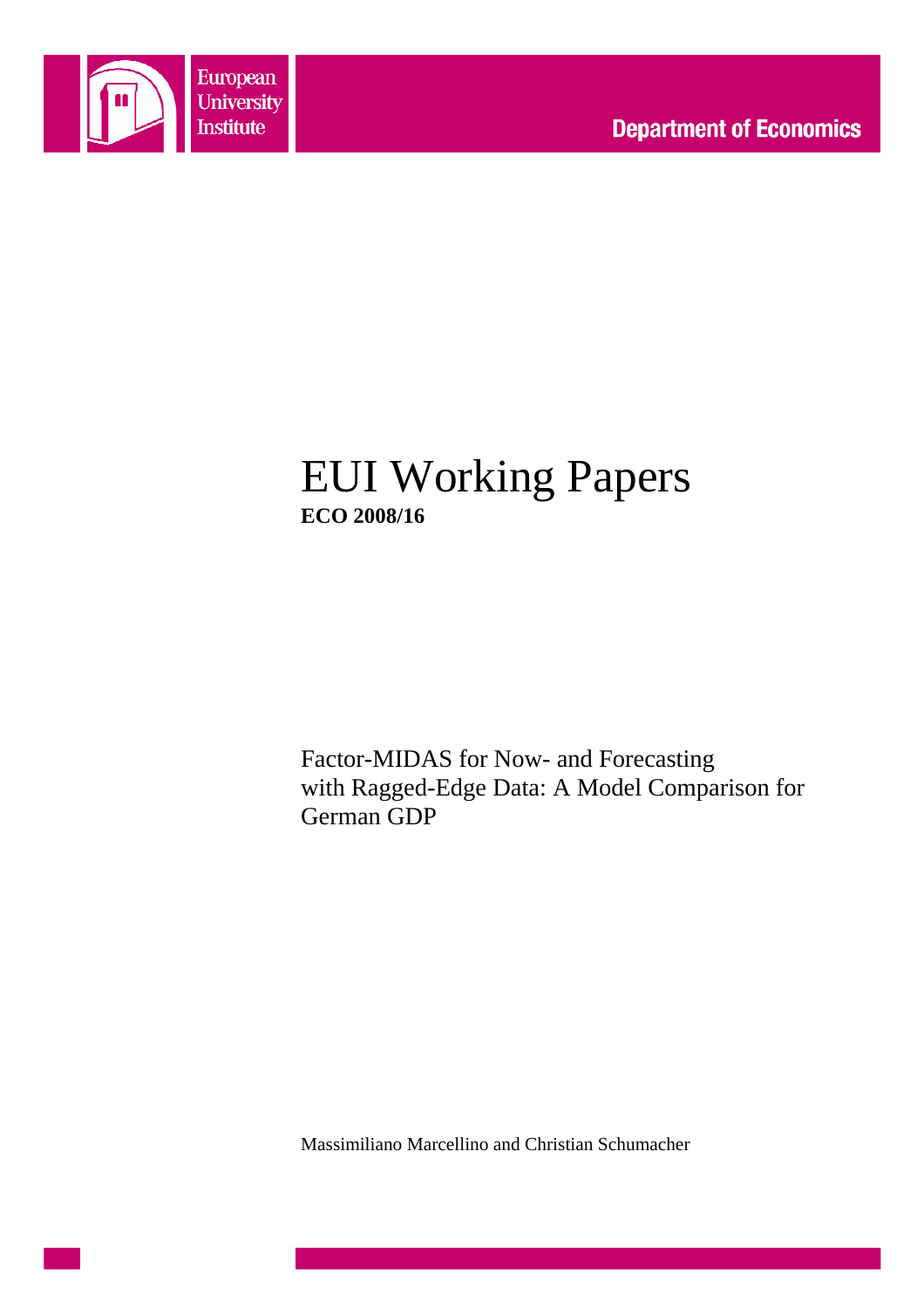European University Institute

Department of Economics

# EUI Working Papers

**ECO 2008/16**

Factor-MIDAS for Now- and Forecasting with Ragged-Edge Data: A Model Comparison for German GDP

Massimiliano Marcellino and Christian Schumacher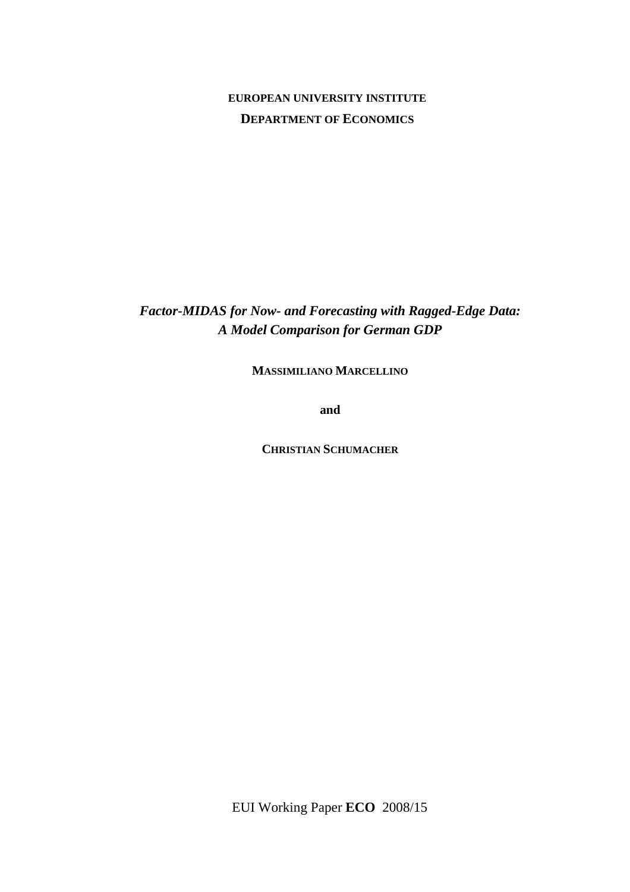**EUROPEAN UNIVERSITY INSTITUTE**

**DEPARTMENT OF ECONOMICS**

# *Factor-MIDAS for Now- and Forecasting with Ragged-Edge Data: A Model Comparison for German GDP*

**MASSIMILIANO MARCELLINO**

**and**

**CHRISTIAN SCHUMACHER**

EUI Working Paper **ECO** 2008/15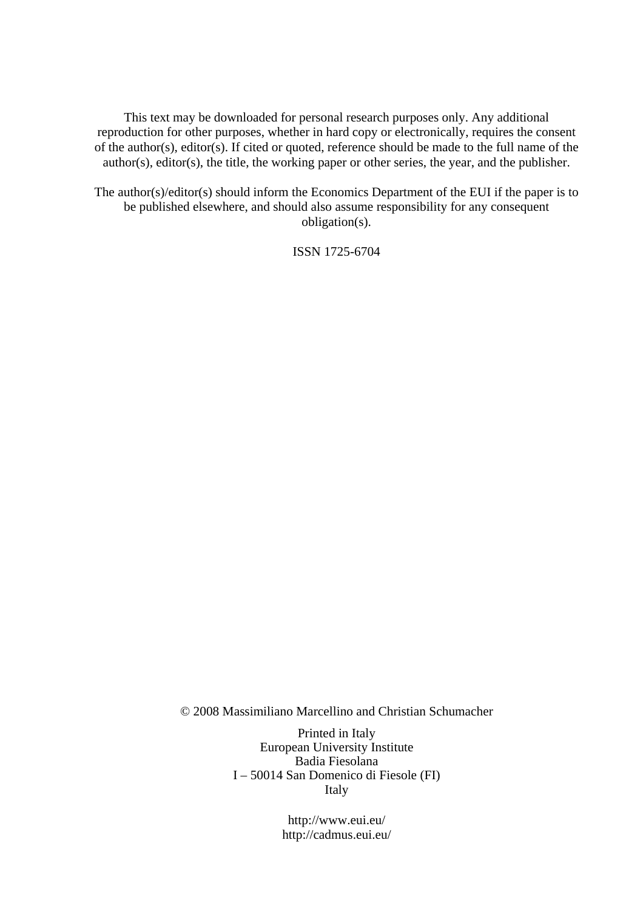This text may be downloaded for personal research purposes only. Any additional reproduction for other purposes, whether in hard copy or electronically, requires the consent of the author(s), editor(s). If cited or quoted, reference should be made to the full name of the author(s), editor(s), the title, the working paper or other series, the year, and the publisher.

The author(s)/editor(s) should inform the Economics Department of the EUI if the paper is to be published elsewhere, and should also assume responsibility for any consequent obligation(s).

ISSN 1725-6704

© 2008 Massimiliano Marcellino and Christian Schumacher

Printed in Italy
European University Institute
Badia Fiesolana
I – 50014 San Domenico di Fiesole (FI)
Italy

http://www.eui.eu/
http://cadmus.eui.eu/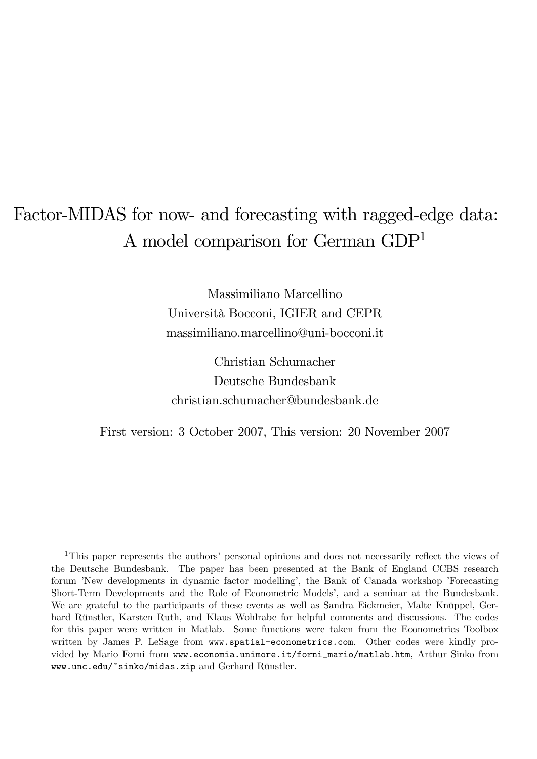# Factor-MIDAS for now- and forecasting with ragged-edge data: A model comparison for German GDP[1]

Massimiliano Marcellino
Università Bocconi, IGIER and CEPR
massimiliano.marcellino@uni-bocconi.it

Christian Schumacher
Deutsche Bundesbank
christian.schumacher@bundesbank.de

First version: 3 October 2007, This version: 20 November 2007

[1]This paper represents the authors' personal opinions and does not necessarily reflect the views of the Deutsche Bundesbank. The paper has been presented at the Bank of England CCBS research forum 'New developments in dynamic factor modelling', the Bank of Canada workshop 'Forecasting Short-Term Developments and the Role of Econometric Models', and a seminar at the Bundesbank. We are grateful to the participants of these events as well as Sandra Eickmeier, Malte Knüppel, Gerhard Rünstler, Karsten Ruth, and Klaus Wohlrabe for helpful comments and discussions. The codes for this paper were written in Matlab. Some functions were taken from the Econometrics Toolbox written by James P. LeSage from `www.spatial-econometrics.com`. Other codes were kindly provided by Mario Forni from `www.economia.unimore.it/forni_mario/matlab.htm`, Arthur Sinko from `www.unc.edu/~sinko/midas.zip` and Gerhard Rünstler.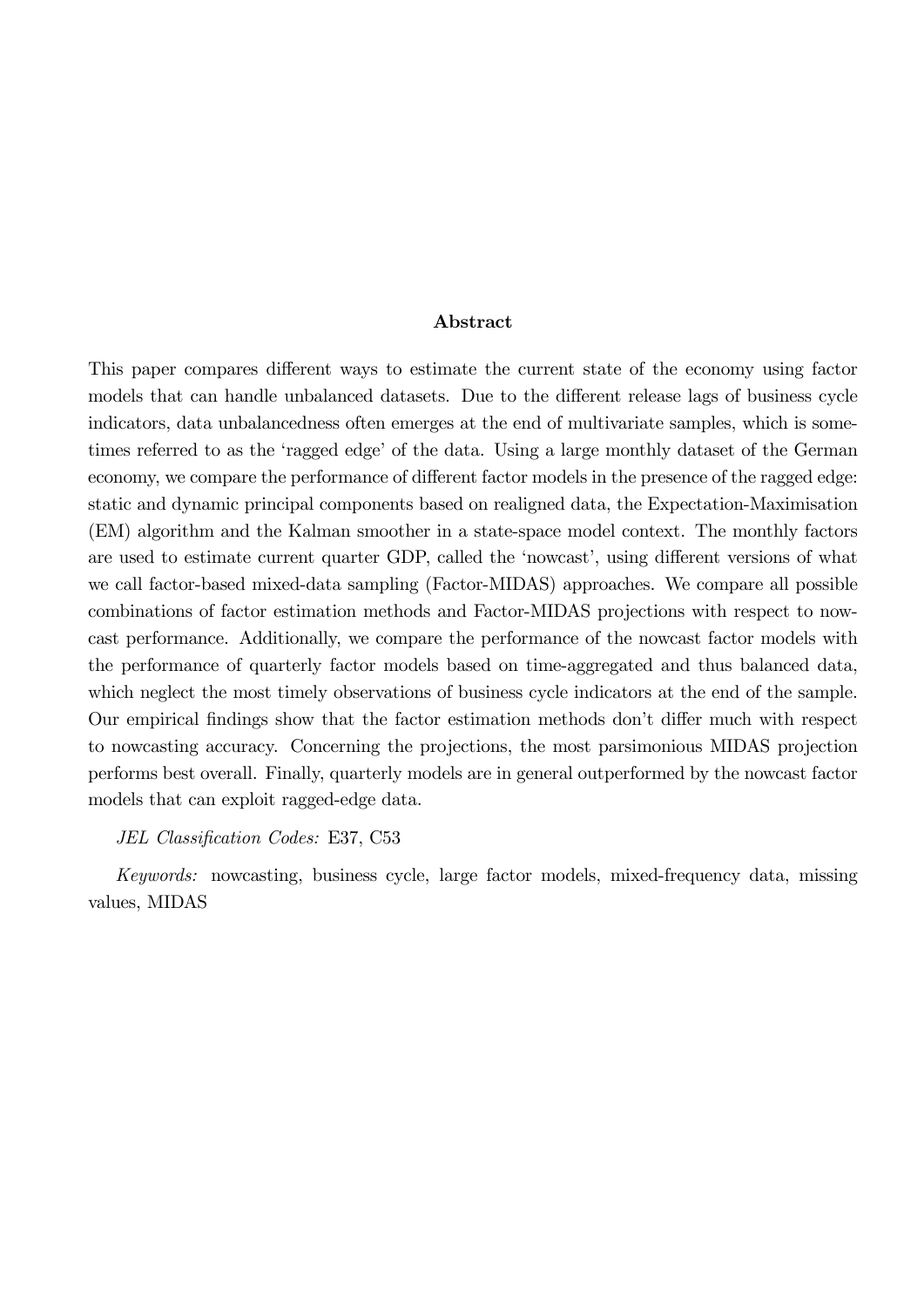## Abstract

This paper compares different ways to estimate the current state of the economy using factor models that can handle unbalanced datasets. Due to the different release lags of business cycle indicators, data unbalancedness often emerges at the end of multivariate samples, which is sometimes referred to as the 'ragged edge' of the data. Using a large monthly dataset of the German economy, we compare the performance of different factor models in the presence of the ragged edge: static and dynamic principal components based on realigned data, the Expectation-Maximisation (EM) algorithm and the Kalman smoother in a state-space model context. The monthly factors are used to estimate current quarter GDP, called the 'nowcast', using different versions of what we call factor-based mixed-data sampling (Factor-MIDAS) approaches. We compare all possible combinations of factor estimation methods and Factor-MIDAS projections with respect to nowcast performance. Additionally, we compare the performance of the nowcast factor models with the performance of quarterly factor models based on time-aggregated and thus balanced data, which neglect the most timely observations of business cycle indicators at the end of the sample. Our empirical findings show that the factor estimation methods don't differ much with respect to nowcasting accuracy. Concerning the projections, the most parsimonious MIDAS projection performs best overall. Finally, quarterly models are in general outperformed by the nowcast factor models that can exploit ragged-edge data.

*JEL Classification Codes:* E37, C53

*Keywords:* nowcasting, business cycle, large factor models, mixed-frequency data, missing values, MIDAS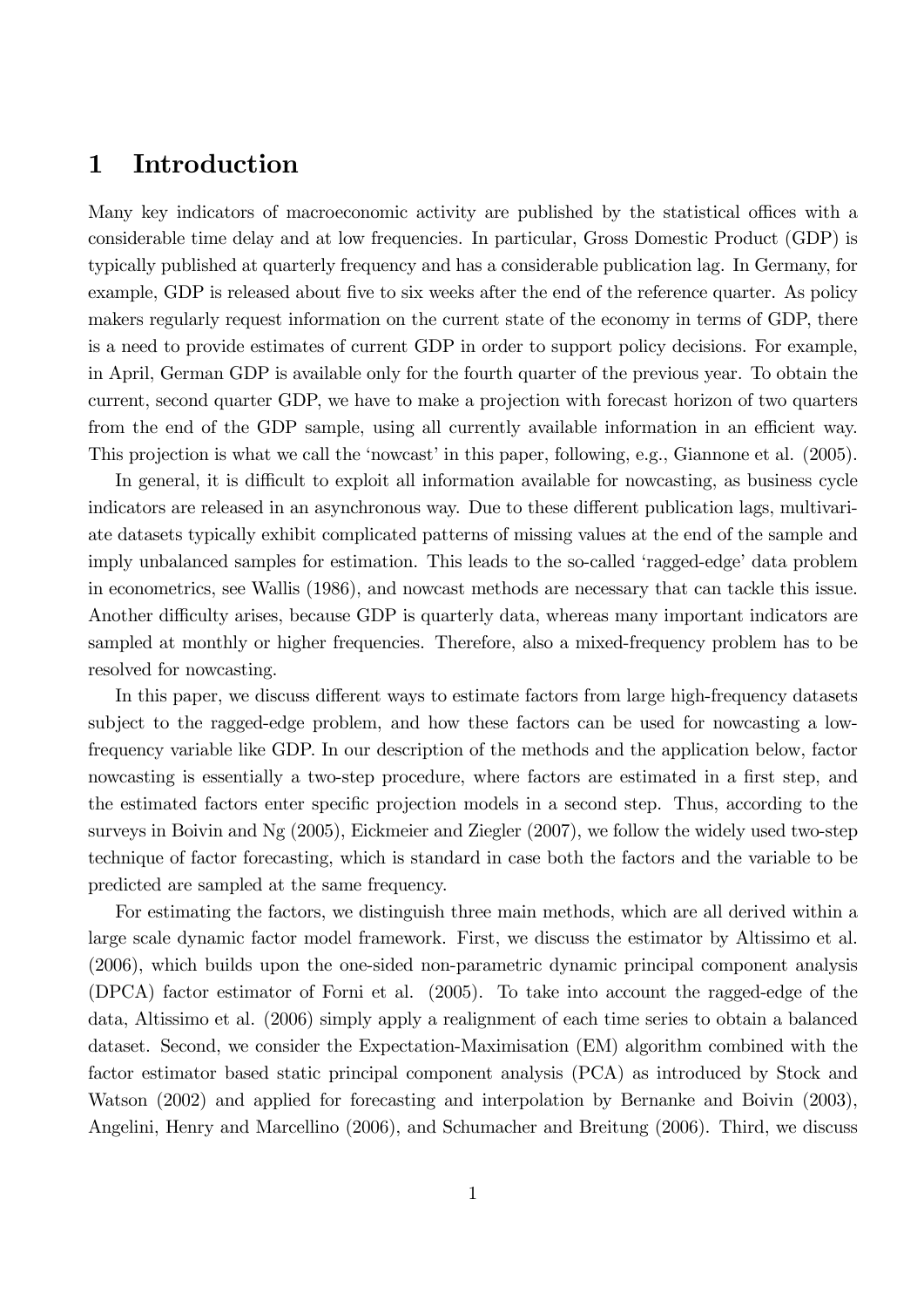# 1 Introduction

Many key indicators of macroeconomic activity are published by the statistical offices with a considerable time delay and at low frequencies. In particular, Gross Domestic Product (GDP) is typically published at quarterly frequency and has a considerable publication lag. In Germany, for example, GDP is released about five to six weeks after the end of the reference quarter. As policy makers regularly request information on the current state of the economy in terms of GDP, there is a need to provide estimates of current GDP in order to support policy decisions. For example, in April, German GDP is available only for the fourth quarter of the previous year. To obtain the current, second quarter GDP, we have to make a projection with forecast horizon of two quarters from the end of the GDP sample, using all currently available information in an efficient way. This projection is what we call the 'nowcast' in this paper, following, e.g., Giannone et al. (2005).

In general, it is difficult to exploit all information available for nowcasting, as business cycle indicators are released in an asynchronous way. Due to these different publication lags, multivariate datasets typically exhibit complicated patterns of missing values at the end of the sample and imply unbalanced samples for estimation. This leads to the so-called 'ragged-edge' data problem in econometrics, see Wallis (1986), and nowcast methods are necessary that can tackle this issue. Another difficulty arises, because GDP is quarterly data, whereas many important indicators are sampled at monthly or higher frequencies. Therefore, also a mixed-frequency problem has to be resolved for nowcasting.

In this paper, we discuss different ways to estimate factors from large high-frequency datasets subject to the ragged-edge problem, and how these factors can be used for nowcasting a low-frequency variable like GDP. In our description of the methods and the application below, factor nowcasting is essentially a two-step procedure, where factors are estimated in a first step, and the estimated factors enter specific projection models in a second step. Thus, according to the surveys in Boivin and Ng (2005), Eickmeier and Ziegler (2007), we follow the widely used two-step technique of factor forecasting, which is standard in case both the factors and the variable to be predicted are sampled at the same frequency.

For estimating the factors, we distinguish three main methods, which are all derived within a large scale dynamic factor model framework. First, we discuss the estimator by Altissimo et al. (2006), which builds upon the one-sided non-parametric dynamic principal component analysis (DPCA) factor estimator of Forni et al. (2005). To take into account the ragged-edge of the data, Altissimo et al. (2006) simply apply a realignment of each time series to obtain a balanced dataset. Second, we consider the Expectation-Maximisation (EM) algorithm combined with the factor estimator based static principal component analysis (PCA) as introduced by Stock and Watson (2002) and applied for forecasting and interpolation by Bernanke and Boivin (2003), Angelini, Henry and Marcellino (2006), and Schumacher and Breitung (2006). Third, we discuss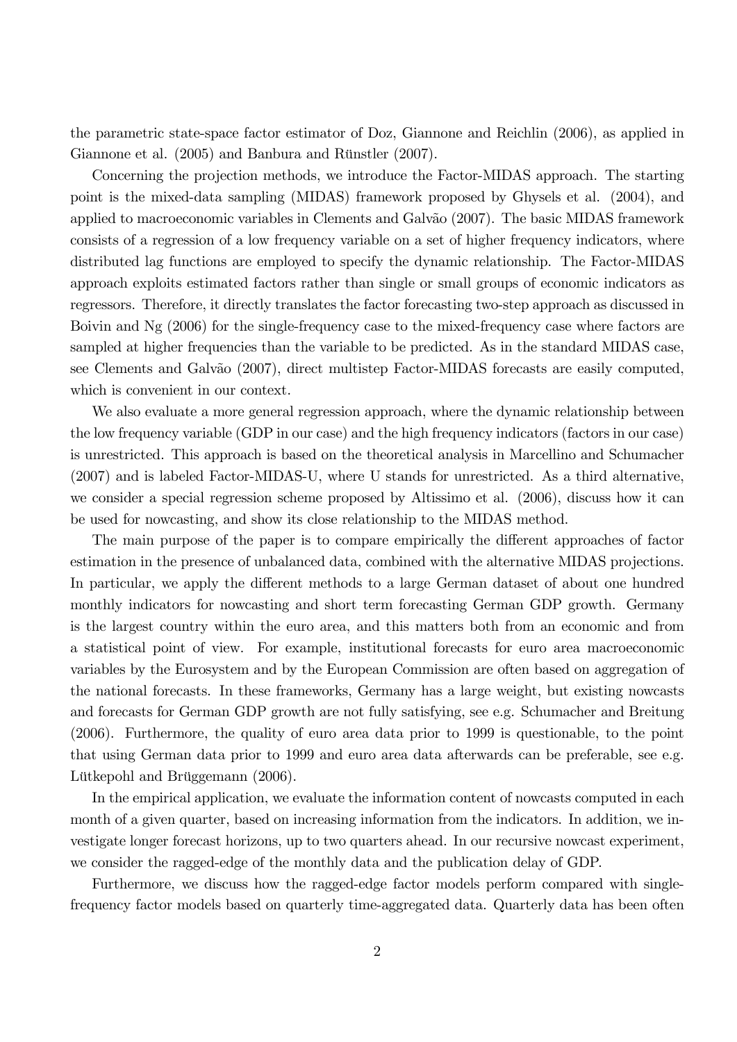the parametric state-space factor estimator of Doz, Giannone and Reichlin (2006), as applied in Giannone et al. (2005) and Banbura and Rünstler (2007).

Concerning the projection methods, we introduce the Factor-MIDAS approach. The starting point is the mixed-data sampling (MIDAS) framework proposed by Ghysels et al. (2004), and applied to macroeconomic variables in Clements and Galvão (2007). The basic MIDAS framework consists of a regression of a low frequency variable on a set of higher frequency indicators, where distributed lag functions are employed to specify the dynamic relationship. The Factor-MIDAS approach exploits estimated factors rather than single or small groups of economic indicators as regressors. Therefore, it directly translates the factor forecasting two-step approach as discussed in Boivin and Ng (2006) for the single-frequency case to the mixed-frequency case where factors are sampled at higher frequencies than the variable to be predicted. As in the standard MIDAS case, see Clements and Galvão (2007), direct multistep Factor-MIDAS forecasts are easily computed, which is convenient in our context.

We also evaluate a more general regression approach, where the dynamic relationship between the low frequency variable (GDP in our case) and the high frequency indicators (factors in our case) is unrestricted. This approach is based on the theoretical analysis in Marcellino and Schumacher (2007) and is labeled Factor-MIDAS-U, where U stands for unrestricted. As a third alternative, we consider a special regression scheme proposed by Altissimo et al. (2006), discuss how it can be used for nowcasting, and show its close relationship to the MIDAS method.

The main purpose of the paper is to compare empirically the different approaches of factor estimation in the presence of unbalanced data, combined with the alternative MIDAS projections. In particular, we apply the different methods to a large German dataset of about one hundred monthly indicators for nowcasting and short term forecasting German GDP growth. Germany is the largest country within the euro area, and this matters both from an economic and from a statistical point of view. For example, institutional forecasts for euro area macroeconomic variables by the Eurosystem and by the European Commission are often based on aggregation of the national forecasts. In these frameworks, Germany has a large weight, but existing nowcasts and forecasts for German GDP growth are not fully satisfying, see e.g. Schumacher and Breitung (2006). Furthermore, the quality of euro area data prior to 1999 is questionable, to the point that using German data prior to 1999 and euro area data afterwards can be preferable, see e.g. Lütkepohl and Brüggemann (2006).

In the empirical application, we evaluate the information content of nowcasts computed in each month of a given quarter, based on increasing information from the indicators. In addition, we investigate longer forecast horizons, up to two quarters ahead. In our recursive nowcast experiment, we consider the ragged-edge of the monthly data and the publication delay of GDP.

Furthermore, we discuss how the ragged-edge factor models perform compared with single-frequency factor models based on quarterly time-aggregated data. Quarterly data has been often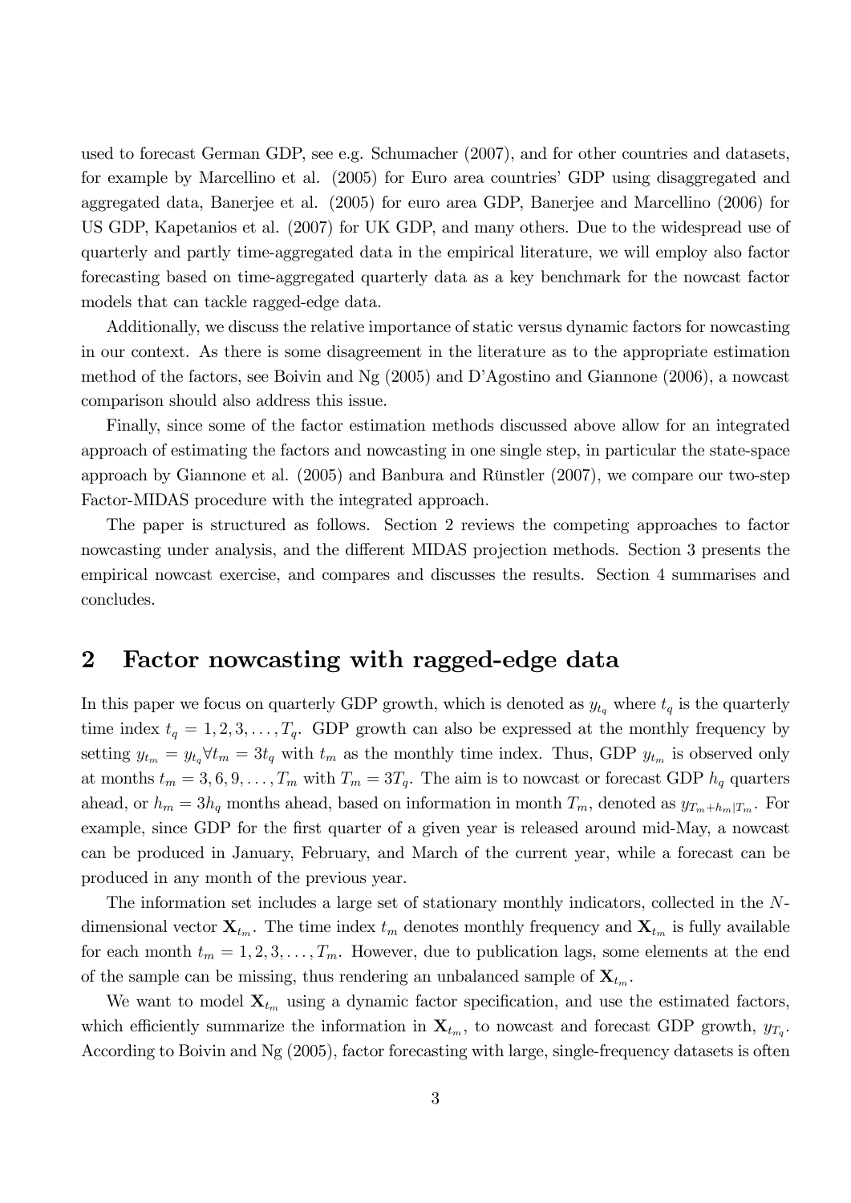used to forecast German GDP, see e.g. Schumacher (2007), and for other countries and datasets, for example by Marcellino et al. (2005) for Euro area countries' GDP using disaggregated and aggregated data, Banerjee et al. (2005) for euro area GDP, Banerjee and Marcellino (2006) for US GDP, Kapetanios et al. (2007) for UK GDP, and many others. Due to the widespread use of quarterly and partly time-aggregated data in the empirical literature, we will employ also factor forecasting based on time-aggregated quarterly data as a key benchmark for the nowcast factor models that can tackle ragged-edge data.

Additionally, we discuss the relative importance of static versus dynamic factors for nowcasting in our context. As there is some disagreement in the literature as to the appropriate estimation method of the factors, see Boivin and Ng (2005) and D'Agostino and Giannone (2006), a nowcast comparison should also address this issue.

Finally, since some of the factor estimation methods discussed above allow for an integrated approach of estimating the factors and nowcasting in one single step, in particular the state-space approach by Giannone et al. (2005) and Banbura and Rünstler (2007), we compare our two-step Factor-MIDAS procedure with the integrated approach.

The paper is structured as follows. Section 2 reviews the competing approaches to factor nowcasting under analysis, and the different MIDAS projection methods. Section 3 presents the empirical nowcast exercise, and compares and discusses the results. Section 4 summarises and concludes.

## 2 Factor nowcasting with ragged-edge data

In this paper we focus on quarterly GDP growth, which is denoted as $y_{t_q}$ where $t_q$ is the quarterly time index $t_q = 1, 2, 3, \ldots, T_q$. GDP growth can also be expressed at the monthly frequency by setting $y_{t_m} = y_{t_q} \forall t_m = 3t_q$ with $t_m$ as the monthly time index. Thus, GDP $y_{t_m}$ is observed only at months $t_m = 3, 6, 9, \ldots, T_m$ with $T_m = 3T_q$. The aim is to nowcast or forecast GDP $h_q$ quarters ahead, or $h_m = 3h_q$ months ahead, based on information in month $T_m$, denoted as $y_{T_m+h_m|T_m}$. For example, since GDP for the first quarter of a given year is released around mid-May, a nowcast can be produced in January, February, and March of the current year, while a forecast can be produced in any month of the previous year.

The information set includes a large set of stationary monthly indicators, collected in the $N$-dimensional vector $\mathbf{X}_{t_m}$. The time index $t_m$ denotes monthly frequency and $\mathbf{X}_{t_m}$ is fully available for each month $t_m = 1, 2, 3, \ldots, T_m$. However, due to publication lags, some elements at the end of the sample can be missing, thus rendering an unbalanced sample of $\mathbf{X}_{t_m}$.

We want to model $\mathbf{X}_{t_m}$ using a dynamic factor specification, and use the estimated factors, which efficiently summarize the information in $\mathbf{X}_{t_m}$, to nowcast and forecast GDP growth, $y_{T_q}$. According to Boivin and Ng (2005), factor forecasting with large, single-frequency datasets is often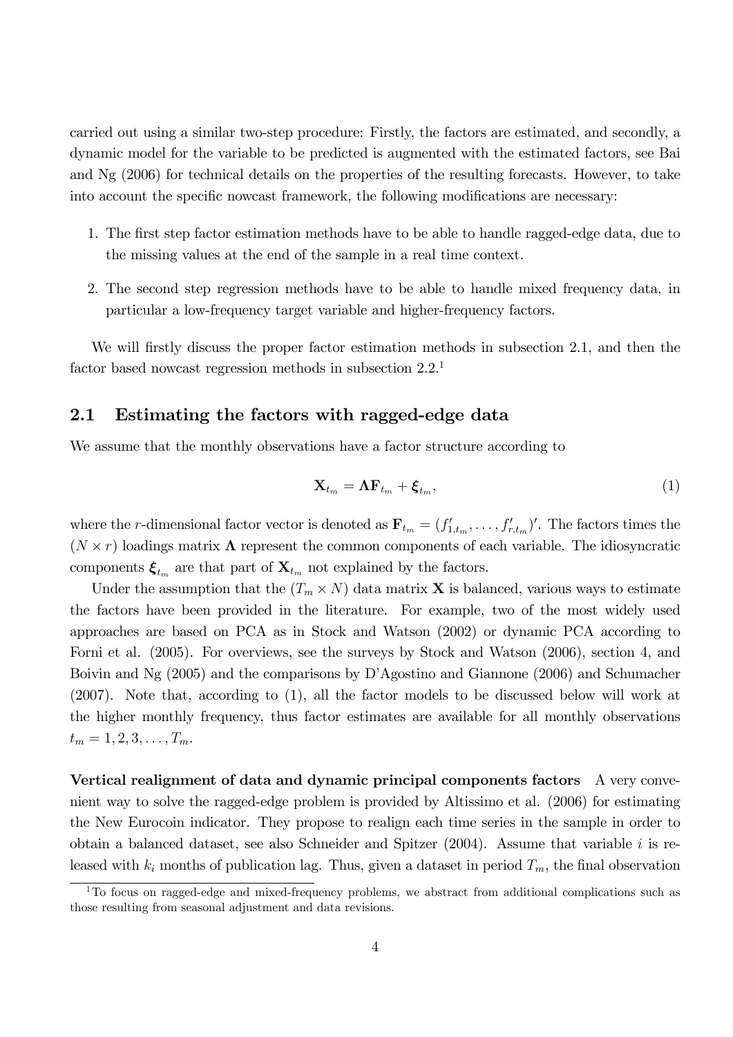carried out using a similar two-step procedure: Firstly, the factors are estimated, and secondly, a dynamic model for the variable to be predicted is augmented with the estimated factors, see Bai and Ng (2006) for technical details on the properties of the resulting forecasts. However, to take into account the specific nowcast framework, the following modifications are necessary:

1. The first step factor estimation methods have to be able to handle ragged-edge data, due to the missing values at the end of the sample in a real time context.
2. The second step regression methods have to be able to handle mixed frequency data, in particular a low-frequency target variable and higher-frequency factors.

We will firstly discuss the proper factor estimation methods in subsection 2.1, and then the factor based nowcast regression methods in subsection 2.2.[1]

## 2.1 Estimating the factors with ragged-edge data

We assume that the monthly observations have a factor structure according to

$$\mathbf{X}_{t_m} = \mathbf{\Lambda}\mathbf{F}_{t_m} + \boldsymbol{\xi}_{t_m}, \tag{1}$$

where the $r$-dimensional factor vector is denoted as $\mathbf{F}_{t_m} = (f'_{1,t_m}, \ldots, f'_{r,t_m})'$. The factors times the $(N \times r)$ loadings matrix $\mathbf{\Lambda}$ represent the common components of each variable. The idiosyncratic components $\boldsymbol{\xi}_{t_m}$ are that part of $\mathbf{X}_{t_m}$ not explained by the factors.

Under the assumption that the $(T_m \times N)$ data matrix $\mathbf{X}$ is balanced, various ways to estimate the factors have been provided in the literature. For example, two of the most widely used approaches are based on PCA as in Stock and Watson (2002) or dynamic PCA according to Forni et al. (2005). For overviews, see the surveys by Stock and Watson (2006), section 4, and Boivin and Ng (2005) and the comparisons by D'Agostino and Giannone (2006) and Schumacher (2007). Note that, according to (1), all the factor models to be discussed below will work at the higher monthly frequency, thus factor estimates are available for all monthly observations $t_m = 1, 2, 3, \ldots, T_m$.

**Vertical realignment of data and dynamic principal components factors** A very convenient way to solve the ragged-edge problem is provided by Altissimo et al. (2006) for estimating the New Eurocoin indicator. They propose to realign each time series in the sample in order to obtain a balanced dataset, see also Schneider and Spitzer (2004). Assume that variable $i$ is released with $k_i$ months of publication lag. Thus, given a dataset in period $T_m$, the final observation

[1] To focus on ragged-edge and mixed-frequency problems, we abstract from additional complications such as those resulting from seasonal adjustment and data revisions.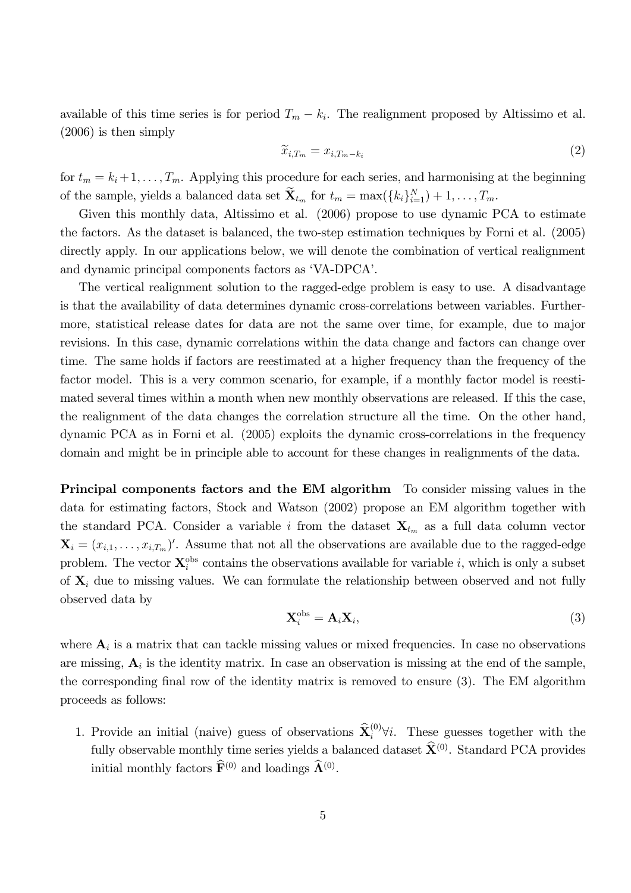available of this time series is for period $T_m - k_i$. The realignment proposed by Altissimo et al. (2006) is then simply

$$\widetilde{x}_{i,T_m} = x_{i,T_m - k_i} \tag{2}$$

for $t_m = k_i + 1, \ldots, T_m$. Applying this procedure for each series, and harmonising at the beginning of the sample, yields a balanced data set $\widetilde{\mathbf{X}}_{t_m}$ for $t_m = \max(\{k_i\}_{i=1}^N) + 1, \ldots, T_m$.

Given this monthly data, Altissimo et al. (2006) propose to use dynamic PCA to estimate the factors. As the dataset is balanced, the two-step estimation techniques by Forni et al. (2005) directly apply. In our applications below, we will denote the combination of vertical realignment and dynamic principal components factors as 'VA-DPCA'.

The vertical realignment solution to the ragged-edge problem is easy to use. A disadvantage is that the availability of data determines dynamic cross-correlations between variables. Furthermore, statistical release dates for data are not the same over time, for example, due to major revisions. In this case, dynamic correlations within the data change and factors can change over time. The same holds if factors are reestimated at a higher frequency than the frequency of the factor model. This is a very common scenario, for example, if a monthly factor model is reestimated several times within a month when new monthly observations are released. If this the case, the realignment of the data changes the correlation structure all the time. On the other hand, dynamic PCA as in Forni et al. (2005) exploits the dynamic cross-correlations in the frequency domain and might be in principle able to account for these changes in realignments of the data.

**Principal components factors and the EM algorithm** To consider missing values in the data for estimating factors, Stock and Watson (2002) propose an EM algorithm together with the standard PCA. Consider a variable $i$ from the dataset $\mathbf{X}_{t_m}$ as a full data column vector $\mathbf{X}_i = (x_{i,1}, \ldots, x_{i,T_m})'$. Assume that not all the observations are available due to the ragged-edge problem. The vector $\mathbf{X}_i^{\text{obs}}$ contains the observations available for variable $i$, which is only a subset of $\mathbf{X}_i$ due to missing values. We can formulate the relationship between observed and not fully observed data by

$$\mathbf{X}_i^{\text{obs}} = \mathbf{A}_i \mathbf{X}_i, \tag{3}$$

where $\mathbf{A}_i$ is a matrix that can tackle missing values or mixed frequencies. In case no observations are missing, $\mathbf{A}_i$ is the identity matrix. In case an observation is missing at the end of the sample, the corresponding final row of the identity matrix is removed to ensure (3). The EM algorithm proceeds as follows:

1. Provide an initial (naive) guess of observations $\widehat{\mathbf{X}}_i^{(0)} \forall i$. These guesses together with the fully observable monthly time series yields a balanced dataset $\widehat{\mathbf{X}}^{(0)}$. Standard PCA provides initial monthly factors $\widehat{\mathbf{F}}^{(0)}$ and loadings $\widehat{\mathbf{\Lambda}}^{(0)}$.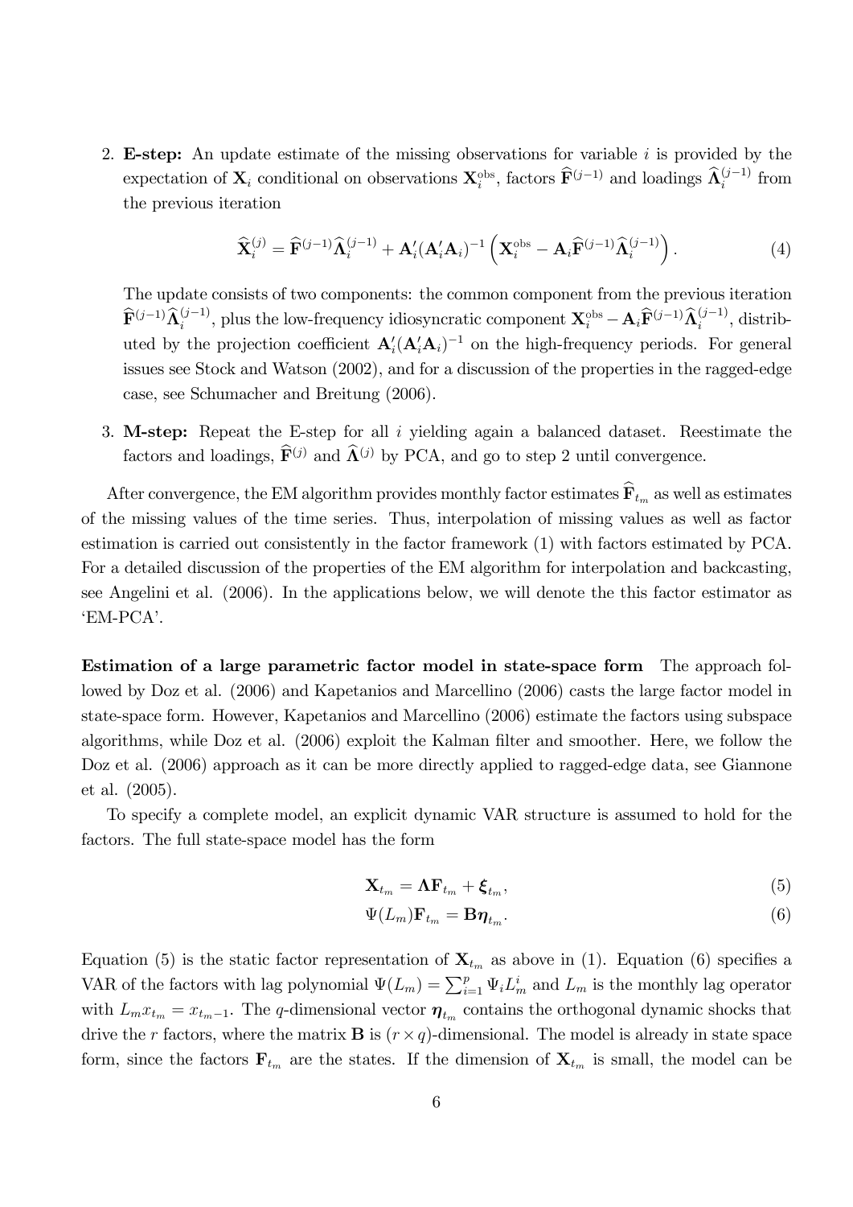2. **E-step:** An update estimate of the missing observations for variable $i$ is provided by the expectation of $\mathbf{X}_i$ conditional on observations $\mathbf{X}_i^{\text{obs}}$, factors $\widehat{\mathbf{F}}^{(j-1)}$ and loadings $\widehat{\mathbf{\Lambda}}_i^{(j-1)}$ from the previous iteration

$$\widehat{\mathbf{X}}_i^{(j)} = \widehat{\mathbf{F}}^{(j-1)}\widehat{\mathbf{\Lambda}}_i^{(j-1)} + \mathbf{A}_i'(\mathbf{A}_i'\mathbf{A}_i)^{-1}\left(\mathbf{X}_i^{\text{obs}} - \mathbf{A}_i\widehat{\mathbf{F}}^{(j-1)}\widehat{\mathbf{\Lambda}}_i^{(j-1)}\right). \tag{4}$$

   The update consists of two components: the common component from the previous iteration $\widehat{\mathbf{F}}^{(j-1)}\widehat{\mathbf{\Lambda}}_i^{(j-1)}$, plus the low-frequency idiosyncratic component $\mathbf{X}_i^{\text{obs}} - \mathbf{A}_i\widehat{\mathbf{F}}^{(j-1)}\widehat{\mathbf{\Lambda}}_i^{(j-1)}$, distributed by the projection coefficient $\mathbf{A}_i'(\mathbf{A}_i'\mathbf{A}_i)^{-1}$ on the high-frequency periods. For general issues see Stock and Watson (2002), and for a discussion of the properties in the ragged-edge case, see Schumacher and Breitung (2006).

3. **M-step:** Repeat the E-step for all $i$ yielding again a balanced dataset. Reestimate the factors and loadings, $\widehat{\mathbf{F}}^{(j)}$ and $\widehat{\mathbf{\Lambda}}^{(j)}$ by PCA, and go to step 2 until convergence.

After convergence, the EM algorithm provides monthly factor estimates $\widehat{\mathbf{F}}_{t_m}$ as well as estimates of the missing values of the time series. Thus, interpolation of missing values as well as factor estimation is carried out consistently in the factor framework (1) with factors estimated by PCA. For a detailed discussion of the properties of the EM algorithm for interpolation and backcasting, see Angelini et al. (2006). In the applications below, we will denote the this factor estimator as 'EM-PCA'.

**Estimation of a large parametric factor model in state-space form** The approach followed by Doz et al. (2006) and Kapetanios and Marcellino (2006) casts the large factor model in state-space form. However, Kapetanios and Marcellino (2006) estimate the factors using subspace algorithms, while Doz et al. (2006) exploit the Kalman filter and smoother. Here, we follow the Doz et al. (2006) approach as it can be more directly applied to ragged-edge data, see Giannone et al. (2005).

To specify a complete model, an explicit dynamic VAR structure is assumed to hold for the factors. The full state-space model has the form

$$\mathbf{X}_{t_m} = \mathbf{\Lambda}\mathbf{F}_{t_m} + \boldsymbol{\xi}_{t_m}, \tag{5}$$

$$\Psi(L_m)\mathbf{F}_{t_m} = \mathbf{B}\boldsymbol{\eta}_{t_m}. \tag{6}$$

Equation (5) is the static factor representation of $\mathbf{X}_{t_m}$ as above in (1). Equation (6) specifies a VAR of the factors with lag polynomial $\Psi(L_m) = \sum_{i=1}^{p}\Psi_i L_m^i$ and $L_m$ is the monthly lag operator with $L_m x_{t_m} = x_{t_m-1}$. The $q$-dimensional vector $\boldsymbol{\eta}_{t_m}$ contains the orthogonal dynamic shocks that drive the $r$ factors, where the matrix $\mathbf{B}$ is $(r \times q)$-dimensional. The model is already in state space form, since the factors $\mathbf{F}_{t_m}$ are the states. If the dimension of $\mathbf{X}_{t_m}$ is small, the model can be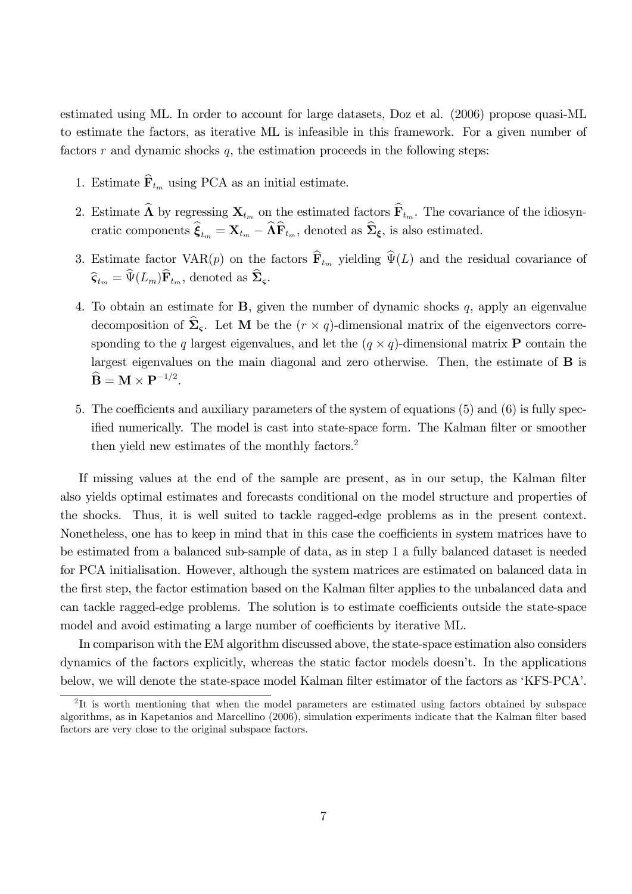estimated using ML. In order to account for large datasets, Doz et al. (2006) propose quasi-ML to estimate the factors, as iterative ML is infeasible in this framework. For a given number of factors $r$ and dynamic shocks $q$, the estimation proceeds in the following steps:

1. Estimate $\widehat{\mathbf{F}}_{t_m}$ using PCA as an initial estimate.
2. Estimate $\widehat{\mathbf{\Lambda}}$ by regressing $\mathbf{X}_{t_m}$ on the estimated factors $\widehat{\mathbf{F}}_{t_m}$. The covariance of the idiosyncratic components $\widehat{\boldsymbol{\xi}}_{t_m} = \mathbf{X}_{t_m} - \widehat{\mathbf{\Lambda}}\widehat{\mathbf{F}}_{t_m}$, denoted as $\widehat{\mathbf{\Sigma}}_{\boldsymbol{\xi}}$, is also estimated.
3. Estimate factor VAR($p$) on the factors $\widehat{\mathbf{F}}_{t_m}$ yielding $\widehat{\Psi}(L)$ and the residual covariance of $\widehat{\boldsymbol{\varsigma}}_{t_m} = \widehat{\Psi}(L_m)\widehat{\mathbf{F}}_{t_m}$, denoted as $\widehat{\mathbf{\Sigma}}_{\boldsymbol{\varsigma}}$.
4. To obtain an estimate for $\mathbf{B}$, given the number of dynamic shocks $q$, apply an eigenvalue decomposition of $\widehat{\mathbf{\Sigma}}_{\boldsymbol{\varsigma}}$. Let $\mathbf{M}$ be the $(r \times q)$-dimensional matrix of the eigenvectors corresponding to the $q$ largest eigenvalues, and let the $(q \times q)$-dimensional matrix $\mathbf{P}$ contain the largest eigenvalues on the main diagonal and zero otherwise. Then, the estimate of $\mathbf{B}$ is $\widehat{\mathbf{B}} = \mathbf{M} \times \mathbf{P}^{-1/2}$.
5. The coefficients and auxiliary parameters of the system of equations (5) and (6) is fully specified numerically. The model is cast into state-space form. The Kalman filter or smoother then yield new estimates of the monthly factors.[2]

If missing values at the end of the sample are present, as in our setup, the Kalman filter also yields optimal estimates and forecasts conditional on the model structure and properties of the shocks. Thus, it is well suited to tackle ragged-edge problems as in the present context. Nonetheless, one has to keep in mind that in this case the coefficients in system matrices have to be estimated from a balanced sub-sample of data, as in step 1 a fully balanced dataset is needed for PCA initialisation. However, although the system matrices are estimated on balanced data in the first step, the factor estimation based on the Kalman filter applies to the unbalanced data and can tackle ragged-edge problems. The solution is to estimate coefficients outside the state-space model and avoid estimating a large number of coefficients by iterative ML.

In comparison with the EM algorithm discussed above, the state-space estimation also considers dynamics of the factors explicitly, whereas the static factor models doesn't. In the applications below, we will denote the state-space model Kalman filter estimator of the factors as 'KFS-PCA'.

[2] It is worth mentioning that when the model parameters are estimated using factors obtained by subspace algorithms, as in Kapetanios and Marcellino (2006), simulation experiments indicate that the Kalman filter based factors are very close to the original subspace factors.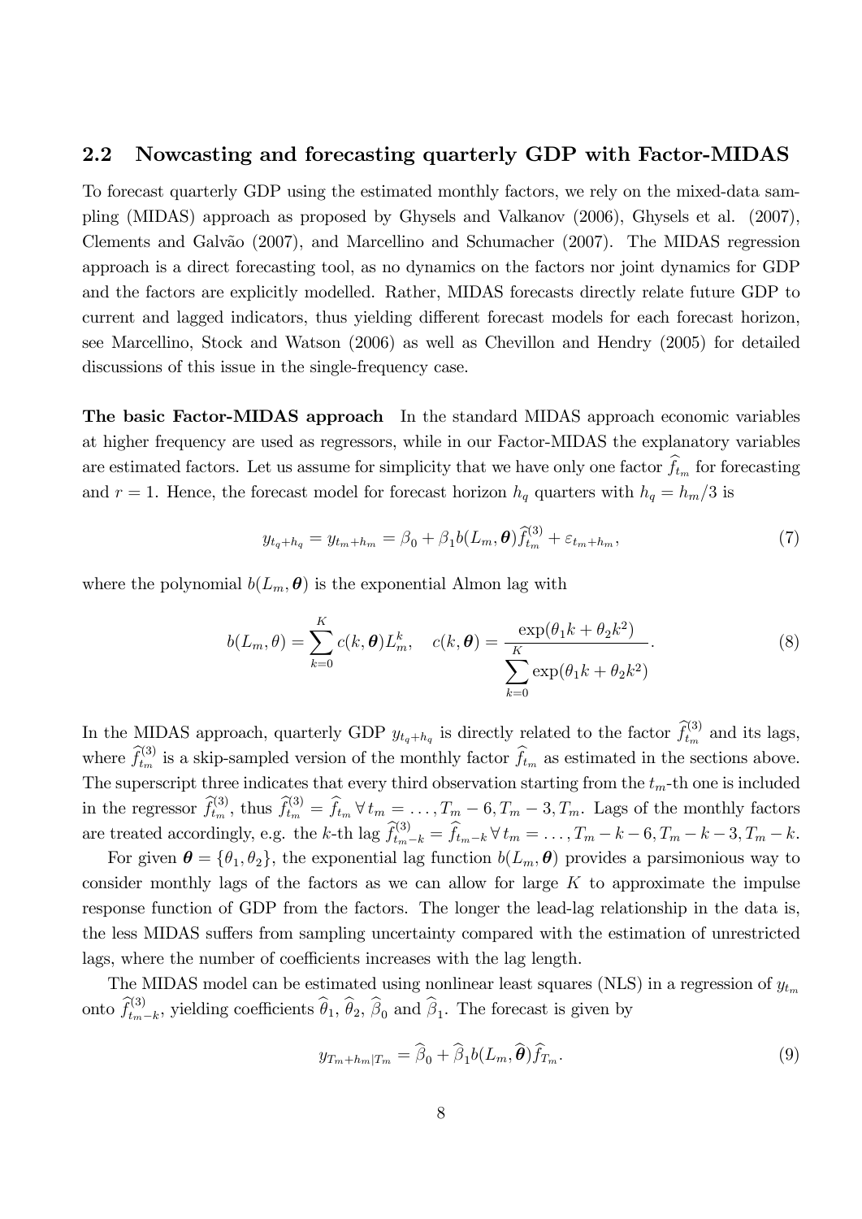## 2.2 Nowcasting and forecasting quarterly GDP with Factor-MIDAS

To forecast quarterly GDP using the estimated monthly factors, we rely on the mixed-data sampling (MIDAS) approach as proposed by Ghysels and Valkanov (2006), Ghysels et al. (2007), Clements and Galvão (2007), and Marcellino and Schumacher (2007). The MIDAS regression approach is a direct forecasting tool, as no dynamics on the factors nor joint dynamics for GDP and the factors are explicitly modelled. Rather, MIDAS forecasts directly relate future GDP to current and lagged indicators, thus yielding different forecast models for each forecast horizon, see Marcellino, Stock and Watson (2006) as well as Chevillon and Hendry (2005) for detailed discussions of this issue in the single-frequency case.

**The basic Factor-MIDAS approach** In the standard MIDAS approach economic variables at higher frequency are used as regressors, while in our Factor-MIDAS the explanatory variables are estimated factors. Let us assume for simplicity that we have only one factor $\widehat{f}_{t_m}$ for forecasting and $r = 1$. Hence, the forecast model for forecast horizon $h_q$ quarters with $h_q = h_m/3$ is

$$y_{t_q+h_q} = y_{t_m+h_m} = \beta_0 + \beta_1 b(L_m, \boldsymbol{\theta})\widehat{f}_{t_m}^{(3)} + \varepsilon_{t_m+h_m}, \tag{7}$$

where the polynomial $b(L_m, \boldsymbol{\theta})$ is the exponential Almon lag with

$$b(L_m, \theta) = \sum_{k=0}^{K} c(k, \boldsymbol{\theta})L_m^k, \quad c(k, \boldsymbol{\theta}) = \frac{\exp(\theta_1 k + \theta_2 k^2)}{\sum_{k=0}^{K} \exp(\theta_1 k + \theta_2 k^2)}. \tag{8}$$

In the MIDAS approach, quarterly GDP $y_{t_q+h_q}$ is directly related to the factor $\widehat{f}_{t_m}^{(3)}$ and its lags, where $\widehat{f}_{t_m}^{(3)}$ is a skip-sampled version of the monthly factor $\widehat{f}_{t_m}$ as estimated in the sections above. The superscript three indicates that every third observation starting from the $t_m$-th one is included in the regressor $\widehat{f}_{t_m}^{(3)}$, thus $\widehat{f}_{t_m}^{(3)} = \widehat{f}_{t_m} \,\forall\, t_m = \ldots, T_m - 6, T_m - 3, T_m$. Lags of the monthly factors are treated accordingly, e.g. the $k$-th lag $\widehat{f}_{t_m-k}^{(3)} = \widehat{f}_{t_m-k} \,\forall\, t_m = \ldots, T_m - k - 6, T_m - k - 3, T_m - k$.

For given $\boldsymbol{\theta} = \{\theta_1, \theta_2\}$, the exponential lag function $b(L_m, \boldsymbol{\theta})$ provides a parsimonious way to consider monthly lags of the factors as we can allow for large $K$ to approximate the impulse response function of GDP from the factors. The longer the lead-lag relationship in the data is, the less MIDAS suffers from sampling uncertainty compared with the estimation of unrestricted lags, where the number of coefficients increases with the lag length.

The MIDAS model can be estimated using nonlinear least squares (NLS) in a regression of $y_{t_m}$ onto $\widehat{f}_{t_m-k}^{(3)}$, yielding coefficients $\widehat{\theta}_1$, $\widehat{\theta}_2$, $\widehat{\beta}_0$ and $\widehat{\beta}_1$. The forecast is given by

$$y_{T_m+h_m|T_m} = \widehat{\beta}_0 + \widehat{\beta}_1 b(L_m, \widehat{\boldsymbol{\theta}})\widehat{f}_{T_m}. \tag{9}$$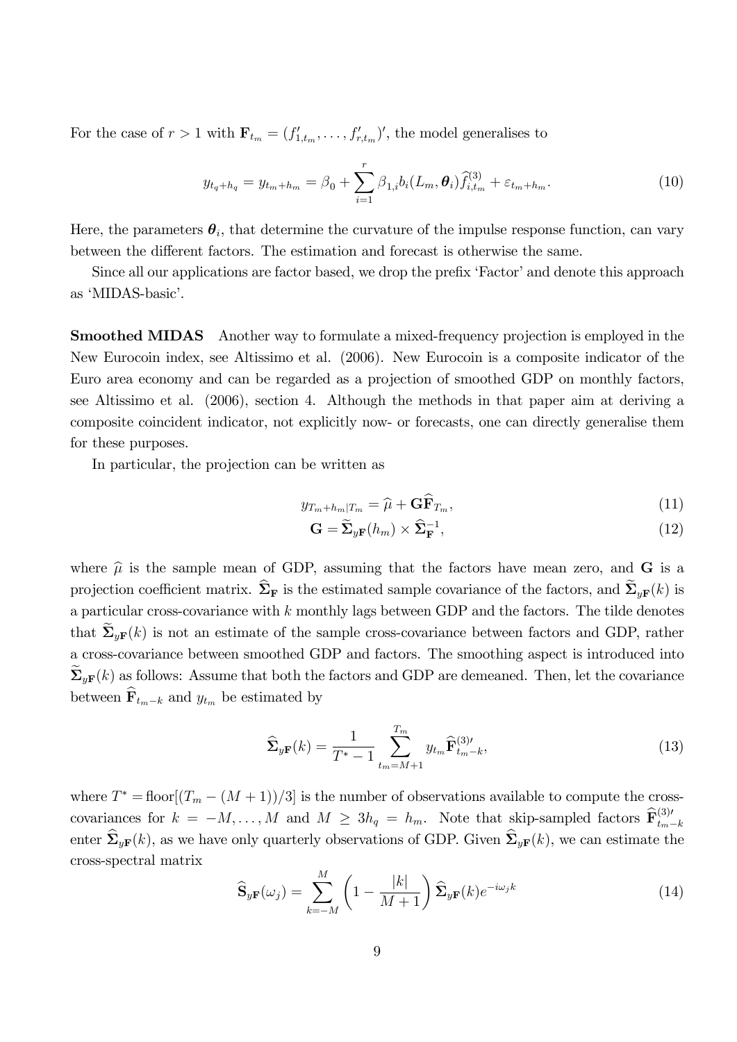For the case of $r > 1$ with $\mathbf{F}_{t_m} = (f'_{1,t_m}, \ldots, f'_{r,t_m})'$, the model generalises to

$$y_{t_q+h_q} = y_{t_m+h_m} = \beta_0 + \sum_{i=1}^{r} \beta_{1,i} b_i(L_m, \boldsymbol{\theta}_i) \widehat{f}^{(3)}_{i,t_m} + \varepsilon_{t_m+h_m}. \tag{10}$$

Here, the parameters $\boldsymbol{\theta}_i$, that determine the curvature of the impulse response function, can vary between the different factors. The estimation and forecast is otherwise the same.

Since all our applications are factor based, we drop the prefix 'Factor' and denote this approach as 'MIDAS-basic'.

**Smoothed MIDAS** Another way to formulate a mixed-frequency projection is employed in the New Eurocoin index, see Altissimo et al. (2006). New Eurocoin is a composite indicator of the Euro area economy and can be regarded as a projection of smoothed GDP on monthly factors, see Altissimo et al. (2006), section 4. Although the methods in that paper aim at deriving a composite coincident indicator, not explicitly now- or forecasts, one can directly generalise them for these purposes.

In particular, the projection can be written as

$$y_{T_m+h_m|T_m} = \widehat{\mu} + \mathbf{G}\widehat{\mathbf{F}}_{T_m}, \tag{11}$$

$$\mathbf{G} = \widetilde{\boldsymbol{\Sigma}}_{y\mathbf{F}}(h_m) \times \widehat{\boldsymbol{\Sigma}}_{\mathbf{F}}^{-1}, \tag{12}$$

where $\widehat{\mu}$ is the sample mean of GDP, assuming that the factors have mean zero, and $\mathbf{G}$ is a projection coefficient matrix. $\widehat{\boldsymbol{\Sigma}}_{\mathbf{F}}$ is the estimated sample covariance of the factors, and $\widetilde{\boldsymbol{\Sigma}}_{y\mathbf{F}}(k)$ is a particular cross-covariance with $k$ monthly lags between GDP and the factors. The tilde denotes that $\widetilde{\boldsymbol{\Sigma}}_{y\mathbf{F}}(k)$ is not an estimate of the sample cross-covariance between factors and GDP, rather a cross-covariance between smoothed GDP and factors. The smoothing aspect is introduced into $\widetilde{\boldsymbol{\Sigma}}_{y\mathbf{F}}(k)$ as follows: Assume that both the factors and GDP are demeaned. Then, let the covariance between $\widehat{\mathbf{F}}_{t_m-k}$ and $y_{t_m}$ be estimated by

$$\widehat{\boldsymbol{\Sigma}}_{y\mathbf{F}}(k) = \frac{1}{T^* - 1} \sum_{t_m=M+1}^{T_m} y_{t_m} \widehat{\mathbf{F}}^{(3)\prime}_{t_m-k}, \tag{13}$$

where $T^* = \text{floor}[(T_m - (M+1))/3]$ is the number of observations available to compute the cross-covariances for $k = -M, \ldots, M$ and $M \geq 3h_q = h_m$. Note that skip-sampled factors $\widehat{\mathbf{F}}^{(3)\prime}_{t_m-k}$ enter $\widehat{\boldsymbol{\Sigma}}_{y\mathbf{F}}(k)$, as we have only quarterly observations of GDP. Given $\widehat{\boldsymbol{\Sigma}}_{y\mathbf{F}}(k)$, we can estimate the cross-spectral matrix

$$\widehat{\mathbf{S}}_{y\mathbf{F}}(\omega_j) = \sum_{k=-M}^{M} \left(1 - \frac{|k|}{M+1}\right) \widehat{\boldsymbol{\Sigma}}_{y\mathbf{F}}(k) e^{-i\omega_j k} \tag{14}$$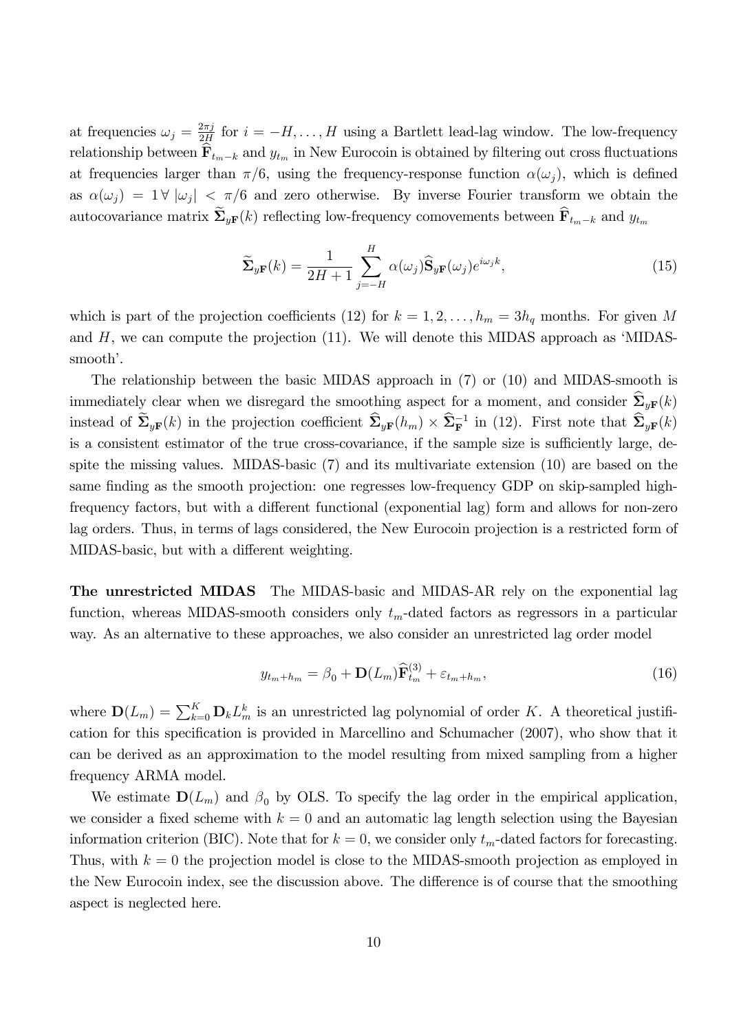at frequencies $\omega_j = \frac{2\pi j}{2H}$ for $i = -H, \ldots, H$ using a Bartlett lead-lag window. The low-frequency relationship between $\widehat{\mathbf{F}}_{t_m-k}$ and $y_{t_m}$ in New Eurocoin is obtained by filtering out cross fluctuations at frequencies larger than $\pi/6$, using the frequency-response function $\alpha(\omega_j)$, which is defined as $\alpha(\omega_j) = 1 \, \forall \, |\omega_j| < \pi/6$ and zero otherwise. By inverse Fourier transform we obtain the autocovariance matrix $\widetilde{\mathbf{\Sigma}}_{y\mathbf{F}}(k)$ reflecting low-frequency comovements between $\widehat{\mathbf{F}}_{t_m-k}$ and $y_{t_m}$

$$\widetilde{\mathbf{\Sigma}}_{y\mathbf{F}}(k) = \frac{1}{2H+1} \sum_{j=-H}^{H} \alpha(\omega_j) \widehat{\mathbf{S}}_{y\mathbf{F}}(\omega_j) e^{i\omega_j k}, \tag{15}$$

which is part of the projection coefficients (12) for $k = 1, 2, \ldots, h_m = 3h_q$ months. For given $M$ and $H$, we can compute the projection (11). We will denote this MIDAS approach as 'MIDAS-smooth'.

The relationship between the basic MIDAS approach in (7) or (10) and MIDAS-smooth is immediately clear when we disregard the smoothing aspect for a moment, and consider $\widehat{\mathbf{\Sigma}}_{y\mathbf{F}}(k)$ instead of $\widetilde{\mathbf{\Sigma}}_{y\mathbf{F}}(k)$ in the projection coefficient $\widehat{\mathbf{\Sigma}}_{y\mathbf{F}}(h_m) \times \widehat{\mathbf{\Sigma}}_{\mathbf{F}}^{-1}$ in (12). First note that $\widehat{\mathbf{\Sigma}}_{y\mathbf{F}}(k)$ is a consistent estimator of the true cross-covariance, if the sample size is sufficiently large, despite the missing values. MIDAS-basic (7) and its multivariate extension (10) are based on the same finding as the smooth projection: one regresses low-frequency GDP on skip-sampled high-frequency factors, but with a different functional (exponential lag) form and allows for non-zero lag orders. Thus, in terms of lags considered, the New Eurocoin projection is a restricted form of MIDAS-basic, but with a different weighting.

**The unrestricted MIDAS** The MIDAS-basic and MIDAS-AR rely on the exponential lag function, whereas MIDAS-smooth considers only $t_m$-dated factors as regressors in a particular way. As an alternative to these approaches, we also consider an unrestricted lag order model

$$y_{t_m+h_m} = \beta_0 + \mathbf{D}(L_m)\widehat{\mathbf{F}}_{t_m}^{(3)} + \varepsilon_{t_m+h_m}, \tag{16}$$

where $\mathbf{D}(L_m) = \sum_{k=0}^{K} \mathbf{D}_k L_m^k$ is an unrestricted lag polynomial of order $K$. A theoretical justification for this specification is provided in Marcellino and Schumacher (2007), who show that it can be derived as an approximation to the model resulting from mixed sampling from a higher frequency ARMA model.

We estimate $\mathbf{D}(L_m)$ and $\beta_0$ by OLS. To specify the lag order in the empirical application, we consider a fixed scheme with $k = 0$ and an automatic lag length selection using the Bayesian information criterion (BIC). Note that for $k = 0$, we consider only $t_m$-dated factors for forecasting. Thus, with $k = 0$ the projection model is close to the MIDAS-smooth projection as employed in the New Eurocoin index, see the discussion above. The difference is of course that the smoothing aspect is neglected here.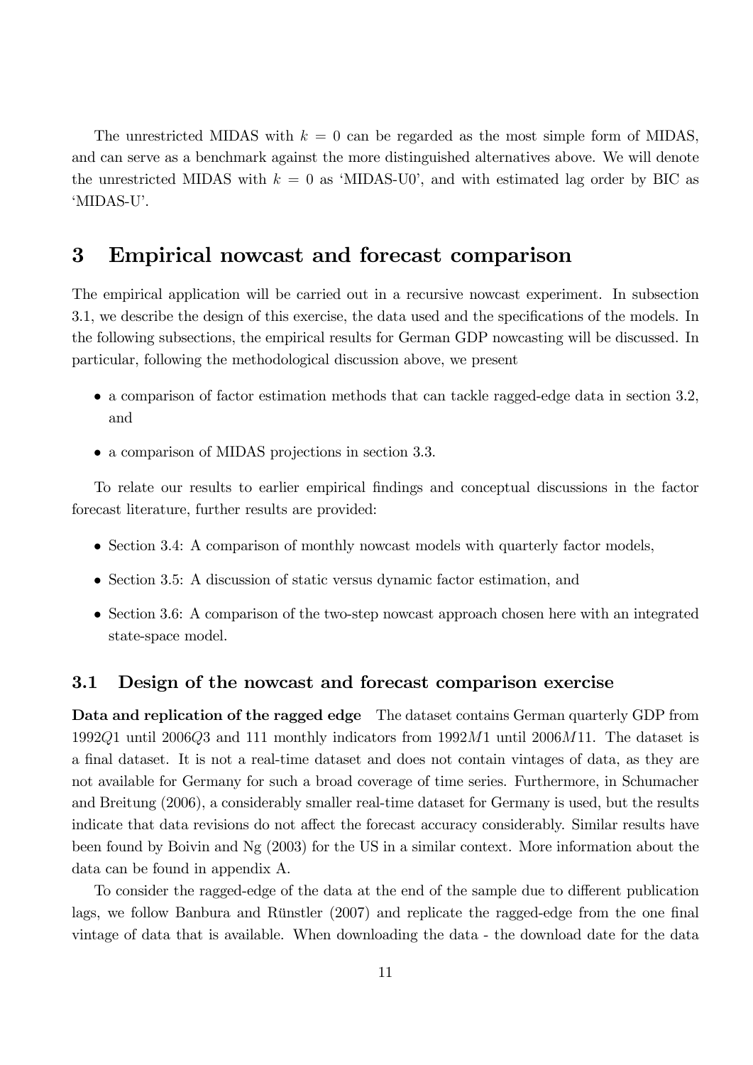The unrestricted MIDAS with $k = 0$ can be regarded as the most simple form of MIDAS, and can serve as a benchmark against the more distinguished alternatives above. We will denote the unrestricted MIDAS with $k = 0$ as 'MIDAS-U0', and with estimated lag order by BIC as 'MIDAS-U'.

# 3 Empirical nowcast and forecast comparison

The empirical application will be carried out in a recursive nowcast experiment. In subsection 3.1, we describe the design of this exercise, the data used and the specifications of the models. In the following subsections, the empirical results for German GDP nowcasting will be discussed. In particular, following the methodological discussion above, we present

- a comparison of factor estimation methods that can tackle ragged-edge data in section 3.2, and
- a comparison of MIDAS projections in section 3.3.

To relate our results to earlier empirical findings and conceptual discussions in the factor forecast literature, further results are provided:

- Section 3.4: A comparison of monthly nowcast models with quarterly factor models,
- Section 3.5: A discussion of static versus dynamic factor estimation, and
- Section 3.6: A comparison of the two-step nowcast approach chosen here with an integrated state-space model.

## 3.1 Design of the nowcast and forecast comparison exercise

**Data and replication of the ragged edge** The dataset contains German quarterly GDP from $1992Q1$ until $2006Q3$ and 111 monthly indicators from $1992M1$ until $2006M11$. The dataset is a final dataset. It is not a real-time dataset and does not contain vintages of data, as they are not available for Germany for such a broad coverage of time series. Furthermore, in Schumacher and Breitung (2006), a considerably smaller real-time dataset for Germany is used, but the results indicate that data revisions do not affect the forecast accuracy considerably. Similar results have been found by Boivin and Ng (2003) for the US in a similar context. More information about the data can be found in appendix A.

To consider the ragged-edge of the data at the end of the sample due to different publication lags, we follow Banbura and Rünstler (2007) and replicate the ragged-edge from the one final vintage of data that is available. When downloading the data - the download date for the data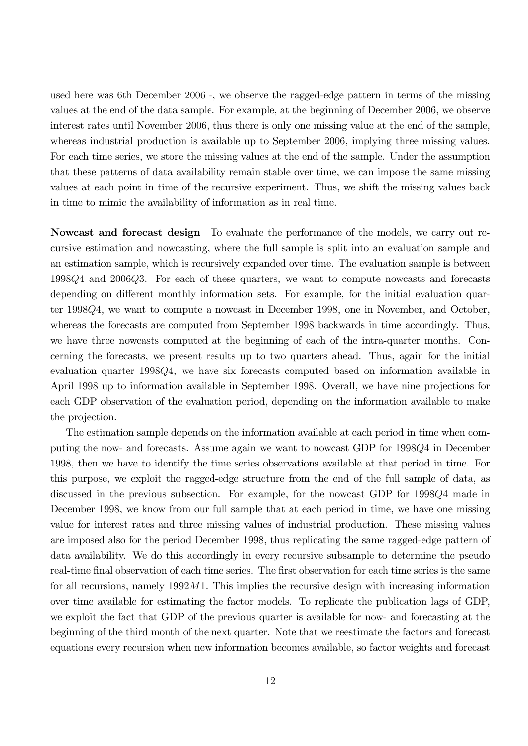used here was 6th December 2006 -, we observe the ragged-edge pattern in terms of the missing values at the end of the data sample. For example, at the beginning of December 2006, we observe interest rates until November 2006, thus there is only one missing value at the end of the sample, whereas industrial production is available up to September 2006, implying three missing values. For each time series, we store the missing values at the end of the sample. Under the assumption that these patterns of data availability remain stable over time, we can impose the same missing values at each point in time of the recursive experiment. Thus, we shift the missing values back in time to mimic the availability of information as in real time.

**Nowcast and forecast design** To evaluate the performance of the models, we carry out recursive estimation and nowcasting, where the full sample is split into an evaluation sample and an estimation sample, which is recursively expanded over time. The evaluation sample is between $1998Q4$ and $2006Q3$. For each of these quarters, we want to compute nowcasts and forecasts depending on different monthly information sets. For example, for the initial evaluation quarter $1998Q4$, we want to compute a nowcast in December 1998, one in November, and October, whereas the forecasts are computed from September 1998 backwards in time accordingly. Thus, we have three nowcasts computed at the beginning of each of the intra-quarter months. Concerning the forecasts, we present results up to two quarters ahead. Thus, again for the initial evaluation quarter $1998Q4$, we have six forecasts computed based on information available in April 1998 up to information available in September 1998. Overall, we have nine projections for each GDP observation of the evaluation period, depending on the information available to make the projection.

The estimation sample depends on the information available at each period in time when computing the now- and forecasts. Assume again we want to nowcast GDP for $1998Q4$ in December 1998, then we have to identify the time series observations available at that period in time. For this purpose, we exploit the ragged-edge structure from the end of the full sample of data, as discussed in the previous subsection. For example, for the nowcast GDP for $1998Q4$ made in December 1998, we know from our full sample that at each period in time, we have one missing value for interest rates and three missing values of industrial production. These missing values are imposed also for the period December 1998, thus replicating the same ragged-edge pattern of data availability. We do this accordingly in every recursive subsample to determine the pseudo real-time final observation of each time series. The first observation for each time series is the same for all recursions, namely $1992M1$. This implies the recursive design with increasing information over time available for estimating the factor models. To replicate the publication lags of GDP, we exploit the fact that GDP of the previous quarter is available for now- and forecasting at the beginning of the third month of the next quarter. Note that we reestimate the factors and forecast equations every recursion when new information becomes available, so factor weights and forecast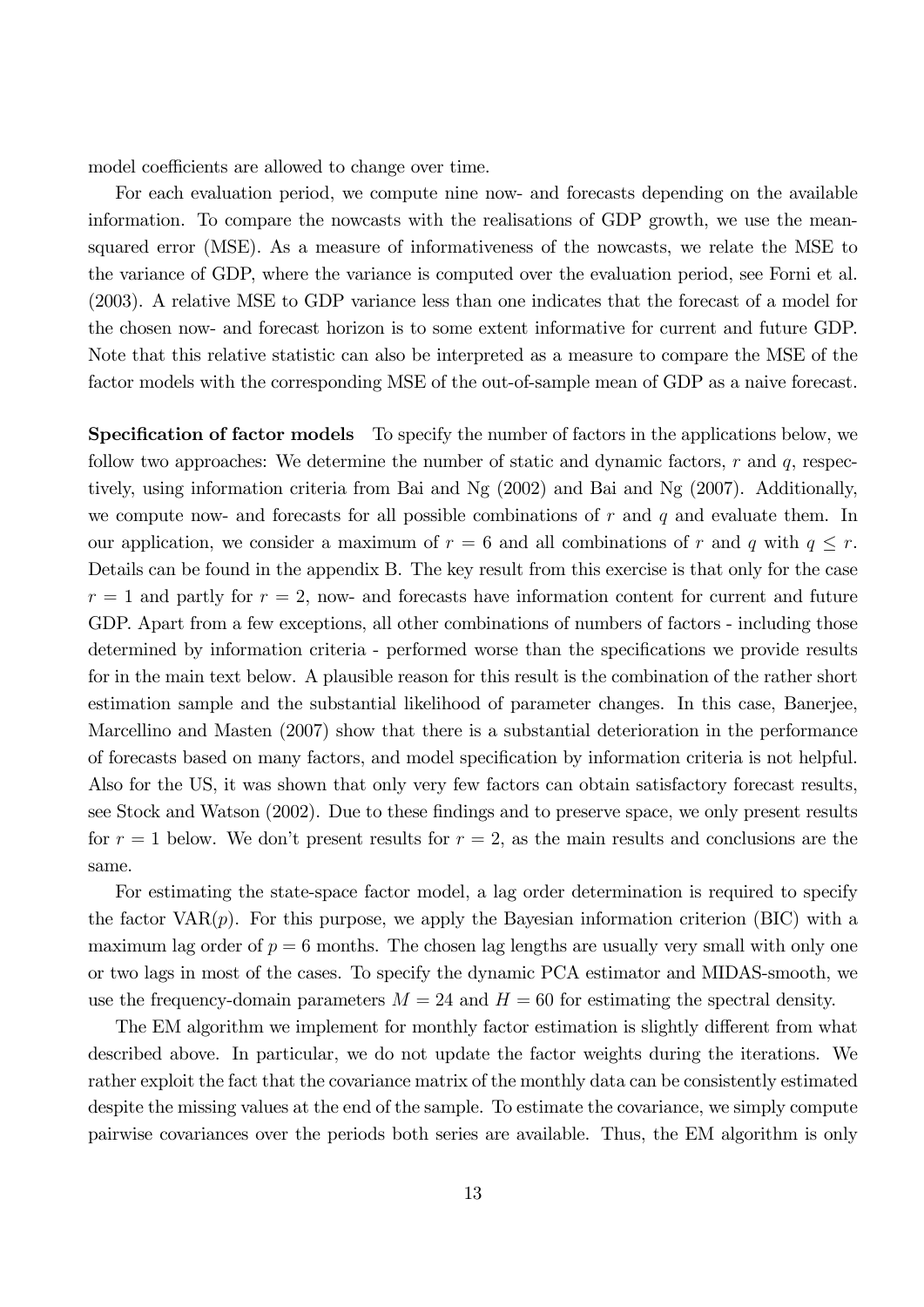model coefficients are allowed to change over time.

For each evaluation period, we compute nine now- and forecasts depending on the available information. To compare the nowcasts with the realisations of GDP growth, we use the mean-squared error (MSE). As a measure of informativeness of the nowcasts, we relate the MSE to the variance of GDP, where the variance is computed over the evaluation period, see Forni et al. (2003). A relative MSE to GDP variance less than one indicates that the forecast of a model for the chosen now- and forecast horizon is to some extent informative for current and future GDP. Note that this relative statistic can also be interpreted as a measure to compare the MSE of the factor models with the corresponding MSE of the out-of-sample mean of GDP as a naive forecast.

**Specification of factor models** To specify the number of factors in the applications below, we follow two approaches: We determine the number of static and dynamic factors, $r$ and $q$, respectively, using information criteria from Bai and Ng (2002) and Bai and Ng (2007). Additionally, we compute now- and forecasts for all possible combinations of $r$ and $q$ and evaluate them. In our application, we consider a maximum of $r = 6$ and all combinations of $r$ and $q$ with $q \leq r$. Details can be found in the appendix B. The key result from this exercise is that only for the case $r = 1$ and partly for $r = 2$, now- and forecasts have information content for current and future GDP. Apart from a few exceptions, all other combinations of numbers of factors - including those determined by information criteria - performed worse than the specifications we provide results for in the main text below. A plausible reason for this result is the combination of the rather short estimation sample and the substantial likelihood of parameter changes. In this case, Banerjee, Marcellino and Masten (2007) show that there is a substantial deterioration in the performance of forecasts based on many factors, and model specification by information criteria is not helpful. Also for the US, it was shown that only very few factors can obtain satisfactory forecast results, see Stock and Watson (2002). Due to these findings and to preserve space, we only present results for $r = 1$ below. We don't present results for $r = 2$, as the main results and conclusions are the same.

For estimating the state-space factor model, a lag order determination is required to specify the factor VAR($p$). For this purpose, we apply the Bayesian information criterion (BIC) with a maximum lag order of $p = 6$ months. The chosen lag lengths are usually very small with only one or two lags in most of the cases. To specify the dynamic PCA estimator and MIDAS-smooth, we use the frequency-domain parameters $M = 24$ and $H = 60$ for estimating the spectral density.

The EM algorithm we implement for monthly factor estimation is slightly different from what described above. In particular, we do not update the factor weights during the iterations. We rather exploit the fact that the covariance matrix of the monthly data can be consistently estimated despite the missing values at the end of the sample. To estimate the covariance, we simply compute pairwise covariances over the periods both series are available. Thus, the EM algorithm is only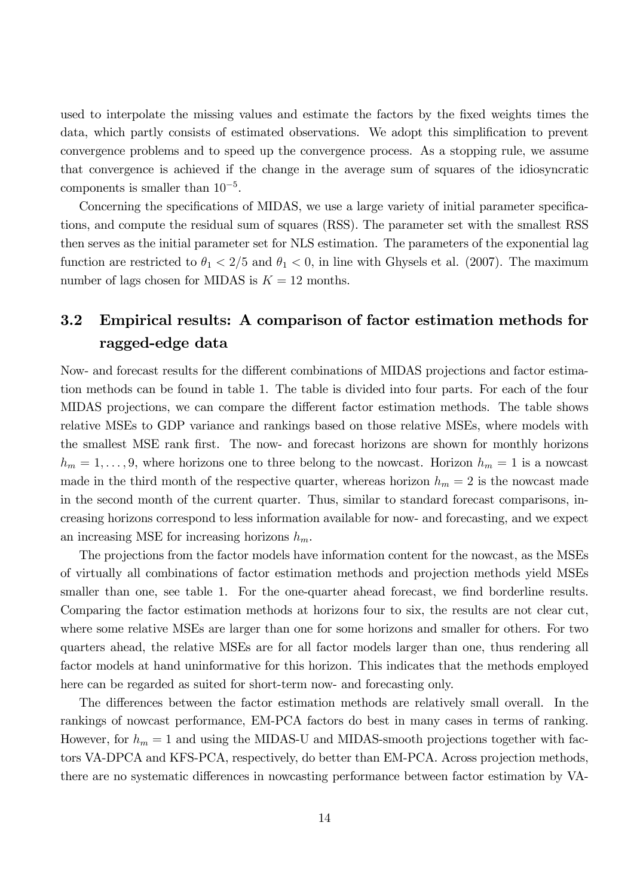used to interpolate the missing values and estimate the factors by the fixed weights times the data, which partly consists of estimated observations. We adopt this simplification to prevent convergence problems and to speed up the convergence process. As a stopping rule, we assume that convergence is achieved if the change in the average sum of squares of the idiosyncratic components is smaller than $10^{-5}$.

Concerning the specifications of MIDAS, we use a large variety of initial parameter specifications, and compute the residual sum of squares (RSS). The parameter set with the smallest RSS then serves as the initial parameter set for NLS estimation. The parameters of the exponential lag function are restricted to $\theta_1 < 2/5$ and $\theta_1 < 0$, in line with Ghysels et al. (2007). The maximum number of lags chosen for MIDAS is $K = 12$ months.

## 3.2 Empirical results: A comparison of factor estimation methods for ragged-edge data

Now- and forecast results for the different combinations of MIDAS projections and factor estimation methods can be found in table 1. The table is divided into four parts. For each of the four MIDAS projections, we can compare the different factor estimation methods. The table shows relative MSEs to GDP variance and rankings based on those relative MSEs, where models with the smallest MSE rank first. The now- and forecast horizons are shown for monthly horizons $h_m = 1, \ldots, 9$, where horizons one to three belong to the nowcast. Horizon $h_m = 1$ is a nowcast made in the third month of the respective quarter, whereas horizon $h_m = 2$ is the nowcast made in the second month of the current quarter. Thus, similar to standard forecast comparisons, increasing horizons correspond to less information available for now- and forecasting, and we expect an increasing MSE for increasing horizons $h_m$.

The projections from the factor models have information content for the nowcast, as the MSEs of virtually all combinations of factor estimation methods and projection methods yield MSEs smaller than one, see table 1. For the one-quarter ahead forecast, we find borderline results. Comparing the factor estimation methods at horizons four to six, the results are not clear cut, where some relative MSEs are larger than one for some horizons and smaller for others. For two quarters ahead, the relative MSEs are for all factor models larger than one, thus rendering all factor models at hand uninformative for this horizon. This indicates that the methods employed here can be regarded as suited for short-term now- and forecasting only.

The differences between the factor estimation methods are relatively small overall. In the rankings of nowcast performance, EM-PCA factors do best in many cases in terms of ranking. However, for $h_m = 1$ and using the MIDAS-U and MIDAS-smooth projections together with factors VA-DPCA and KFS-PCA, respectively, do better than EM-PCA. Across projection methods, there are no systematic differences in nowcasting performance between factor estimation by VA-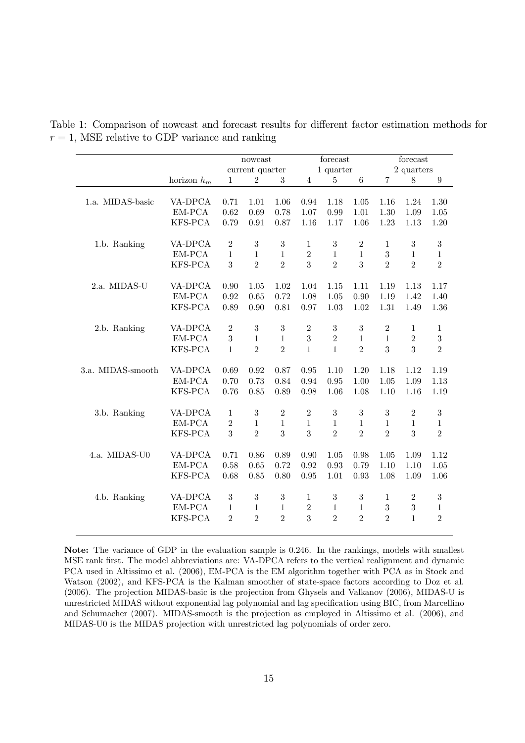Table 1: Comparison of nowcast and forecast results for different factor estimation methods for $r = 1$, MSE relative to GDP variance and ranking

| | | nowcast | | | forecast | | | forecast | | |
|---|---|---|---|---|---|---|---|---|---|---|
| | | current quarter | | | 1 quarter | | | 2 quarters | | |
| | horizon $h_m$ | 1 | 2 | 3 | 4 | 5 | 6 | 7 | 8 | 9 |
| 1.a. MIDAS-basic | VA-DPCA | 0.71 | 1.01 | 1.06 | 0.94 | 1.18 | 1.05 | 1.16 | 1.24 | 1.30 |
| | EM-PCA | 0.62 | 0.69 | 0.78 | 1.07 | 0.99 | 1.01 | 1.30 | 1.09 | 1.05 |
| | KFS-PCA | 0.79 | 0.91 | 0.87 | 1.16 | 1.17 | 1.06 | 1.23 | 1.13 | 1.20 |
| 1.b. Ranking | VA-DPCA | 2 | 3 | 3 | 1 | 3 | 2 | 1 | 3 | 3 |
| | EM-PCA | 1 | 1 | 1 | 2 | 1 | 1 | 3 | 1 | 1 |
| | KFS-PCA | 3 | 2 | 2 | 3 | 2 | 3 | 2 | 2 | 2 |
| 2.a. MIDAS-U | VA-DPCA | 0.90 | 1.05 | 1.02 | 1.04 | 1.15 | 1.11 | 1.19 | 1.13 | 1.17 |
| | EM-PCA | 0.92 | 0.65 | 0.72 | 1.08 | 1.05 | 0.90 | 1.19 | 1.42 | 1.40 |
| | KFS-PCA | 0.89 | 0.90 | 0.81 | 0.97 | 1.03 | 1.02 | 1.31 | 1.49 | 1.36 |
| 2.b. Ranking | VA-DPCA | 2 | 3 | 3 | 2 | 3 | 3 | 2 | 1 | 1 |
| | EM-PCA | 3 | 1 | 1 | 3 | 2 | 1 | 1 | 2 | 3 |
| | KFS-PCA | 1 | 2 | 2 | 1 | 1 | 2 | 3 | 3 | 2 |
| 3.a. MIDAS-smooth | VA-DPCA | 0.69 | 0.92 | 0.87 | 0.95 | 1.10 | 1.20 | 1.18 | 1.12 | 1.19 |
| | EM-PCA | 0.70 | 0.73 | 0.84 | 0.94 | 0.95 | 1.00 | 1.05 | 1.09 | 1.13 |
| | KFS-PCA | 0.76 | 0.85 | 0.89 | 0.98 | 1.06 | 1.08 | 1.10 | 1.16 | 1.19 |
| 3.b. Ranking | VA-DPCA | 1 | 3 | 2 | 2 | 3 | 3 | 3 | 2 | 3 |
| | EM-PCA | 2 | 1 | 1 | 1 | 1 | 1 | 1 | 1 | 1 |
| | KFS-PCA | 3 | 2 | 3 | 3 | 2 | 2 | 2 | 3 | 2 |
| 4.a. MIDAS-U0 | VA-DPCA | 0.71 | 0.86 | 0.89 | 0.90 | 1.05 | 0.98 | 1.05 | 1.09 | 1.12 |
| | EM-PCA | 0.58 | 0.65 | 0.72 | 0.92 | 0.93 | 0.79 | 1.10 | 1.10 | 1.05 |
| | KFS-PCA | 0.68 | 0.85 | 0.80 | 0.95 | 1.01 | 0.93 | 1.08 | 1.09 | 1.06 |
| 4.b. Ranking | VA-DPCA | 3 | 3 | 3 | 1 | 3 | 3 | 1 | 2 | 3 |
| | EM-PCA | 1 | 1 | 1 | 2 | 1 | 1 | 3 | 3 | 1 |
| | KFS-PCA | 2 | 2 | 2 | 3 | 2 | 2 | 2 | 1 | 2 |

**Note:** The variance of GDP in the evaluation sample is 0.246. In the rankings, models with smallest MSE rank first. The model abbreviations are: VA-DPCA refers to the vertical realignment and dynamic PCA used in Altissimo et al. (2006), EM-PCA is the EM algorithm together with PCA as in Stock and Watson (2002), and KFS-PCA is the Kalman smoother of state-space factors according to Doz et al. (2006). The projection MIDAS-basic is the projection from Ghysels and Valkanov (2006), MIDAS-U is unrestricted MIDAS without exponential lag polynomial and lag specification using BIC, from Marcellino and Schumacher (2007). MIDAS-smooth is the projection as employed in Altissimo et al. (2006), and MIDAS-U0 is the MIDAS projection with unrestricted lag polynomials of order zero.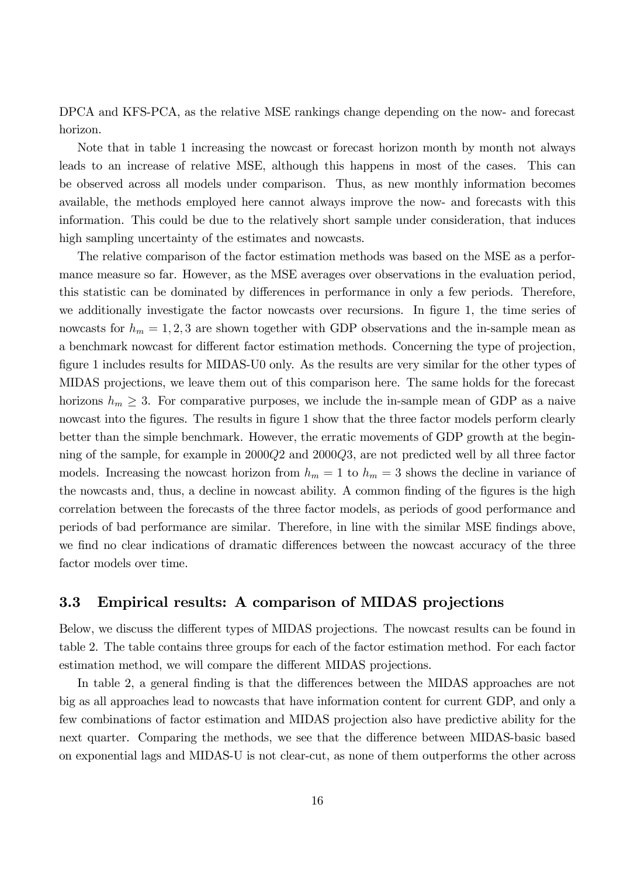DPCA and KFS-PCA, as the relative MSE rankings change depending on the now- and forecast horizon.

Note that in table 1 increasing the nowcast or forecast horizon month by month not always leads to an increase of relative MSE, although this happens in most of the cases. This can be observed across all models under comparison. Thus, as new monthly information becomes available, the methods employed here cannot always improve the now- and forecasts with this information. This could be due to the relatively short sample under consideration, that induces high sampling uncertainty of the estimates and nowcasts.

The relative comparison of the factor estimation methods was based on the MSE as a performance measure so far. However, as the MSE averages over observations in the evaluation period, this statistic can be dominated by differences in performance in only a few periods. Therefore, we additionally investigate the factor nowcasts over recursions. In figure 1, the time series of nowcasts for $h_m = 1, 2, 3$ are shown together with GDP observations and the in-sample mean as a benchmark nowcast for different factor estimation methods. Concerning the type of projection, figure 1 includes results for MIDAS-U0 only. As the results are very similar for the other types of MIDAS projections, we leave them out of this comparison here. The same holds for the forecast horizons $h_m \geq 3$. For comparative purposes, we include the in-sample mean of GDP as a naive nowcast into the figures. The results in figure 1 show that the three factor models perform clearly better than the simple benchmark. However, the erratic movements of GDP growth at the beginning of the sample, for example in $2000Q2$ and $2000Q3$, are not predicted well by all three factor models. Increasing the nowcast horizon from $h_m = 1$ to $h_m = 3$ shows the decline in variance of the nowcasts and, thus, a decline in nowcast ability. A common finding of the figures is the high correlation between the forecasts of the three factor models, as periods of good performance and periods of bad performance are similar. Therefore, in line with the similar MSE findings above, we find no clear indications of dramatic differences between the nowcast accuracy of the three factor models over time.

### 3.3 Empirical results: A comparison of MIDAS projections

Below, we discuss the different types of MIDAS projections. The nowcast results can be found in table 2. The table contains three groups for each of the factor estimation method. For each factor estimation method, we will compare the different MIDAS projections.

In table 2, a general finding is that the differences between the MIDAS approaches are not big as all approaches lead to nowcasts that have information content for current GDP, and only a few combinations of factor estimation and MIDAS projection also have predictive ability for the next quarter. Comparing the methods, we see that the difference between MIDAS-basic based on exponential lags and MIDAS-U is not clear-cut, as none of them outperforms the other across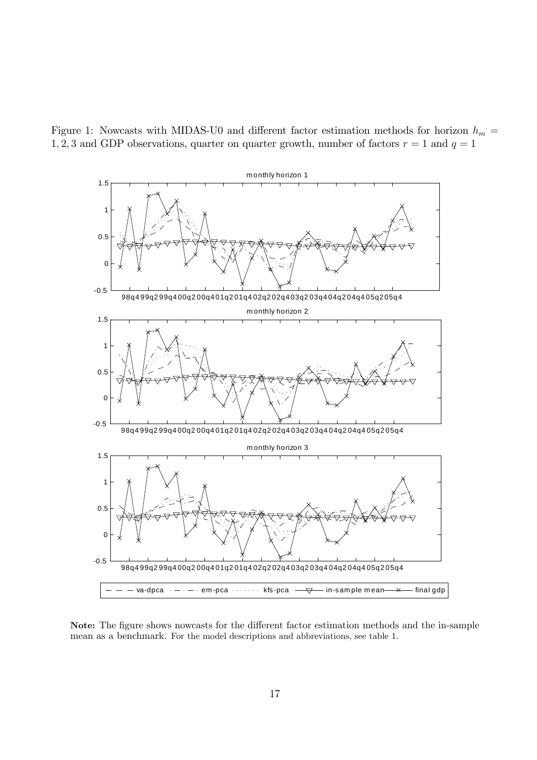Figure 1: Nowcasts with MIDAS-U0 and different factor estimation methods for horizon $h_m = 1, 2, 3$ and GDP observations, quarter on quarter growth, number of factors $r = 1$ and $q = 1$

**Note:** The figure shows nowcasts for the different factor estimation methods and the in-sample mean as a benchmark. For the model descriptions and abbreviations, see table 1.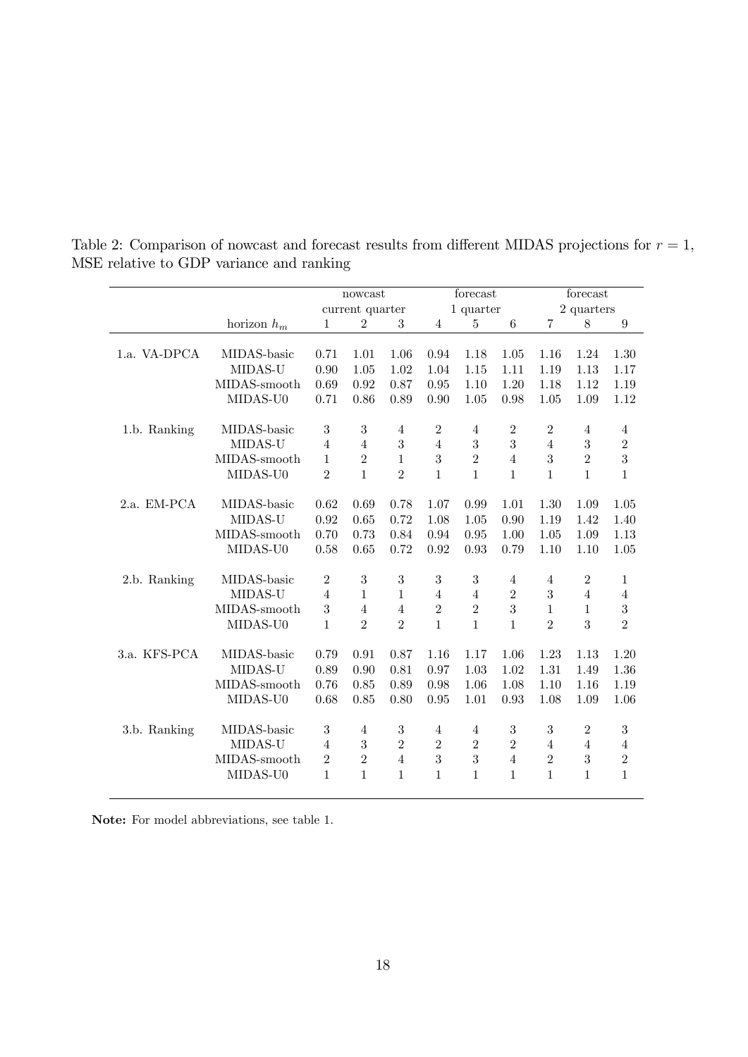Table 2: Comparison of nowcast and forecast results from different MIDAS projections for $r = 1$, MSE relative to GDP variance and ranking

| | | nowcast | | | forecast | | | forecast | | |
|---|---|---|---|---|---|---|---|---|---|---|
| | | current quarter | | | 1 quarter | | | 2 quarters | | |
| | horizon $h_m$ | 1 | 2 | 3 | 4 | 5 | 6 | 7 | 8 | 9 |
| 1.a. VA-DPCA | MIDAS-basic | 0.71 | 1.01 | 1.06 | 0.94 | 1.18 | 1.05 | 1.16 | 1.24 | 1.30 |
| | MIDAS-U | 0.90 | 1.05 | 1.02 | 1.04 | 1.15 | 1.11 | 1.19 | 1.13 | 1.17 |
| | MIDAS-smooth | 0.69 | 0.92 | 0.87 | 0.95 | 1.10 | 1.20 | 1.18 | 1.12 | 1.19 |
| | MIDAS-U0 | 0.71 | 0.86 | 0.89 | 0.90 | 1.05 | 0.98 | 1.05 | 1.09 | 1.12 |
| 1.b. Ranking | MIDAS-basic | 3 | 3 | 4 | 2 | 4 | 2 | 2 | 4 | 4 |
| | MIDAS-U | 4 | 4 | 3 | 4 | 3 | 3 | 4 | 3 | 2 |
| | MIDAS-smooth | 1 | 2 | 1 | 3 | 2 | 4 | 3 | 2 | 3 |
| | MIDAS-U0 | 2 | 1 | 2 | 1 | 1 | 1 | 1 | 1 | 1 |
| 2.a. EM-PCA | MIDAS-basic | 0.62 | 0.69 | 0.78 | 1.07 | 0.99 | 1.01 | 1.30 | 1.09 | 1.05 |
| | MIDAS-U | 0.92 | 0.65 | 0.72 | 1.08 | 1.05 | 0.90 | 1.19 | 1.42 | 1.40 |
| | MIDAS-smooth | 0.70 | 0.73 | 0.84 | 0.94 | 0.95 | 1.00 | 1.05 | 1.09 | 1.13 |
| | MIDAS-U0 | 0.58 | 0.65 | 0.72 | 0.92 | 0.93 | 0.79 | 1.10 | 1.10 | 1.05 |
| 2.b. Ranking | MIDAS-basic | 2 | 3 | 3 | 3 | 3 | 4 | 4 | 2 | 1 |
| | MIDAS-U | 4 | 1 | 1 | 4 | 4 | 2 | 3 | 4 | 4 |
| | MIDAS-smooth | 3 | 4 | 4 | 2 | 2 | 3 | 1 | 1 | 3 |
| | MIDAS-U0 | 1 | 2 | 2 | 1 | 1 | 1 | 2 | 3 | 2 |
| 3.a. KFS-PCA | MIDAS-basic | 0.79 | 0.91 | 0.87 | 1.16 | 1.17 | 1.06 | 1.23 | 1.13 | 1.20 |
| | MIDAS-U | 0.89 | 0.90 | 0.81 | 0.97 | 1.03 | 1.02 | 1.31 | 1.49 | 1.36 |
| | MIDAS-smooth | 0.76 | 0.85 | 0.89 | 0.98 | 1.06 | 1.08 | 1.10 | 1.16 | 1.19 |
| | MIDAS-U0 | 0.68 | 0.85 | 0.80 | 0.95 | 1.01 | 0.93 | 1.08 | 1.09 | 1.06 |
| 3.b. Ranking | MIDAS-basic | 3 | 4 | 3 | 4 | 4 | 3 | 3 | 2 | 3 |
| | MIDAS-U | 4 | 3 | 2 | 2 | 2 | 2 | 4 | 4 | 4 |
| | MIDAS-smooth | 2 | 2 | 4 | 3 | 3 | 4 | 2 | 3 | 2 |
| | MIDAS-U0 | 1 | 1 | 1 | 1 | 1 | 1 | 1 | 1 | 1 |

**Note:** For model abbreviations, see table 1.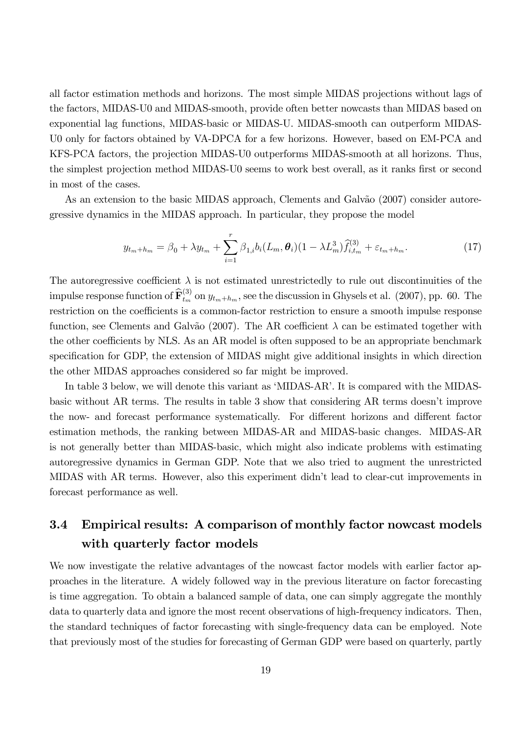all factor estimation methods and horizons. The most simple MIDAS projections without lags of the factors, MIDAS-U0 and MIDAS-smooth, provide often better nowcasts than MIDAS based on exponential lag functions, MIDAS-basic or MIDAS-U. MIDAS-smooth can outperform MIDAS-U0 only for factors obtained by VA-DPCA for a few horizons. However, based on EM-PCA and KFS-PCA factors, the projection MIDAS-U0 outperforms MIDAS-smooth at all horizons. Thus, the simplest projection method MIDAS-U0 seems to work best overall, as it ranks first or second in most of the cases.

As an extension to the basic MIDAS approach, Clements and Galvão (2007) consider autoregressive dynamics in the MIDAS approach. In particular, they propose the model

$$y_{t_m+h_m} = \beta_0 + \lambda y_{t_m} + \sum_{i=1}^{r} \beta_{1,i} b_i(L_m, \boldsymbol{\theta}_i)(1 - \lambda L_m^3)\widehat{f}_{i,t_m}^{(3)} + \varepsilon_{t_m+h_m}. \tag{17}$$

The autoregressive coefficient $\lambda$ is not estimated unrestrictedly to rule out discontinuities of the impulse response function of $\widehat{\mathbf{F}}_{t_m}^{(3)}$ on $y_{t_m+h_m}$, see the discussion in Ghysels et al. (2007), pp. 60. The restriction on the coefficients is a common-factor restriction to ensure a smooth impulse response function, see Clements and Galvão (2007). The AR coefficient $\lambda$ can be estimated together with the other coefficients by NLS. As an AR model is often supposed to be an appropriate benchmark specification for GDP, the extension of MIDAS might give additional insights in which direction the other MIDAS approaches considered so far might be improved.

In table 3 below, we will denote this variant as 'MIDAS-AR'. It is compared with the MIDAS-basic without AR terms. The results in table 3 show that considering AR terms doesn't improve the now- and forecast performance systematically. For different horizons and different factor estimation methods, the ranking between MIDAS-AR and MIDAS-basic changes. MIDAS-AR is not generally better than MIDAS-basic, which might also indicate problems with estimating autoregressive dynamics in German GDP. Note that we also tried to augment the unrestricted MIDAS with AR terms. However, also this experiment didn't lead to clear-cut improvements in forecast performance as well.

## 3.4 Empirical results: A comparison of monthly factor nowcast models with quarterly factor models

We now investigate the relative advantages of the nowcast factor models with earlier factor approaches in the literature. A widely followed way in the previous literature on factor forecasting is time aggregation. To obtain a balanced sample of data, one can simply aggregate the monthly data to quarterly data and ignore the most recent observations of high-frequency indicators. Then, the standard techniques of factor forecasting with single-frequency data can be employed. Note that previously most of the studies for forecasting of German GDP were based on quarterly, partly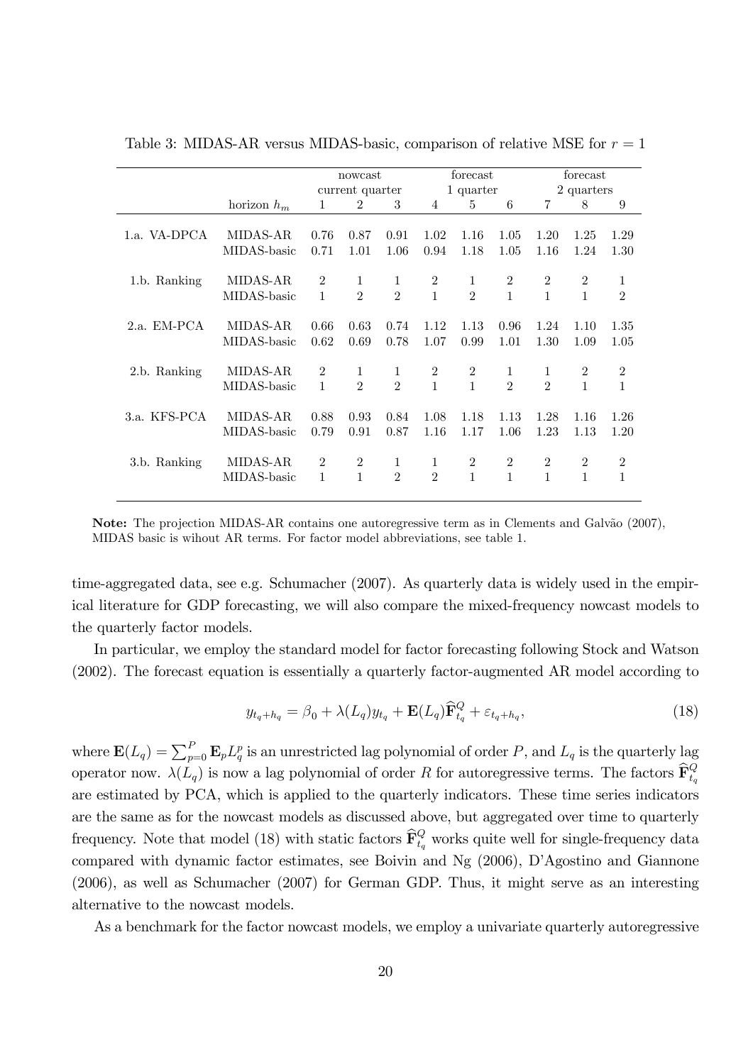Table 3: MIDAS-AR versus MIDAS-basic, comparison of relative MSE for $r = 1$

| | | nowcast current quarter | | | forecast 1 quarter | | | forecast 2 quarters | | |
|---|---|---|---|---|---|---|---|---|---|---|
| | horizon $h_m$ | 1 | 2 | 3 | 4 | 5 | 6 | 7 | 8 | 9 |
| 1.a. VA-DPCA | MIDAS-AR | 0.76 | 0.87 | 0.91 | 1.02 | 1.16 | 1.05 | 1.20 | 1.25 | 1.29 |
| | MIDAS-basic | 0.71 | 1.01 | 1.06 | 0.94 | 1.18 | 1.05 | 1.16 | 1.24 | 1.30 |
| 1.b. Ranking | MIDAS-AR | 2 | 1 | 1 | 2 | 1 | 2 | 2 | 2 | 1 |
| | MIDAS-basic | 1 | 2 | 2 | 1 | 2 | 1 | 1 | 1 | 2 |
| 2.a. EM-PCA | MIDAS-AR | 0.66 | 0.63 | 0.74 | 1.12 | 1.13 | 0.96 | 1.24 | 1.10 | 1.35 |
| | MIDAS-basic | 0.62 | 0.69 | 0.78 | 1.07 | 0.99 | 1.01 | 1.30 | 1.09 | 1.05 |
| 2.b. Ranking | MIDAS-AR | 2 | 1 | 1 | 2 | 2 | 1 | 1 | 2 | 2 |
| | MIDAS-basic | 1 | 2 | 2 | 1 | 1 | 2 | 2 | 1 | 1 |
| 3.a. KFS-PCA | MIDAS-AR | 0.88 | 0.93 | 0.84 | 1.08 | 1.18 | 1.13 | 1.28 | 1.16 | 1.26 |
| | MIDAS-basic | 0.79 | 0.91 | 0.87 | 1.16 | 1.17 | 1.06 | 1.23 | 1.13 | 1.20 |
| 3.b. Ranking | MIDAS-AR | 2 | 2 | 1 | 1 | 2 | 2 | 2 | 2 | 2 |
| | MIDAS-basic | 1 | 1 | 2 | 2 | 1 | 1 | 1 | 1 | 1 |

**Note:** The projection MIDAS-AR contains one autoregressive term as in Clements and Galvão (2007), MIDAS basic is wihout AR terms. For factor model abbreviations, see table 1.

time-aggregated data, see e.g. Schumacher (2007). As quarterly data is widely used in the empirical literature for GDP forecasting, we will also compare the mixed-frequency nowcast models to the quarterly factor models.

In particular, we employ the standard model for factor forecasting following Stock and Watson (2002). The forecast equation is essentially a quarterly factor-augmented AR model according to

$$y_{t_q+h_q} = \beta_0 + \lambda(L_q)y_{t_q} + \mathbf{E}(L_q)\widehat{\mathbf{F}}^Q_{t_q} + \varepsilon_{t_q+h_q}, \tag{18}$$

where $\mathbf{E}(L_q) = \sum_{p=0}^{P} \mathbf{E}_p L_q^p$ is an unrestricted lag polynomial of order $P$, and $L_q$ is the quarterly lag operator now. $\lambda(L_q)$ is now a lag polynomial of order $R$ for autoregressive terms. The factors $\widehat{\mathbf{F}}^Q_{t_q}$ are estimated by PCA, which is applied to the quarterly indicators. These time series indicators are the same as for the nowcast models as discussed above, but aggregated over time to quarterly frequency. Note that model (18) with static factors $\widehat{\mathbf{F}}^Q_{t_q}$ works quite well for single-frequency data compared with dynamic factor estimates, see Boivin and Ng (2006), D'Agostino and Giannone (2006), as well as Schumacher (2007) for German GDP. Thus, it might serve as an interesting alternative to the nowcast models.

As a benchmark for the factor nowcast models, we employ a univariate quarterly autoregressive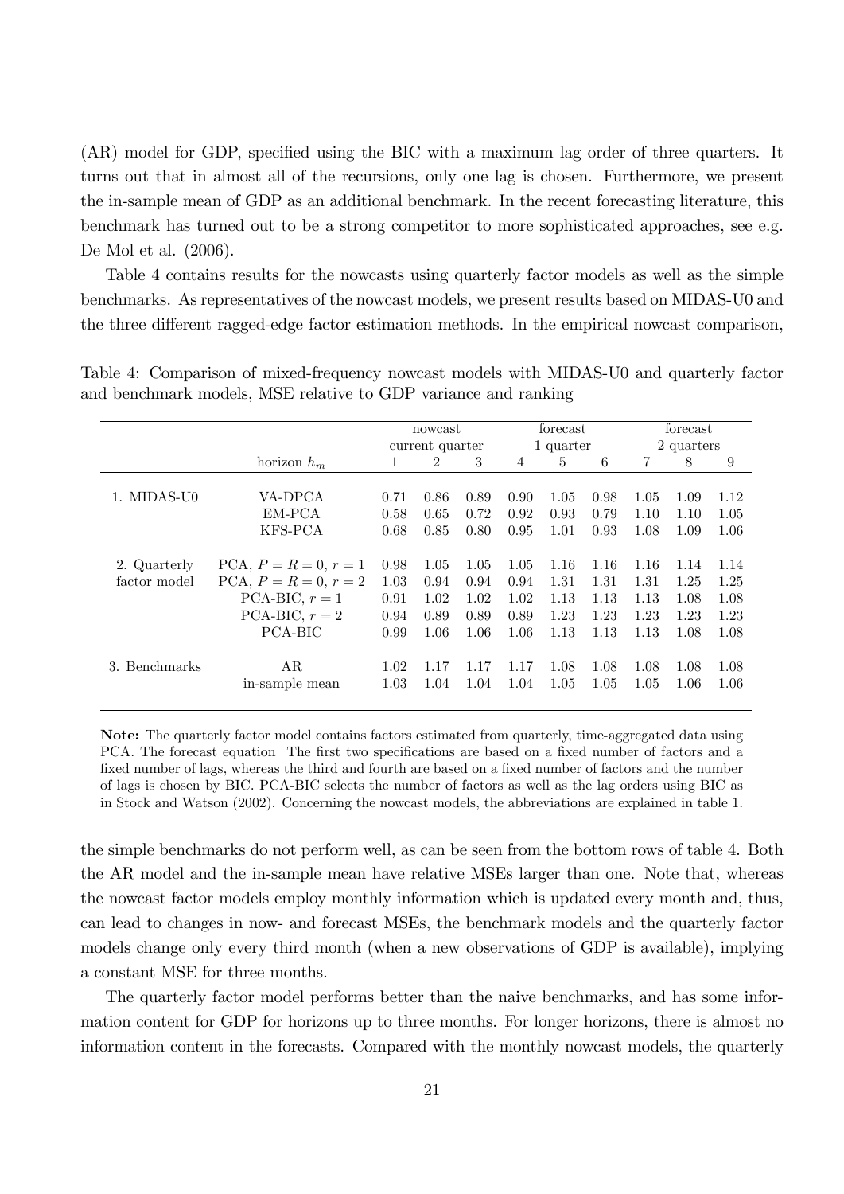(AR) model for GDP, specified using the BIC with a maximum lag order of three quarters. It turns out that in almost all of the recursions, only one lag is chosen. Furthermore, we present the in-sample mean of GDP as an additional benchmark. In the recent forecasting literature, this benchmark has turned out to be a strong competitor to more sophisticated approaches, see e.g. De Mol et al. (2006).

Table 4 contains results for the nowcasts using quarterly factor models as well as the simple benchmarks. As representatives of the nowcast models, we present results based on MIDAS-U0 and the three different ragged-edge factor estimation methods. In the empirical nowcast comparison,

Table 4: Comparison of mixed-frequency nowcast models with MIDAS-U0 and quarterly factor and benchmark models, MSE relative to GDP variance and ranking

| | | nowcast current quarter | | | forecast 1 quarter | | | forecast 2 quarters | | |
|---|---|---|---|---|---|---|---|---|---|---|
| | horizon $h_m$ | 1 | 2 | 3 | 4 | 5 | 6 | 7 | 8 | 9 |
| 1. MIDAS-U0 | VA-DPCA | 0.71 | 0.86 | 0.89 | 0.90 | 1.05 | 0.98 | 1.05 | 1.09 | 1.12 |
| | EM-PCA | 0.58 | 0.65 | 0.72 | 0.92 | 0.93 | 0.79 | 1.10 | 1.10 | 1.05 |
| | KFS-PCA | 0.68 | 0.85 | 0.80 | 0.95 | 1.01 | 0.93 | 1.08 | 1.09 | 1.06 |
| 2. Quarterly factor model | PCA, $P = R = 0$, $r = 1$ | 0.98 | 1.05 | 1.05 | 1.05 | 1.16 | 1.16 | 1.16 | 1.14 | 1.14 |
| | PCA, $P = R = 0$, $r = 2$ | 1.03 | 0.94 | 0.94 | 0.94 | 1.31 | 1.31 | 1.31 | 1.25 | 1.25 |
| | PCA-BIC, $r = 1$ | 0.91 | 1.02 | 1.02 | 1.02 | 1.13 | 1.13 | 1.13 | 1.08 | 1.08 |
| | PCA-BIC, $r = 2$ | 0.94 | 0.89 | 0.89 | 0.89 | 1.23 | 1.23 | 1.23 | 1.23 | 1.23 |
| | PCA-BIC | 0.99 | 1.06 | 1.06 | 1.06 | 1.13 | 1.13 | 1.13 | 1.08 | 1.08 |
| 3. Benchmarks | AR | 1.02 | 1.17 | 1.17 | 1.17 | 1.08 | 1.08 | 1.08 | 1.08 | 1.08 |
| | in-sample mean | 1.03 | 1.04 | 1.04 | 1.04 | 1.05 | 1.05 | 1.05 | 1.06 | 1.06 |

**Note:** The quarterly factor model contains factors estimated from quarterly, time-aggregated data using PCA. The forecast equation The first two specifications are based on a fixed number of factors and a fixed number of lags, whereas the third and fourth are based on a fixed number of factors and the number of lags is chosen by BIC. PCA-BIC selects the number of factors as well as the lag orders using BIC as in Stock and Watson (2002). Concerning the nowcast models, the abbreviations are explained in table 1.

the simple benchmarks do not perform well, as can be seen from the bottom rows of table 4. Both the AR model and the in-sample mean have relative MSEs larger than one. Note that, whereas the nowcast factor models employ monthly information which is updated every month and, thus, can lead to changes in now- and forecast MSEs, the benchmark models and the quarterly factor models change only every third month (when a new observations of GDP is available), implying a constant MSE for three months.

The quarterly factor model performs better than the naive benchmarks, and has some information content for GDP for horizons up to three months. For longer horizons, there is almost no information content in the forecasts. Compared with the monthly nowcast models, the quarterly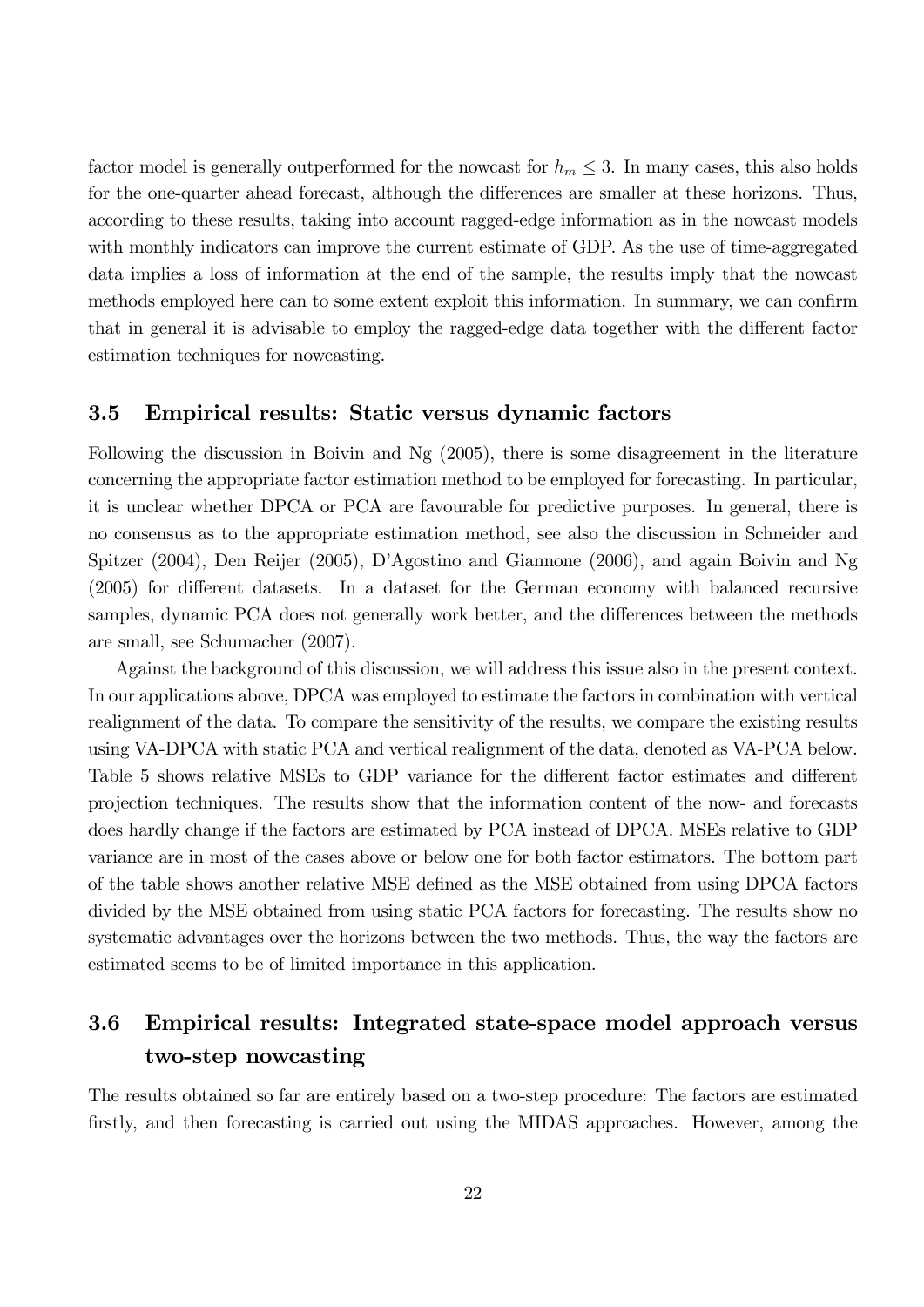factor model is generally outperformed for the nowcast for $h_m \leq 3$. In many cases, this also holds for the one-quarter ahead forecast, although the differences are smaller at these horizons. Thus, according to these results, taking into account ragged-edge information as in the nowcast models with monthly indicators can improve the current estimate of GDP. As the use of time-aggregated data implies a loss of information at the end of the sample, the results imply that the nowcast methods employed here can to some extent exploit this information. In summary, we can confirm that in general it is advisable to employ the ragged-edge data together with the different factor estimation techniques for nowcasting.

### 3.5 Empirical results: Static versus dynamic factors

Following the discussion in Boivin and Ng (2005), there is some disagreement in the literature concerning the appropriate factor estimation method to be employed for forecasting. In particular, it is unclear whether DPCA or PCA are favourable for predictive purposes. In general, there is no consensus as to the appropriate estimation method, see also the discussion in Schneider and Spitzer (2004), Den Reijer (2005), D'Agostino and Giannone (2006), and again Boivin and Ng (2005) for different datasets. In a dataset for the German economy with balanced recursive samples, dynamic PCA does not generally work better, and the differences between the methods are small, see Schumacher (2007).

Against the background of this discussion, we will address this issue also in the present context. In our applications above, DPCA was employed to estimate the factors in combination with vertical realignment of the data. To compare the sensitivity of the results, we compare the existing results using VA-DPCA with static PCA and vertical realignment of the data, denoted as VA-PCA below. Table 5 shows relative MSEs to GDP variance for the different factor estimates and different projection techniques. The results show that the information content of the now- and forecasts does hardly change if the factors are estimated by PCA instead of DPCA. MSEs relative to GDP variance are in most of the cases above or below one for both factor estimators. The bottom part of the table shows another relative MSE defined as the MSE obtained from using DPCA factors divided by the MSE obtained from using static PCA factors for forecasting. The results show no systematic advantages over the horizons between the two methods. Thus, the way the factors are estimated seems to be of limited importance in this application.

### 3.6 Empirical results: Integrated state-space model approach versus two-step nowcasting

The results obtained so far are entirely based on a two-step procedure: The factors are estimated firstly, and then forecasting is carried out using the MIDAS approaches. However, among the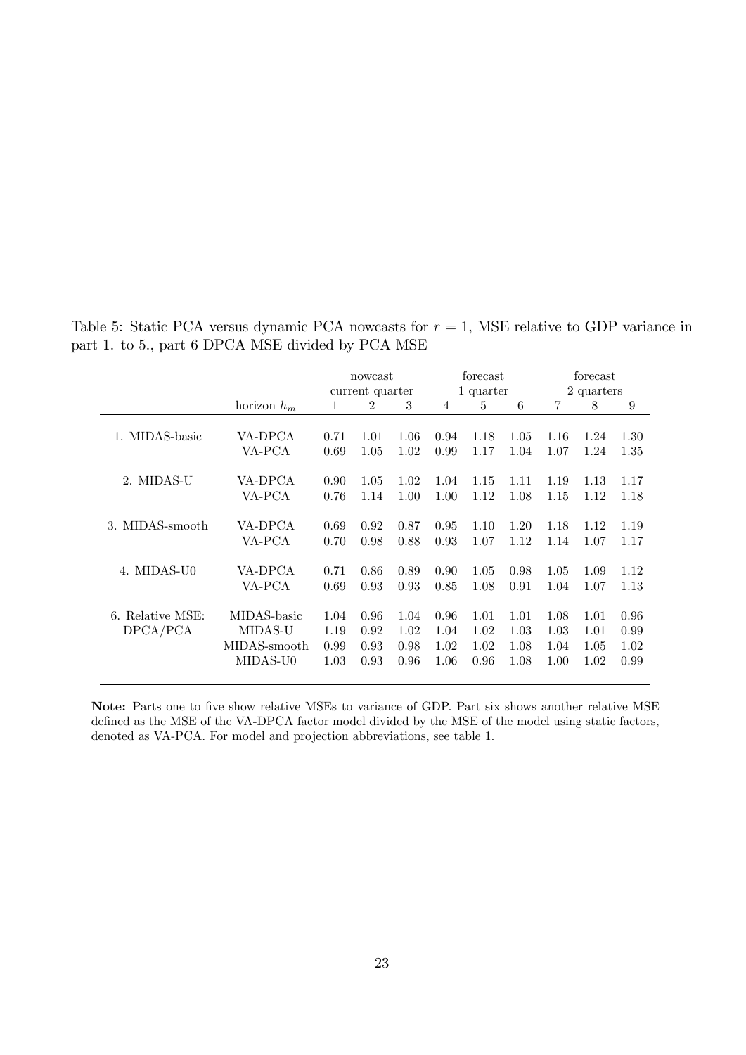Table 5: Static PCA versus dynamic PCA nowcasts for $r = 1$, MSE relative to GDP variance in part 1. to 5., part 6 DPCA MSE divided by PCA MSE

| | | nowcast current quarter | | | forecast 1 quarter | | | forecast 2 quarters | | |
|---|---|---|---|---|---|---|---|---|---|---|
| | horizon $h_m$ | 1 | 2 | 3 | 4 | 5 | 6 | 7 | 8 | 9 |
| 1. MIDAS-basic | VA-DPCA | 0.71 | 1.01 | 1.06 | 0.94 | 1.18 | 1.05 | 1.16 | 1.24 | 1.30 |
| | VA-PCA | 0.69 | 1.05 | 1.02 | 0.99 | 1.17 | 1.04 | 1.07 | 1.24 | 1.35 |
| 2. MIDAS-U | VA-DPCA | 0.90 | 1.05 | 1.02 | 1.04 | 1.15 | 1.11 | 1.19 | 1.13 | 1.17 |
| | VA-PCA | 0.76 | 1.14 | 1.00 | 1.00 | 1.12 | 1.08 | 1.15 | 1.12 | 1.18 |
| 3. MIDAS-smooth | VA-DPCA | 0.69 | 0.92 | 0.87 | 0.95 | 1.10 | 1.20 | 1.18 | 1.12 | 1.19 |
| | VA-PCA | 0.70 | 0.98 | 0.88 | 0.93 | 1.07 | 1.12 | 1.14 | 1.07 | 1.17 |
| 4. MIDAS-U0 | VA-DPCA | 0.71 | 0.86 | 0.89 | 0.90 | 1.05 | 0.98 | 1.05 | 1.09 | 1.12 |
| | VA-PCA | 0.69 | 0.93 | 0.93 | 0.85 | 1.08 | 0.91 | 1.04 | 1.07 | 1.13 |
| 6. Relative MSE: DPCA/PCA | MIDAS-basic | 1.04 | 0.96 | 1.04 | 0.96 | 1.01 | 1.01 | 1.08 | 1.01 | 0.96 |
| | MIDAS-U | 1.19 | 0.92 | 1.02 | 1.04 | 1.02 | 1.03 | 1.03 | 1.01 | 0.99 |
| | MIDAS-smooth | 0.99 | 0.93 | 0.98 | 1.02 | 1.02 | 1.08 | 1.04 | 1.05 | 1.02 |
| | MIDAS-U0 | 1.03 | 0.93 | 0.96 | 1.06 | 0.96 | 1.08 | 1.00 | 1.02 | 0.99 |

**Note:** Parts one to five show relative MSEs to variance of GDP. Part six shows another relative MSE defined as the MSE of the VA-DPCA factor model divided by the MSE of the model using static factors, denoted as VA-PCA. For model and projection abbreviations, see table 1.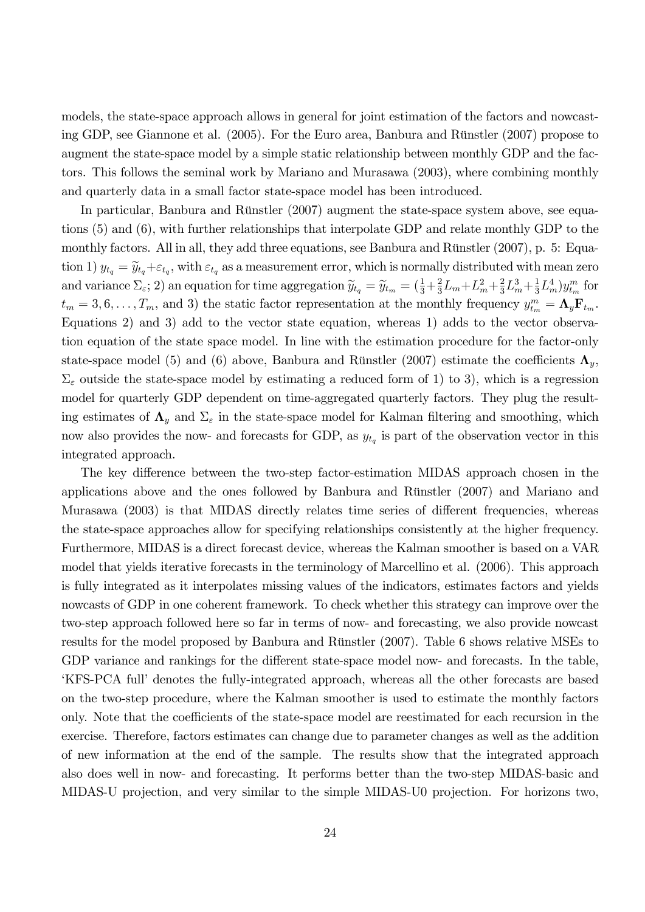models, the state-space approach allows in general for joint estimation of the factors and nowcasting GDP, see Giannone et al. (2005). For the Euro area, Banbura and Rünstler (2007) propose to augment the state-space model by a simple static relationship between monthly GDP and the factors. This follows the seminal work by Mariano and Murasawa (2003), where combining monthly and quarterly data in a small factor state-space model has been introduced.

In particular, Banbura and Rünstler (2007) augment the state-space system above, see equations (5) and (6), with further relationships that interpolate GDP and relate monthly GDP to the monthly factors. All in all, they add three equations, see Banbura and Rünstler (2007), p. 5: Equation 1) $y_{t_q} = \widetilde{y}_{t_q} + \varepsilon_{t_q}$, with $\varepsilon_{t_q}$ as a measurement error, which is normally distributed with mean zero and variance $\Sigma_\varepsilon$; 2) an equation for time aggregation $\widetilde{y}_{t_q} = \widetilde{y}_{t_m} = (\frac{1}{3} + \frac{2}{3}L_m + L_m^2 + \frac{2}{3}L_m^3 + \frac{1}{3}L_m^4) y_{t_m}^m$ for $t_m = 3, 6, \ldots, T_m$, and 3) the static factor representation at the monthly frequency $y_{t_m}^m = \mathbf{\Lambda}_y \mathbf{F}_{t_m}$. Equations 2) and 3) add to the vector state equation, whereas 1) adds to the vector observation equation of the state space model. In line with the estimation procedure for the factor-only state-space model (5) and (6) above, Banbura and Rünstler (2007) estimate the coefficients $\mathbf{\Lambda}_y$, $\Sigma_\varepsilon$ outside the state-space model by estimating a reduced form of 1) to 3), which is a regression model for quarterly GDP dependent on time-aggregated quarterly factors. They plug the resulting estimates of $\mathbf{\Lambda}_y$ and $\Sigma_\varepsilon$ in the state-space model for Kalman filtering and smoothing, which now also provides the now- and forecasts for GDP, as $y_{t_q}$ is part of the observation vector in this integrated approach.

The key difference between the two-step factor-estimation MIDAS approach chosen in the applications above and the ones followed by Banbura and Rünstler (2007) and Mariano and Murasawa (2003) is that MIDAS directly relates time series of different frequencies, whereas the state-space approaches allow for specifying relationships consistently at the higher frequency. Furthermore, MIDAS is a direct forecast device, whereas the Kalman smoother is based on a VAR model that yields iterative forecasts in the terminology of Marcellino et al. (2006). This approach is fully integrated as it interpolates missing values of the indicators, estimates factors and yields nowcasts of GDP in one coherent framework. To check whether this strategy can improve over the two-step approach followed here so far in terms of now- and forecasting, we also provide nowcast results for the model proposed by Banbura and Rünstler (2007). Table 6 shows relative MSEs to GDP variance and rankings for the different state-space model now- and forecasts. In the table, 'KFS-PCA full' denotes the fully-integrated approach, whereas all the other forecasts are based on the two-step procedure, where the Kalman smoother is used to estimate the monthly factors only. Note that the coefficients of the state-space model are reestimated for each recursion in the exercise. Therefore, factors estimates can change due to parameter changes as well as the addition of new information at the end of the sample. The results show that the integrated approach also does well in now- and forecasting. It performs better than the two-step MIDAS-basic and MIDAS-U projection, and very similar to the simple MIDAS-U0 projection. For horizons two,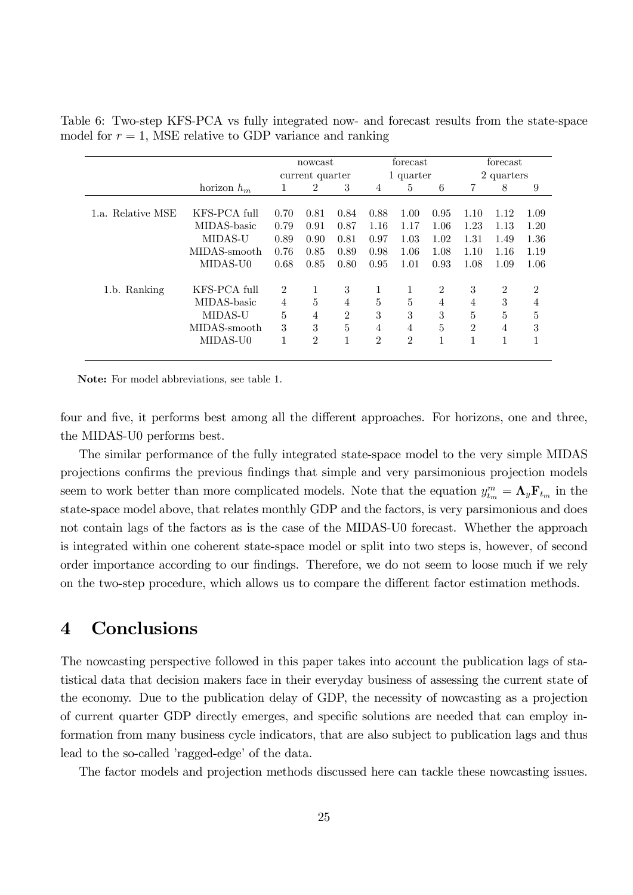Table 6: Two-step KFS-PCA vs fully integrated now- and forecast results from the state-space model for $r = 1$, MSE relative to GDP variance and ranking

| | | nowcast | | | forecast | | | forecast | | |
|---|---|---|---|---|---|---|---|---|---|---|
| | | current quarter | | | 1 quarter | | | 2 quarters | | |
| | horizon $h_m$ | 1 | 2 | 3 | 4 | 5 | 6 | 7 | 8 | 9 |
| 1.a. Relative MSE | KFS-PCA full | 0.70 | 0.81 | 0.84 | 0.88 | 1.00 | 0.95 | 1.10 | 1.12 | 1.09 |
| | MIDAS-basic | 0.79 | 0.91 | 0.87 | 1.16 | 1.17 | 1.06 | 1.23 | 1.13 | 1.20 |
| | MIDAS-U | 0.89 | 0.90 | 0.81 | 0.97 | 1.03 | 1.02 | 1.31 | 1.49 | 1.36 |
| | MIDAS-smooth | 0.76 | 0.85 | 0.89 | 0.98 | 1.06 | 1.08 | 1.10 | 1.16 | 1.19 |
| | MIDAS-U0 | 0.68 | 0.85 | 0.80 | 0.95 | 1.01 | 0.93 | 1.08 | 1.09 | 1.06 |
| 1.b. Ranking | KFS-PCA full | 2 | 1 | 3 | 1 | 1 | 2 | 3 | 2 | 2 |
| | MIDAS-basic | 4 | 5 | 4 | 5 | 5 | 4 | 4 | 3 | 4 |
| | MIDAS-U | 5 | 4 | 2 | 3 | 3 | 3 | 5 | 5 | 5 |
| | MIDAS-smooth | 3 | 3 | 5 | 4 | 4 | 5 | 2 | 4 | 3 |
| | MIDAS-U0 | 1 | 2 | 1 | 2 | 2 | 1 | 1 | 1 | 1 |

**Note:** For model abbreviations, see table 1.

four and five, it performs best among all the different approaches. For horizons, one and three, the MIDAS-U0 performs best.

The similar performance of the fully integrated state-space model to the very simple MIDAS projections confirms the previous findings that simple and very parsimonious projection models seem to work better than more complicated models. Note that the equation $y^m_{t_m} = \mathbf{\Lambda}_y \mathbf{F}_{t_m}$ in the state-space model above, that relates monthly GDP and the factors, is very parsimonious and does not contain lags of the factors as is the case of the MIDAS-U0 forecast. Whether the approach is integrated within one coherent state-space model or split into two steps is, however, of second order importance according to our findings. Therefore, we do not seem to loose much if we rely on the two-step procedure, which allows us to compare the different factor estimation methods.

## 4 Conclusions

The nowcasting perspective followed in this paper takes into account the publication lags of statistical data that decision makers face in their everyday business of assessing the current state of the economy. Due to the publication delay of GDP, the necessity of nowcasting as a projection of current quarter GDP directly emerges, and specific solutions are needed that can employ information from many business cycle indicators, that are also subject to publication lags and thus lead to the so-called 'ragged-edge' of the data.

The factor models and projection methods discussed here can tackle these nowcasting issues.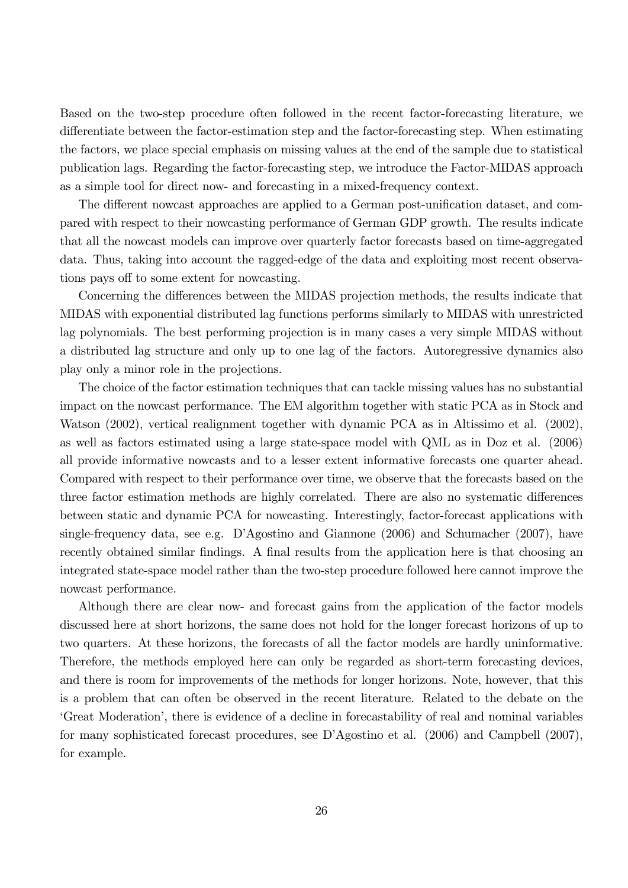Based on the two-step procedure often followed in the recent factor-forecasting literature, we differentiate between the factor-estimation step and the factor-forecasting step. When estimating the factors, we place special emphasis on missing values at the end of the sample due to statistical publication lags. Regarding the factor-forecasting step, we introduce the Factor-MIDAS approach as a simple tool for direct now- and forecasting in a mixed-frequency context.

The different nowcast approaches are applied to a German post-unification dataset, and compared with respect to their nowcasting performance of German GDP growth. The results indicate that all the nowcast models can improve over quarterly factor forecasts based on time-aggregated data. Thus, taking into account the ragged-edge of the data and exploiting most recent observations pays off to some extent for nowcasting.

Concerning the differences between the MIDAS projection methods, the results indicate that MIDAS with exponential distributed lag functions performs similarly to MIDAS with unrestricted lag polynomials. The best performing projection is in many cases a very simple MIDAS without a distributed lag structure and only up to one lag of the factors. Autoregressive dynamics also play only a minor role in the projections.

The choice of the factor estimation techniques that can tackle missing values has no substantial impact on the nowcast performance. The EM algorithm together with static PCA as in Stock and Watson (2002), vertical realignment together with dynamic PCA as in Altissimo et al. (2002), as well as factors estimated using a large state-space model with QML as in Doz et al. (2006) all provide informative nowcasts and to a lesser extent informative forecasts one quarter ahead. Compared with respect to their performance over time, we observe that the forecasts based on the three factor estimation methods are highly correlated. There are also no systematic differences between static and dynamic PCA for nowcasting. Interestingly, factor-forecast applications with single-frequency data, see e.g. D'Agostino and Giannone (2006) and Schumacher (2007), have recently obtained similar findings. A final results from the application here is that choosing an integrated state-space model rather than the two-step procedure followed here cannot improve the nowcast performance.

Although there are clear now- and forecast gains from the application of the factor models discussed here at short horizons, the same does not hold for the longer forecast horizons of up to two quarters. At these horizons, the forecasts of all the factor models are hardly uninformative. Therefore, the methods employed here can only be regarded as short-term forecasting devices, and there is room for improvements of the methods for longer horizons. Note, however, that this is a problem that can often be observed in the recent literature. Related to the debate on the 'Great Moderation', there is evidence of a decline in forecastability of real and nominal variables for many sophisticated forecast procedures, see D'Agostino et al. (2006) and Campbell (2007), for example.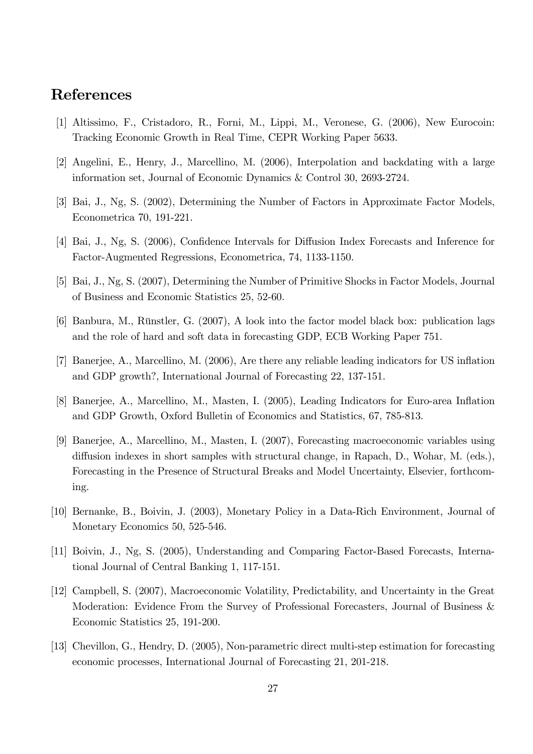## References

[1] Altissimo, F., Cristadoro, R., Forni, M., Lippi, M., Veronese, G. (2006), New Eurocoin: Tracking Economic Growth in Real Time, CEPR Working Paper 5633.

[2] Angelini, E., Henry, J., Marcellino, M. (2006), Interpolation and backdating with a large information set, Journal of Economic Dynamics & Control 30, 2693-2724.

[3] Bai, J., Ng, S. (2002), Determining the Number of Factors in Approximate Factor Models, Econometrica 70, 191-221.

[4] Bai, J., Ng, S. (2006), Confidence Intervals for Diffusion Index Forecasts and Inference for Factor-Augmented Regressions, Econometrica, 74, 1133-1150.

[5] Bai, J., Ng, S. (2007), Determining the Number of Primitive Shocks in Factor Models, Journal of Business and Economic Statistics 25, 52-60.

[6] Banbura, M., Rünstler, G. (2007), A look into the factor model black box: publication lags and the role of hard and soft data in forecasting GDP, ECB Working Paper 751.

[7] Banerjee, A., Marcellino, M. (2006), Are there any reliable leading indicators for US inflation and GDP growth?, International Journal of Forecasting 22, 137-151.

[8] Banerjee, A., Marcellino, M., Masten, I. (2005), Leading Indicators for Euro-area Inflation and GDP Growth, Oxford Bulletin of Economics and Statistics, 67, 785-813.

[9] Banerjee, A., Marcellino, M., Masten, I. (2007), Forecasting macroeconomic variables using diffusion indexes in short samples with structural change, in Rapach, D., Wohar, M. (eds.), Forecasting in the Presence of Structural Breaks and Model Uncertainty, Elsevier, forthcoming.

[10] Bernanke, B., Boivin, J. (2003), Monetary Policy in a Data-Rich Environment, Journal of Monetary Economics 50, 525-546.

[11] Boivin, J., Ng, S. (2005), Understanding and Comparing Factor-Based Forecasts, International Journal of Central Banking 1, 117-151.

[12] Campbell, S. (2007), Macroeconomic Volatility, Predictability, and Uncertainty in the Great Moderation: Evidence From the Survey of Professional Forecasters, Journal of Business & Economic Statistics 25, 191-200.

[13] Chevillon, G., Hendry, D. (2005), Non-parametric direct multi-step estimation for forecasting economic processes, International Journal of Forecasting 21, 201-218.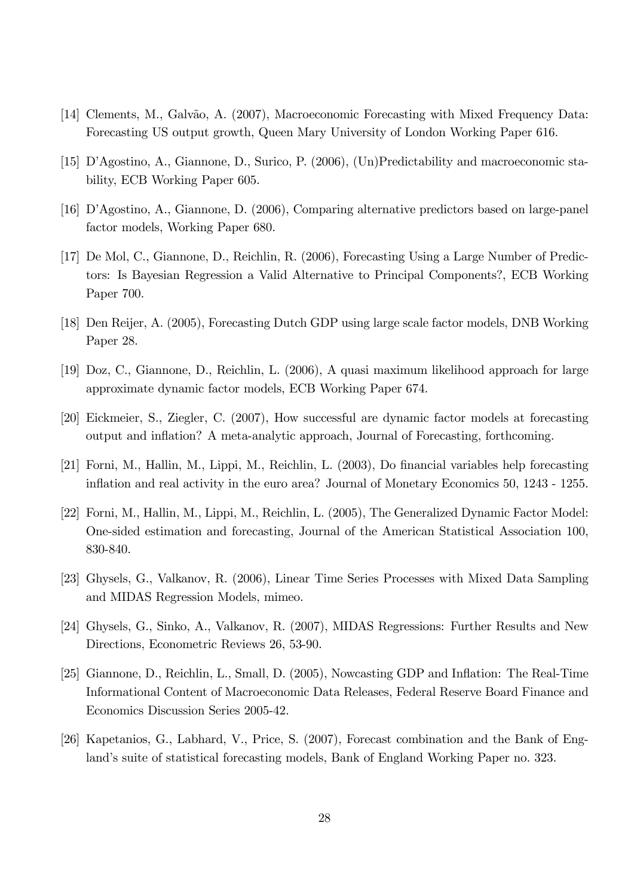[14] Clements, M., Galvão, A. (2007), Macroeconomic Forecasting with Mixed Frequency Data: Forecasting US output growth, Queen Mary University of London Working Paper 616.

[15] D'Agostino, A., Giannone, D., Surico, P. (2006), (Un)Predictability and macroeconomic stability, ECB Working Paper 605.

[16] D'Agostino, A., Giannone, D. (2006), Comparing alternative predictors based on large-panel factor models, Working Paper 680.

[17] De Mol, C., Giannone, D., Reichlin, R. (2006), Forecasting Using a Large Number of Predictors: Is Bayesian Regression a Valid Alternative to Principal Components?, ECB Working Paper 700.

[18] Den Reijer, A. (2005), Forecasting Dutch GDP using large scale factor models, DNB Working Paper 28.

[19] Doz, C., Giannone, D., Reichlin, L. (2006), A quasi maximum likelihood approach for large approximate dynamic factor models, ECB Working Paper 674.

[20] Eickmeier, S., Ziegler, C. (2007), How successful are dynamic factor models at forecasting output and inflation? A meta-analytic approach, Journal of Forecasting, forthcoming.

[21] Forni, M., Hallin, M., Lippi, M., Reichlin, L. (2003), Do financial variables help forecasting inflation and real activity in the euro area? Journal of Monetary Economics 50, 1243 - 1255.

[22] Forni, M., Hallin, M., Lippi, M., Reichlin, L. (2005), The Generalized Dynamic Factor Model: One-sided estimation and forecasting, Journal of the American Statistical Association 100, 830-840.

[23] Ghysels, G., Valkanov, R. (2006), Linear Time Series Processes with Mixed Data Sampling and MIDAS Regression Models, mimeo.

[24] Ghysels, G., Sinko, A., Valkanov, R. (2007), MIDAS Regressions: Further Results and New Directions, Econometric Reviews 26, 53-90.

[25] Giannone, D., Reichlin, L., Small, D. (2005), Nowcasting GDP and Inflation: The Real-Time Informational Content of Macroeconomic Data Releases, Federal Reserve Board Finance and Economics Discussion Series 2005-42.

[26] Kapetanios, G., Labhard, V., Price, S. (2007), Forecast combination and the Bank of England's suite of statistical forecasting models, Bank of England Working Paper no. 323.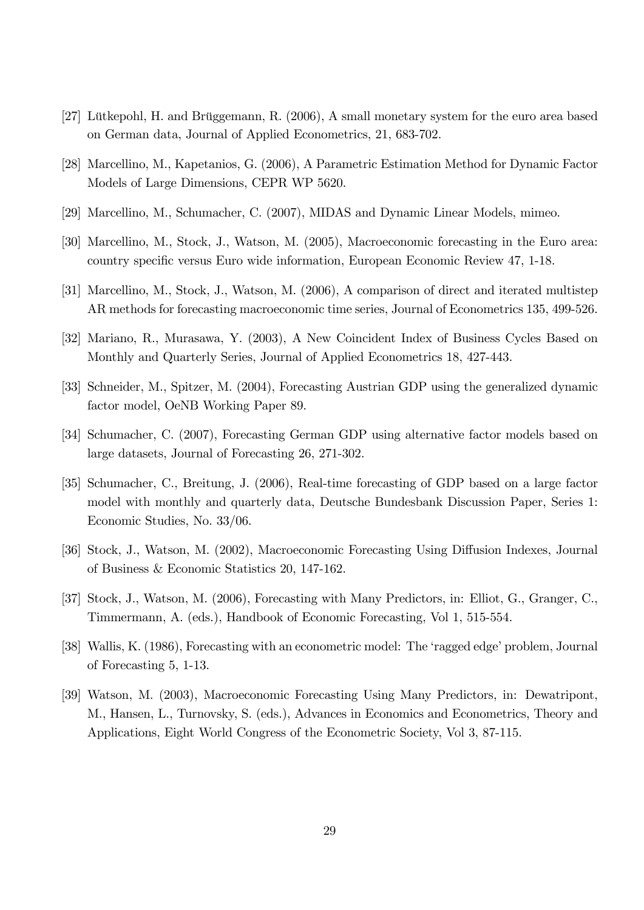[27] Lütkepohl, H. and Brüggemann, R. (2006), A small monetary system for the euro area based on German data, Journal of Applied Econometrics, 21, 683-702.

[28] Marcellino, M., Kapetanios, G. (2006), A Parametric Estimation Method for Dynamic Factor Models of Large Dimensions, CEPR WP 5620.

[29] Marcellino, M., Schumacher, C. (2007), MIDAS and Dynamic Linear Models, mimeo.

[30] Marcellino, M., Stock, J., Watson, M. (2005), Macroeconomic forecasting in the Euro area: country specific versus Euro wide information, European Economic Review 47, 1-18.

[31] Marcellino, M., Stock, J., Watson, M. (2006), A comparison of direct and iterated multistep AR methods for forecasting macroeconomic time series, Journal of Econometrics 135, 499-526.

[32] Mariano, R., Murasawa, Y. (2003), A New Coincident Index of Business Cycles Based on Monthly and Quarterly Series, Journal of Applied Econometrics 18, 427-443.

[33] Schneider, M., Spitzer, M. (2004), Forecasting Austrian GDP using the generalized dynamic factor model, OeNB Working Paper 89.

[34] Schumacher, C. (2007), Forecasting German GDP using alternative factor models based on large datasets, Journal of Forecasting 26, 271-302.

[35] Schumacher, C., Breitung, J. (2006), Real-time forecasting of GDP based on a large factor model with monthly and quarterly data, Deutsche Bundesbank Discussion Paper, Series 1: Economic Studies, No. 33/06.

[36] Stock, J., Watson, M. (2002), Macroeconomic Forecasting Using Diffusion Indexes, Journal of Business & Economic Statistics 20, 147-162.

[37] Stock, J., Watson, M. (2006), Forecasting with Many Predictors, in: Elliot, G., Granger, C., Timmermann, A. (eds.), Handbook of Economic Forecasting, Vol 1, 515-554.

[38] Wallis, K. (1986), Forecasting with an econometric model: The 'ragged edge' problem, Journal of Forecasting 5, 1-13.

[39] Watson, M. (2003), Macroeconomic Forecasting Using Many Predictors, in: Dewatripont, M., Hansen, L., Turnovsky, S. (eds.), Advances in Economics and Econometrics, Theory and Applications, Eight World Congress of the Econometric Society, Vol 3, 87-115.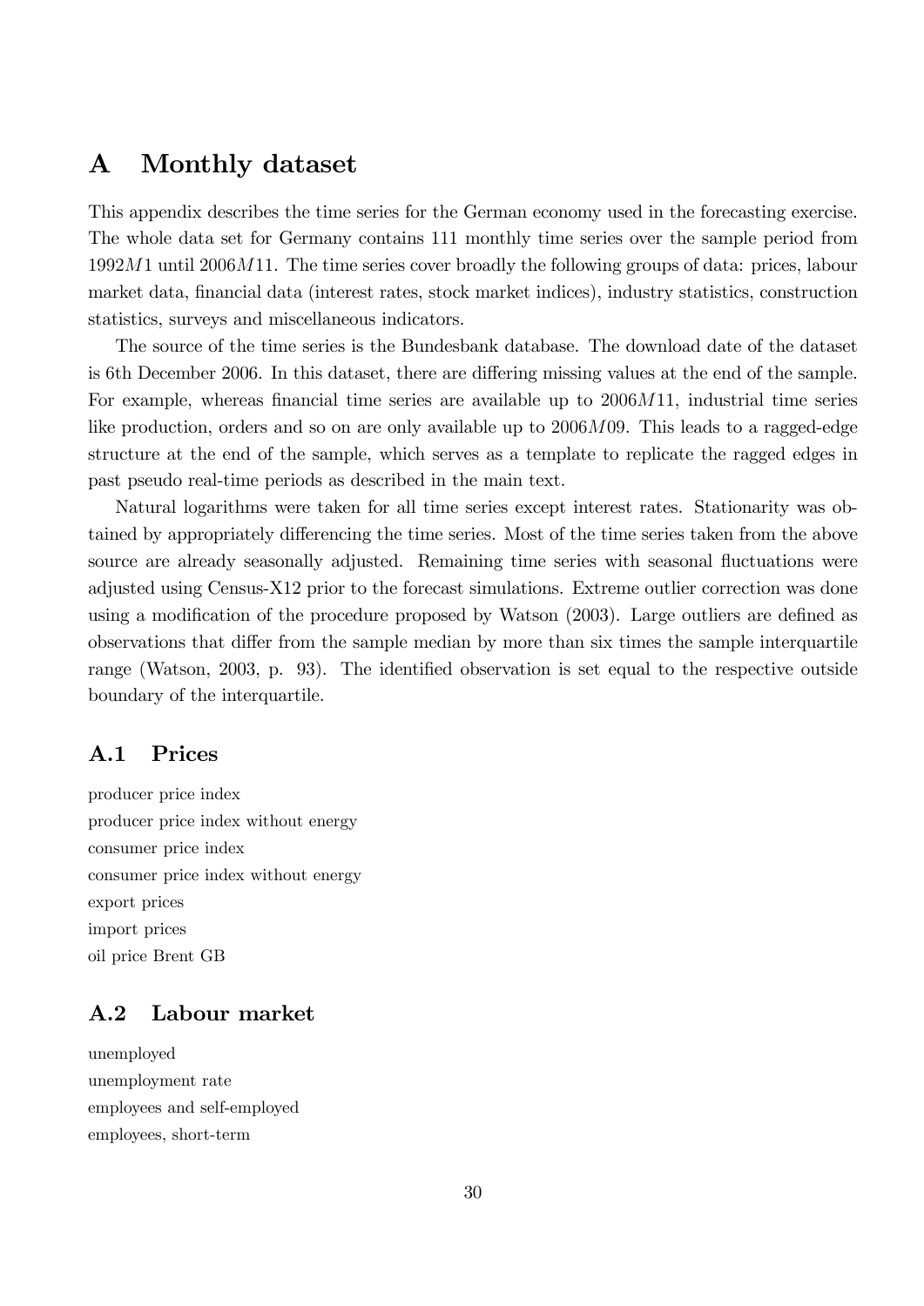# A Monthly dataset

This appendix describes the time series for the German economy used in the forecasting exercise. The whole data set for Germany contains 111 monthly time series over the sample period from $1992M1$ until $2006M11$. The time series cover broadly the following groups of data: prices, labour market data, financial data (interest rates, stock market indices), industry statistics, construction statistics, surveys and miscellaneous indicators.

The source of the time series is the Bundesbank database. The download date of the dataset is 6th December 2006. In this dataset, there are differing missing values at the end of the sample. For example, whereas financial time series are available up to $2006M11$, industrial time series like production, orders and so on are only available up to $2006M09$. This leads to a ragged-edge structure at the end of the sample, which serves as a template to replicate the ragged edges in past pseudo real-time periods as described in the main text.

Natural logarithms were taken for all time series except interest rates. Stationarity was obtained by appropriately differencing the time series. Most of the time series taken from the above source are already seasonally adjusted. Remaining time series with seasonal fluctuations were adjusted using Census-X12 prior to the forecast simulations. Extreme outlier correction was done using a modification of the procedure proposed by Watson (2003). Large outliers are defined as observations that differ from the sample median by more than six times the sample interquartile range (Watson, 2003, p. 93). The identified observation is set equal to the respective outside boundary of the interquartile.

## A.1 Prices

producer price index
producer price index without energy
consumer price index
consumer price index without energy
export prices
import prices
oil price Brent GB

## A.2 Labour market

unemployed
unemployment rate
employees and self-employed
employees, short-term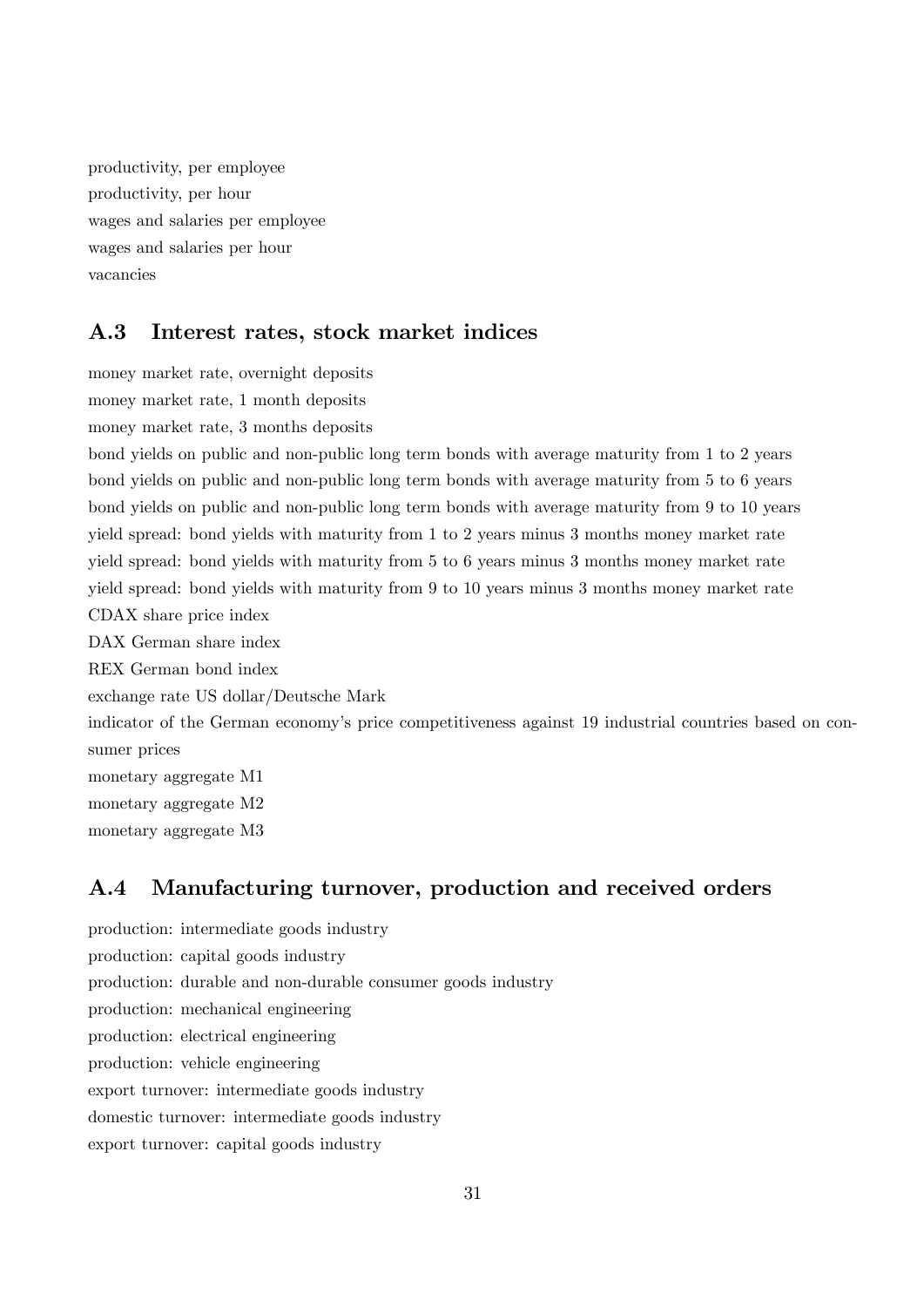productivity, per employee
productivity, per hour
wages and salaries per employee
wages and salaries per hour
vacancies

## A.3 Interest rates, stock market indices

money market rate, overnight deposits
money market rate, 1 month deposits
money market rate, 3 months deposits
bond yields on public and non-public long term bonds with average maturity from 1 to 2 years
bond yields on public and non-public long term bonds with average maturity from 5 to 6 years
bond yields on public and non-public long term bonds with average maturity from 9 to 10 years
yield spread: bond yields with maturity from 1 to 2 years minus 3 months money market rate
yield spread: bond yields with maturity from 5 to 6 years minus 3 months money market rate
yield spread: bond yields with maturity from 9 to 10 years minus 3 months money market rate
CDAX share price index
DAX German share index
REX German bond index
exchange rate US dollar/Deutsche Mark
indicator of the German economy's price competitiveness against 19 industrial countries based on consumer prices
monetary aggregate M1
monetary aggregate M2
monetary aggregate M3

## A.4 Manufacturing turnover, production and received orders

production: intermediate goods industry
production: capital goods industry
production: durable and non-durable consumer goods industry
production: mechanical engineering
production: electrical engineering
production: vehicle engineering
export turnover: intermediate goods industry
domestic turnover: intermediate goods industry
export turnover: capital goods industry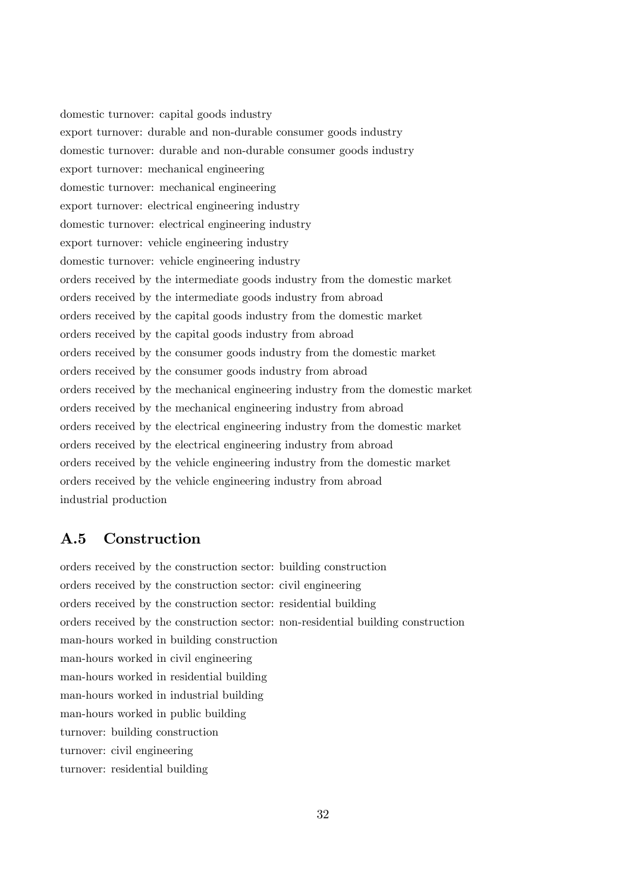domestic turnover: capital goods industry
export turnover: durable and non-durable consumer goods industry
domestic turnover: durable and non-durable consumer goods industry
export turnover: mechanical engineering
domestic turnover: mechanical engineering
export turnover: electrical engineering industry
domestic turnover: electrical engineering industry
export turnover: vehicle engineering industry
domestic turnover: vehicle engineering industry
orders received by the intermediate goods industry from the domestic market
orders received by the intermediate goods industry from abroad
orders received by the capital goods industry from the domestic market
orders received by the capital goods industry from abroad
orders received by the consumer goods industry from the domestic market
orders received by the consumer goods industry from abroad
orders received by the mechanical engineering industry from the domestic market
orders received by the mechanical engineering industry from abroad
orders received by the electrical engineering industry from the domestic market
orders received by the electrical engineering industry from abroad
orders received by the vehicle engineering industry from the domestic market
orders received by the vehicle engineering industry from abroad
industrial production

## A.5 Construction

orders received by the construction sector: building construction
orders received by the construction sector: civil engineering
orders received by the construction sector: residential building
orders received by the construction sector: non-residential building construction
man-hours worked in building construction
man-hours worked in civil engineering
man-hours worked in residential building
man-hours worked in industrial building
man-hours worked in public building
turnover: building construction
turnover: civil engineering
turnover: residential building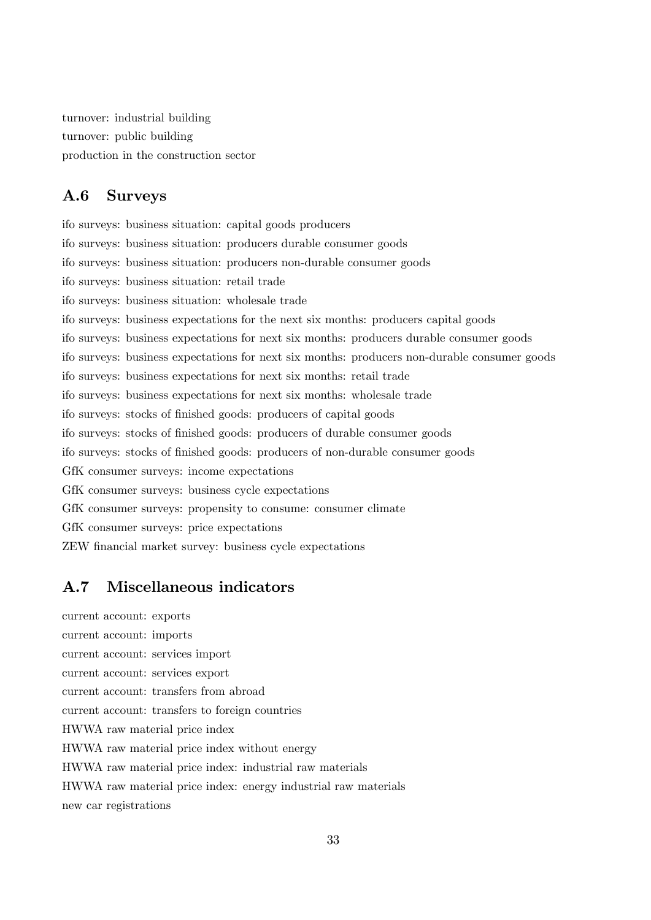turnover: industrial building  
turnover: public building  
production in the construction sector

## A.6 Surveys

ifo surveys: business situation: capital goods producers  
ifo surveys: business situation: producers durable consumer goods  
ifo surveys: business situation: producers non-durable consumer goods  
ifo surveys: business situation: retail trade  
ifo surveys: business situation: wholesale trade  
ifo surveys: business expectations for the next six months: producers capital goods  
ifo surveys: business expectations for next six months: producers durable consumer goods  
ifo surveys: business expectations for next six months: producers non-durable consumer goods  
ifo surveys: business expectations for next six months: retail trade  
ifo surveys: business expectations for next six months: wholesale trade  
ifo surveys: stocks of finished goods: producers of capital goods  
ifo surveys: stocks of finished goods: producers of durable consumer goods  
ifo surveys: stocks of finished goods: producers of non-durable consumer goods  
GfK consumer surveys: income expectations  
GfK consumer surveys: business cycle expectations  
GfK consumer surveys: propensity to consume: consumer climate  
GfK consumer surveys: price expectations  
ZEW financial market survey: business cycle expectations

## A.7 Miscellaneous indicators

current account: exports  
current account: imports  
current account: services import  
current account: services export  
current account: transfers from abroad  
current account: transfers to foreign countries  
HWWA raw material price index  
HWWA raw material price index without energy  
HWWA raw material price index: industrial raw materials  
HWWA raw material price index: energy industrial raw materials  
new car registrations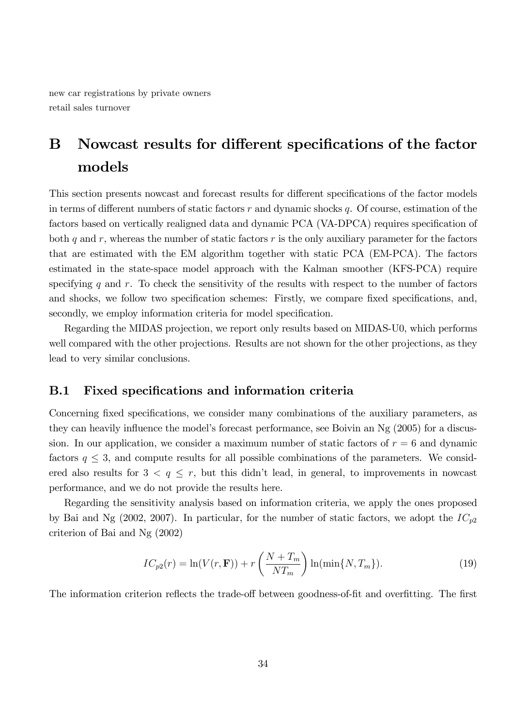new car registrations by private owners
retail sales turnover

# B Nowcast results for different specifications of the factor models

This section presents nowcast and forecast results for different specifications of the factor models in terms of different numbers of static factors $r$ and dynamic shocks $q$. Of course, estimation of the factors based on vertically realigned data and dynamic PCA (VA-DPCA) requires specification of both $q$ and $r$, whereas the number of static factors $r$ is the only auxiliary parameter for the factors that are estimated with the EM algorithm together with static PCA (EM-PCA). The factors estimated in the state-space model approach with the Kalman smoother (KFS-PCA) require specifying $q$ and $r$. To check the sensitivity of the results with respect to the number of factors and shocks, we follow two specification schemes: Firstly, we compare fixed specifications, and, secondly, we employ information criteria for model specification.

Regarding the MIDAS projection, we report only results based on MIDAS-U0, which performs well compared with the other projections. Results are not shown for the other projections, as they lead to very similar conclusions.

## B.1 Fixed specifications and information criteria

Concerning fixed specifications, we consider many combinations of the auxiliary parameters, as they can heavily influence the model's forecast performance, see Boivin an Ng (2005) for a discussion. In our application, we consider a maximum number of static factors of $r = 6$ and dynamic factors $q \leq 3$, and compute results for all possible combinations of the parameters. We considered also results for $3 < q \leq r$, but this didn't lead, in general, to improvements in nowcast performance, and we do not provide the results here.

Regarding the sensitivity analysis based on information criteria, we apply the ones proposed by Bai and Ng (2002, 2007). In particular, for the number of static factors, we adopt the $IC_{p2}$ criterion of Bai and Ng (2002)

$$IC_{p2}(r) = \ln(V(r, \mathbf{F})) + r \left( \frac{N + T_m}{N T_m} \right) \ln(\min\{N, T_m\}). \tag{19}$$

The information criterion reflects the trade-off between goodness-of-fit and overfitting. The first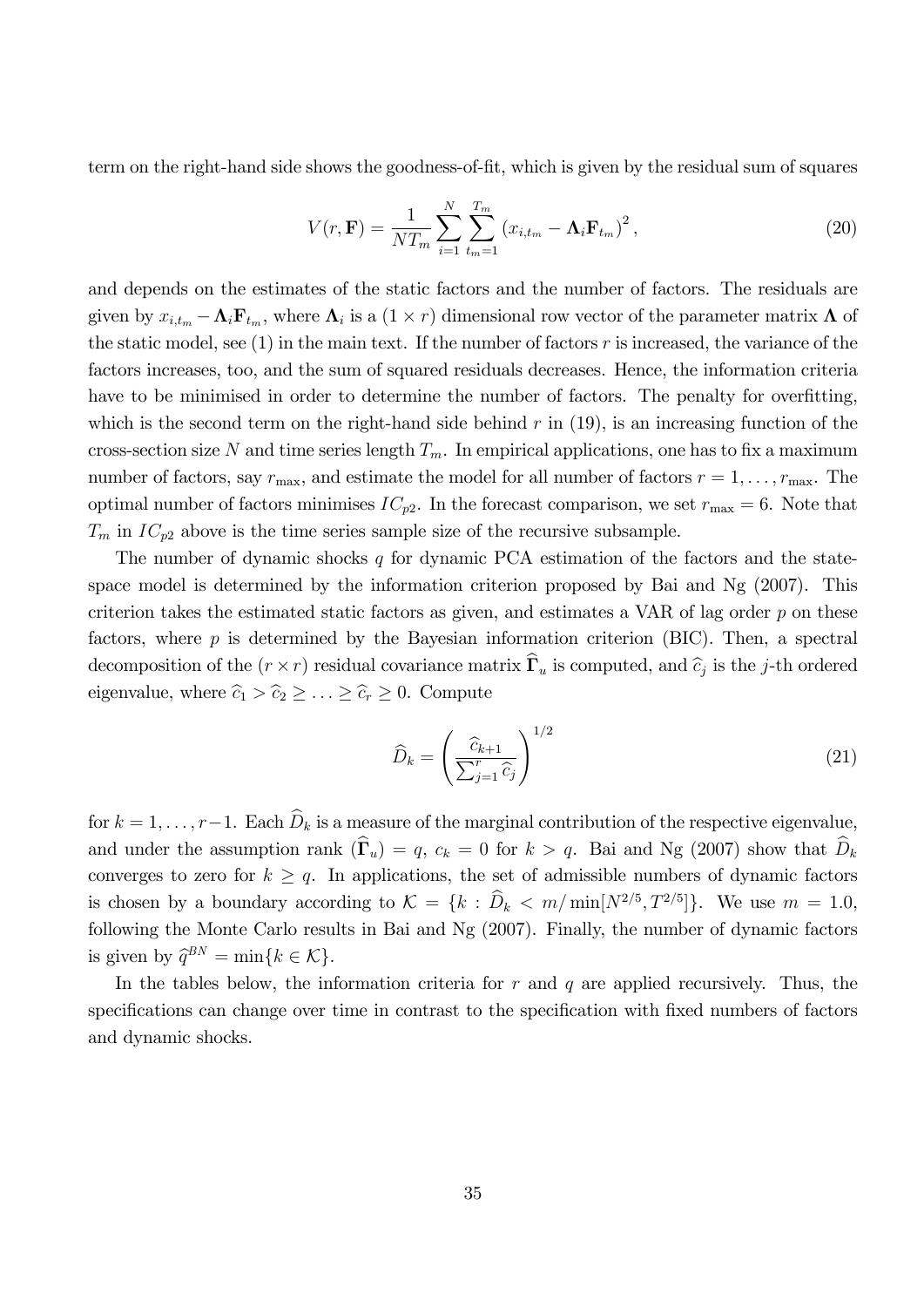term on the right-hand side shows the goodness-of-fit, which is given by the residual sum of squares

$$V(r, \mathbf{F}) = \frac{1}{NT_m} \sum_{i=1}^{N} \sum_{t_m=1}^{T_m} \left( x_{i,t_m} - \mathbf{\Lambda}_i \mathbf{F}_{t_m} \right)^2, \tag{20}$$

and depends on the estimates of the static factors and the number of factors. The residuals are given by $x_{i,t_m} - \mathbf{\Lambda}_i \mathbf{F}_{t_m}$, where $\mathbf{\Lambda}_i$ is a $(1 \times r)$ dimensional row vector of the parameter matrix $\mathbf{\Lambda}$ of the static model, see (1) in the main text. If the number of factors $r$ is increased, the variance of the factors increases, too, and the sum of squared residuals decreases. Hence, the information criteria have to be minimised in order to determine the number of factors. The penalty for overfitting, which is the second term on the right-hand side behind $r$ in (19), is an increasing function of the cross-section size $N$ and time series length $T_m$. In empirical applications, one has to fix a maximum number of factors, say $r_{\max}$, and estimate the model for all number of factors $r = 1, \ldots, r_{\max}$. The optimal number of factors minimises $IC_{p2}$. In the forecast comparison, we set $r_{\max} = 6$. Note that $T_m$ in $IC_{p2}$ above is the time series sample size of the recursive subsample.

The number of dynamic shocks $q$ for dynamic PCA estimation of the factors and the state-space model is determined by the information criterion proposed by Bai and Ng (2007). This criterion takes the estimated static factors as given, and estimates a VAR of lag order $p$ on these factors, where $p$ is determined by the Bayesian information criterion (BIC). Then, a spectral decomposition of the $(r \times r)$ residual covariance matrix $\widehat{\mathbf{\Gamma}}_u$ is computed, and $\widehat{c}_j$ is the $j$-th ordered eigenvalue, where $\widehat{c}_1 > \widehat{c}_2 \geq \ldots \geq \widehat{c}_r \geq 0$. Compute

$$\widehat{D}_k = \left( \frac{\widehat{c}_{k+1}}{\sum_{j=1}^{r} \widehat{c}_j} \right)^{1/2} \tag{21}$$

for $k = 1, \ldots, r-1$. Each $\widehat{D}_k$ is a measure of the marginal contribution of the respective eigenvalue, and under the assumption rank $(\widehat{\mathbf{\Gamma}}_u) = q$, $c_k = 0$ for $k > q$. Bai and Ng (2007) show that $\widehat{D}_k$ converges to zero for $k \geq q$. In applications, the set of admissible numbers of dynamic factors is chosen by a boundary according to $\mathcal{K} = \{k : \widehat{D}_k < m / \min[N^{2/5}, T^{2/5}]\}$. We use $m = 1.0$, following the Monte Carlo results in Bai and Ng (2007). Finally, the number of dynamic factors is given by $\widehat{q}^{BN} = \min\{k \in \mathcal{K}\}$.

In the tables below, the information criteria for $r$ and $q$ are applied recursively. Thus, the specifications can change over time in contrast to the specification with fixed numbers of factors and dynamic shocks.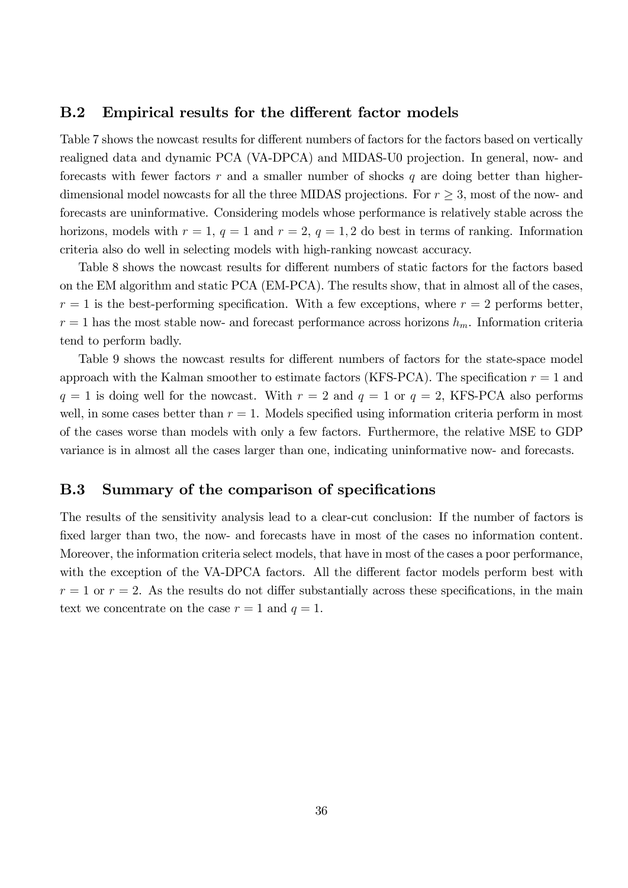## B.2 Empirical results for the different factor models

Table 7 shows the nowcast results for different numbers of factors for the factors based on vertically realigned data and dynamic PCA (VA-DPCA) and MIDAS-U0 projection. In general, now- and forecasts with fewer factors $r$ and a smaller number of shocks $q$ are doing better than higher-dimensional model nowcasts for all the three MIDAS projections. For $r \geq 3$, most of the now- and forecasts are uninformative. Considering models whose performance is relatively stable across the horizons, models with $r = 1$, $q = 1$ and $r = 2$, $q = 1, 2$ do best in terms of ranking. Information criteria also do well in selecting models with high-ranking nowcast accuracy.

Table 8 shows the nowcast results for different numbers of static factors for the factors based on the EM algorithm and static PCA (EM-PCA). The results show, that in almost all of the cases, $r = 1$ is the best-performing specification. With a few exceptions, where $r = 2$ performs better, $r = 1$ has the most stable now- and forecast performance across horizons $h_m$. Information criteria tend to perform badly.

Table 9 shows the nowcast results for different numbers of factors for the state-space model approach with the Kalman smoother to estimate factors (KFS-PCA). The specification $r = 1$ and $q = 1$ is doing well for the nowcast. With $r = 2$ and $q = 1$ or $q = 2$, KFS-PCA also performs well, in some cases better than $r = 1$. Models specified using information criteria perform in most of the cases worse than models with only a few factors. Furthermore, the relative MSE to GDP variance is in almost all the cases larger than one, indicating uninformative now- and forecasts.

## B.3 Summary of the comparison of specifications

The results of the sensitivity analysis lead to a clear-cut conclusion: If the number of factors is fixed larger than two, the now- and forecasts have in most of the cases no information content. Moreover, the information criteria select models, that have in most of the cases a poor performance, with the exception of the VA-DPCA factors. All the different factor models perform best with $r = 1$ or $r = 2$. As the results do not differ substantially across these specifications, in the main text we concentrate on the case $r = 1$ and $q = 1$.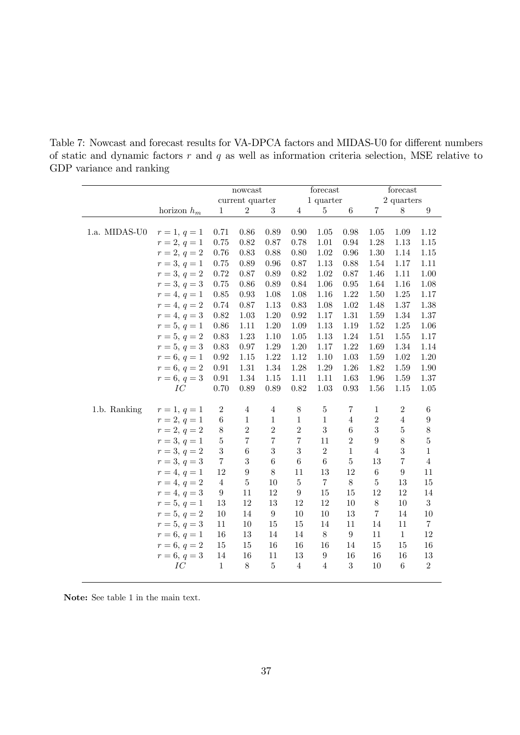Table 7: Nowcast and forecast results for VA-DPCA factors and MIDAS-U0 for different numbers of static and dynamic factors $r$ and $q$ as well as information criteria selection, MSE relative to GDP variance and ranking

| | | nowcast | | | forecast | | | forecast | | |
|---|---|---|---|---|---|---|---|---|---|---|
| | | current quarter | | | 1 quarter | | | 2 quarters | | |
| | horizon $h_m$ | 1 | 2 | 3 | 4 | 5 | 6 | 7 | 8 | 9 |
| 1.a. MIDAS-U0 | $r=1,\, q=1$ | 0.71 | 0.86 | 0.89 | 0.90 | 1.05 | 0.98 | 1.05 | 1.09 | 1.12 |
| | $r=2,\, q=1$ | 0.75 | 0.82 | 0.87 | 0.78 | 1.01 | 0.94 | 1.28 | 1.13 | 1.15 |
| | $r=2,\, q=2$ | 0.76 | 0.83 | 0.88 | 0.80 | 1.02 | 0.96 | 1.30 | 1.14 | 1.15 |
| | $r=3,\, q=1$ | 0.75 | 0.89 | 0.96 | 0.87 | 1.13 | 0.88 | 1.54 | 1.17 | 1.11 |
| | $r=3,\, q=2$ | 0.72 | 0.87 | 0.89 | 0.82 | 1.02 | 0.87 | 1.46 | 1.11 | 1.00 |
| | $r=3,\, q=3$ | 0.75 | 0.86 | 0.89 | 0.84 | 1.06 | 0.95 | 1.64 | 1.16 | 1.08 |
| | $r=4,\, q=1$ | 0.85 | 0.93 | 1.08 | 1.08 | 1.16 | 1.22 | 1.50 | 1.25 | 1.17 |
| | $r=4,\, q=2$ | 0.74 | 0.87 | 1.13 | 0.83 | 1.08 | 1.02 | 1.48 | 1.37 | 1.38 |
| | $r=4,\, q=3$ | 0.82 | 1.03 | 1.20 | 0.92 | 1.17 | 1.31 | 1.59 | 1.34 | 1.37 |
| | $r=5,\, q=1$ | 0.86 | 1.11 | 1.20 | 1.09 | 1.13 | 1.19 | 1.52 | 1.25 | 1.06 |
| | $r=5,\, q=2$ | 0.83 | 1.23 | 1.10 | 1.05 | 1.13 | 1.24 | 1.51 | 1.55 | 1.17 |
| | $r=5,\, q=3$ | 0.83 | 0.97 | 1.29 | 1.20 | 1.17 | 1.22 | 1.69 | 1.34 | 1.14 |
| | $r=6,\, q=1$ | 0.92 | 1.15 | 1.22 | 1.12 | 1.10 | 1.03 | 1.59 | 1.02 | 1.20 |
| | $r=6,\, q=2$ | 0.91 | 1.31 | 1.34 | 1.28 | 1.29 | 1.26 | 1.82 | 1.59 | 1.90 |
| | $r=6,\, q=3$ | 0.91 | 1.34 | 1.15 | 1.11 | 1.11 | 1.63 | 1.96 | 1.59 | 1.37 |
| | $IC$ | 0.70 | 0.89 | 0.89 | 0.82 | 1.03 | 0.93 | 1.56 | 1.15 | 1.05 |
| 1.b. Ranking | $r=1,\, q=1$ | 2 | 4 | 4 | 8 | 5 | 7 | 1 | 2 | 6 |
| | $r=2,\, q=1$ | 6 | 1 | 1 | 1 | 1 | 4 | 2 | 4 | 9 |
| | $r=2,\, q=2$ | 8 | 2 | 2 | 2 | 3 | 6 | 3 | 5 | 8 |
| | $r=3,\, q=1$ | 5 | 7 | 7 | 7 | 11 | 2 | 9 | 8 | 5 |
| | $r=3,\, q=2$ | 3 | 6 | 3 | 3 | 2 | 1 | 4 | 3 | 1 |
| | $r=3,\, q=3$ | 7 | 3 | 6 | 6 | 6 | 5 | 13 | 7 | 4 |
| | $r=4,\, q=1$ | 12 | 9 | 8 | 11 | 13 | 12 | 6 | 9 | 11 |
| | $r=4,\, q=2$ | 4 | 5 | 10 | 5 | 7 | 8 | 5 | 13 | 15 |
| | $r=4,\, q=3$ | 9 | 11 | 12 | 9 | 15 | 15 | 12 | 12 | 14 |
| | $r=5,\, q=1$ | 13 | 12 | 13 | 12 | 12 | 10 | 8 | 10 | 3 |
| | $r=5,\, q=2$ | 10 | 14 | 9 | 10 | 10 | 13 | 7 | 14 | 10 |
| | $r=5,\, q=3$ | 11 | 10 | 15 | 15 | 14 | 11 | 14 | 11 | 7 |
| | $r=6,\, q=1$ | 16 | 13 | 14 | 14 | 8 | 9 | 11 | 1 | 12 |
| | $r=6,\, q=2$ | 15 | 15 | 16 | 16 | 16 | 14 | 15 | 15 | 16 |
| | $r=6,\, q=3$ | 14 | 16 | 11 | 13 | 9 | 16 | 16 | 16 | 13 |
| | $IC$ | 1 | 8 | 5 | 4 | 4 | 3 | 10 | 6 | 2 |

**Note:** See table 1 in the main text.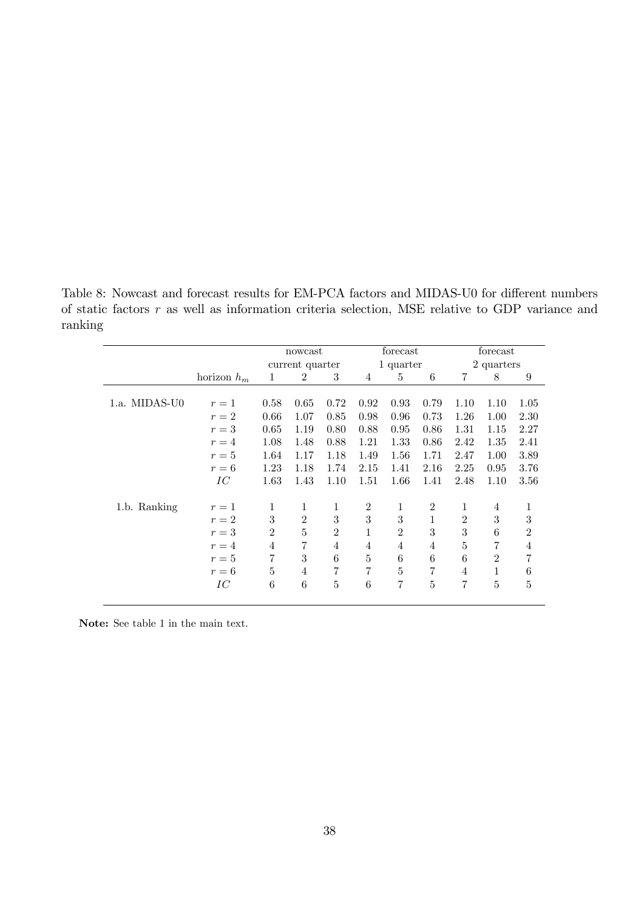Table 8: Nowcast and forecast results for EM-PCA factors and MIDAS-U0 for different numbers of static factors $r$ as well as information criteria selection, MSE relative to GDP variance and ranking

| | | nowcast | | | forecast | | | forecast | | |
|---|---|---|---|---|---|---|---|---|---|---|
| | | current quarter | | | 1 quarter | | | 2 quarters | | |
| | horizon $h_m$ | 1 | 2 | 3 | 4 | 5 | 6 | 7 | 8 | 9 |
| 1.a. MIDAS-U0 | $r = 1$ | 0.58 | 0.65 | 0.72 | 0.92 | 0.93 | 0.79 | 1.10 | 1.10 | 1.05 |
| | $r = 2$ | 0.66 | 1.07 | 0.85 | 0.98 | 0.96 | 0.73 | 1.26 | 1.00 | 2.30 |
| | $r = 3$ | 0.65 | 1.19 | 0.80 | 0.88 | 0.95 | 0.86 | 1.31 | 1.15 | 2.27 |
| | $r = 4$ | 1.08 | 1.48 | 0.88 | 1.21 | 1.33 | 0.86 | 2.42 | 1.35 | 2.41 |
| | $r = 5$ | 1.64 | 1.17 | 1.18 | 1.49 | 1.56 | 1.71 | 2.47 | 1.00 | 3.89 |
| | $r = 6$ | 1.23 | 1.18 | 1.74 | 2.15 | 1.41 | 2.16 | 2.25 | 0.95 | 3.76 |
| | $IC$ | 1.63 | 1.43 | 1.10 | 1.51 | 1.66 | 1.41 | 2.48 | 1.10 | 3.56 |
| 1.b. Ranking | $r = 1$ | 1 | 1 | 1 | 2 | 1 | 2 | 1 | 4 | 1 |
| | $r = 2$ | 3 | 2 | 3 | 3 | 3 | 1 | 2 | 3 | 3 |
| | $r = 3$ | 2 | 5 | 2 | 1 | 2 | 3 | 3 | 6 | 2 |
| | $r = 4$ | 4 | 7 | 4 | 4 | 4 | 4 | 5 | 7 | 4 |
| | $r = 5$ | 7 | 3 | 6 | 5 | 6 | 6 | 6 | 2 | 7 |
| | $r = 6$ | 5 | 4 | 7 | 7 | 5 | 7 | 4 | 1 | 6 |
| | $IC$ | 6 | 6 | 5 | 6 | 7 | 5 | 7 | 5 | 5 |

**Note:** See table 1 in the main text.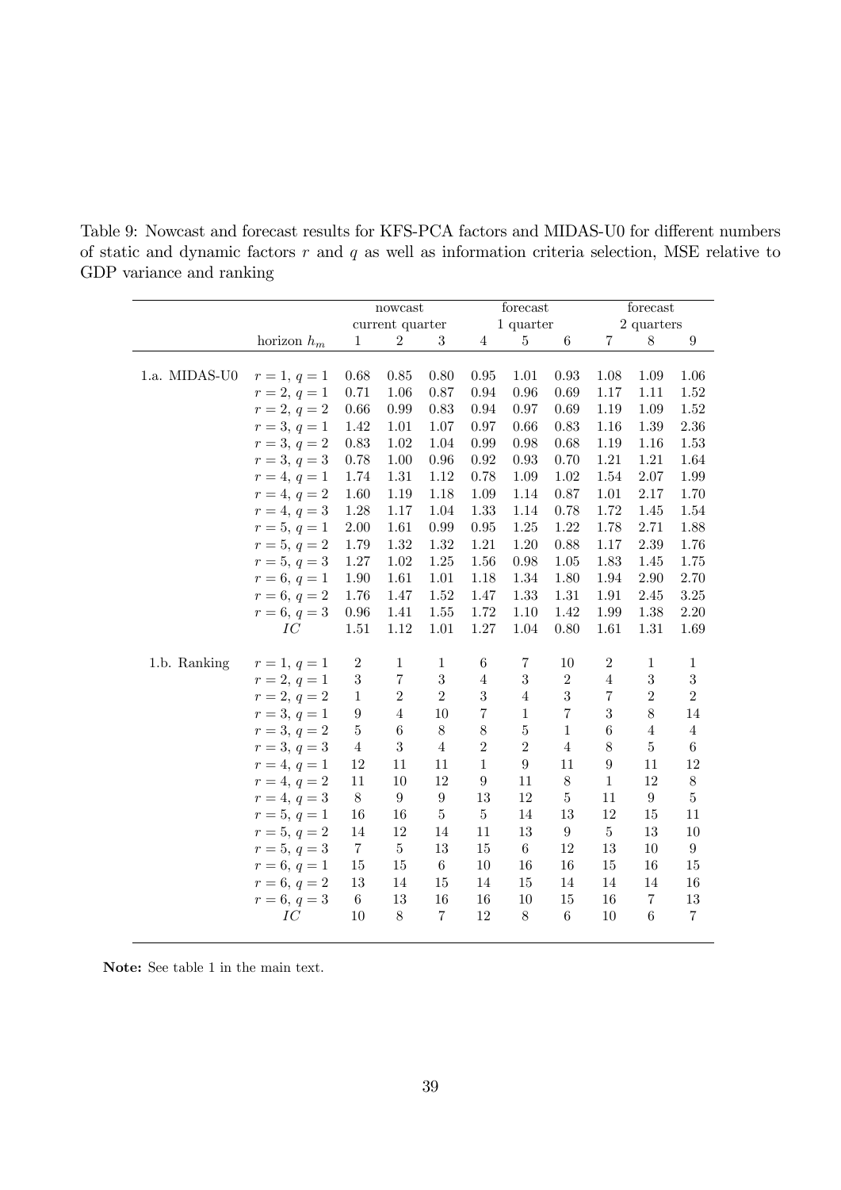Table 9: Nowcast and forecast results for KFS-PCA factors and MIDAS-U0 for different numbers of static and dynamic factors $r$ and $q$ as well as information criteria selection, MSE relative to GDP variance and ranking

| | | nowcast | | | forecast | | | forecast | | |
|---|---|---|---|---|---|---|---|---|---|---|
| | | current quarter | | | 1 quarter | | | 2 quarters | | |
| | horizon $h_m$ | 1 | 2 | 3 | 4 | 5 | 6 | 7 | 8 | 9 |
| 1.a. MIDAS-U0 | $r = 1, q = 1$ | 0.68 | 0.85 | 0.80 | 0.95 | 1.01 | 0.93 | 1.08 | 1.09 | 1.06 |
| | $r = 2, q = 1$ | 0.71 | 1.06 | 0.87 | 0.94 | 0.96 | 0.69 | 1.17 | 1.11 | 1.52 |
| | $r = 2, q = 2$ | 0.66 | 0.99 | 0.83 | 0.94 | 0.97 | 0.69 | 1.19 | 1.09 | 1.52 |
| | $r = 3, q = 1$ | 1.42 | 1.01 | 1.07 | 0.97 | 0.66 | 0.83 | 1.16 | 1.39 | 2.36 |
| | $r = 3, q = 2$ | 0.83 | 1.02 | 1.04 | 0.99 | 0.98 | 0.68 | 1.19 | 1.16 | 1.53 |
| | $r = 3, q = 3$ | 0.78 | 1.00 | 0.96 | 0.92 | 0.93 | 0.70 | 1.21 | 1.21 | 1.64 |
| | $r = 4, q = 1$ | 1.74 | 1.31 | 1.12 | 0.78 | 1.09 | 1.02 | 1.54 | 2.07 | 1.99 |
| | $r = 4, q = 2$ | 1.60 | 1.19 | 1.18 | 1.09 | 1.14 | 0.87 | 1.01 | 2.17 | 1.70 |
| | $r = 4, q = 3$ | 1.28 | 1.17 | 1.04 | 1.33 | 1.14 | 0.78 | 1.72 | 1.45 | 1.54 |
| | $r = 5, q = 1$ | 2.00 | 1.61 | 0.99 | 0.95 | 1.25 | 1.22 | 1.78 | 2.71 | 1.88 |
| | $r = 5, q = 2$ | 1.79 | 1.32 | 1.32 | 1.21 | 1.20 | 0.88 | 1.17 | 2.39 | 1.76 |
| | $r = 5, q = 3$ | 1.27 | 1.02 | 1.25 | 1.56 | 0.98 | 1.05 | 1.83 | 1.45 | 1.75 |
| | $r = 6, q = 1$ | 1.90 | 1.61 | 1.01 | 1.18 | 1.34 | 1.80 | 1.94 | 2.90 | 2.70 |
| | $r = 6, q = 2$ | 1.76 | 1.47 | 1.52 | 1.47 | 1.33 | 1.31 | 1.91 | 2.45 | 3.25 |
| | $r = 6, q = 3$ | 0.96 | 1.41 | 1.55 | 1.72 | 1.10 | 1.42 | 1.99 | 1.38 | 2.20 |
| | $IC$ | 1.51 | 1.12 | 1.01 | 1.27 | 1.04 | 0.80 | 1.61 | 1.31 | 1.69 |
| 1.b. Ranking | $r = 1, q = 1$ | 2 | 1 | 1 | 6 | 7 | 10 | 2 | 1 | 1 |
| | $r = 2, q = 1$ | 3 | 7 | 3 | 4 | 3 | 2 | 4 | 3 | 3 |
| | $r = 2, q = 2$ | 1 | 2 | 2 | 3 | 4 | 3 | 7 | 2 | 2 |
| | $r = 3, q = 1$ | 9 | 4 | 10 | 7 | 1 | 7 | 3 | 8 | 14 |
| | $r = 3, q = 2$ | 5 | 6 | 8 | 8 | 5 | 1 | 6 | 4 | 4 |
| | $r = 3, q = 3$ | 4 | 3 | 4 | 2 | 2 | 4 | 8 | 5 | 6 |
| | $r = 4, q = 1$ | 12 | 11 | 11 | 1 | 9 | 11 | 9 | 11 | 12 |
| | $r = 4, q = 2$ | 11 | 10 | 12 | 9 | 11 | 8 | 1 | 12 | 8 |
| | $r = 4, q = 3$ | 8 | 9 | 9 | 13 | 12 | 5 | 11 | 9 | 5 |
| | $r = 5, q = 1$ | 16 | 16 | 5 | 5 | 14 | 13 | 12 | 15 | 11 |
| | $r = 5, q = 2$ | 14 | 12 | 14 | 11 | 13 | 9 | 5 | 13 | 10 |
| | $r = 5, q = 3$ | 7 | 5 | 13 | 15 | 6 | 12 | 13 | 10 | 9 |
| | $r = 6, q = 1$ | 15 | 15 | 6 | 10 | 16 | 16 | 15 | 16 | 15 |
| | $r = 6, q = 2$ | 13 | 14 | 15 | 14 | 15 | 14 | 14 | 14 | 16 |
| | $r = 6, q = 3$ | 6 | 13 | 16 | 16 | 10 | 15 | 16 | 7 | 13 |
| | $IC$ | 10 | 8 | 7 | 12 | 8 | 6 | 10 | 6 | 7 |

**Note:** See table 1 in the main text.